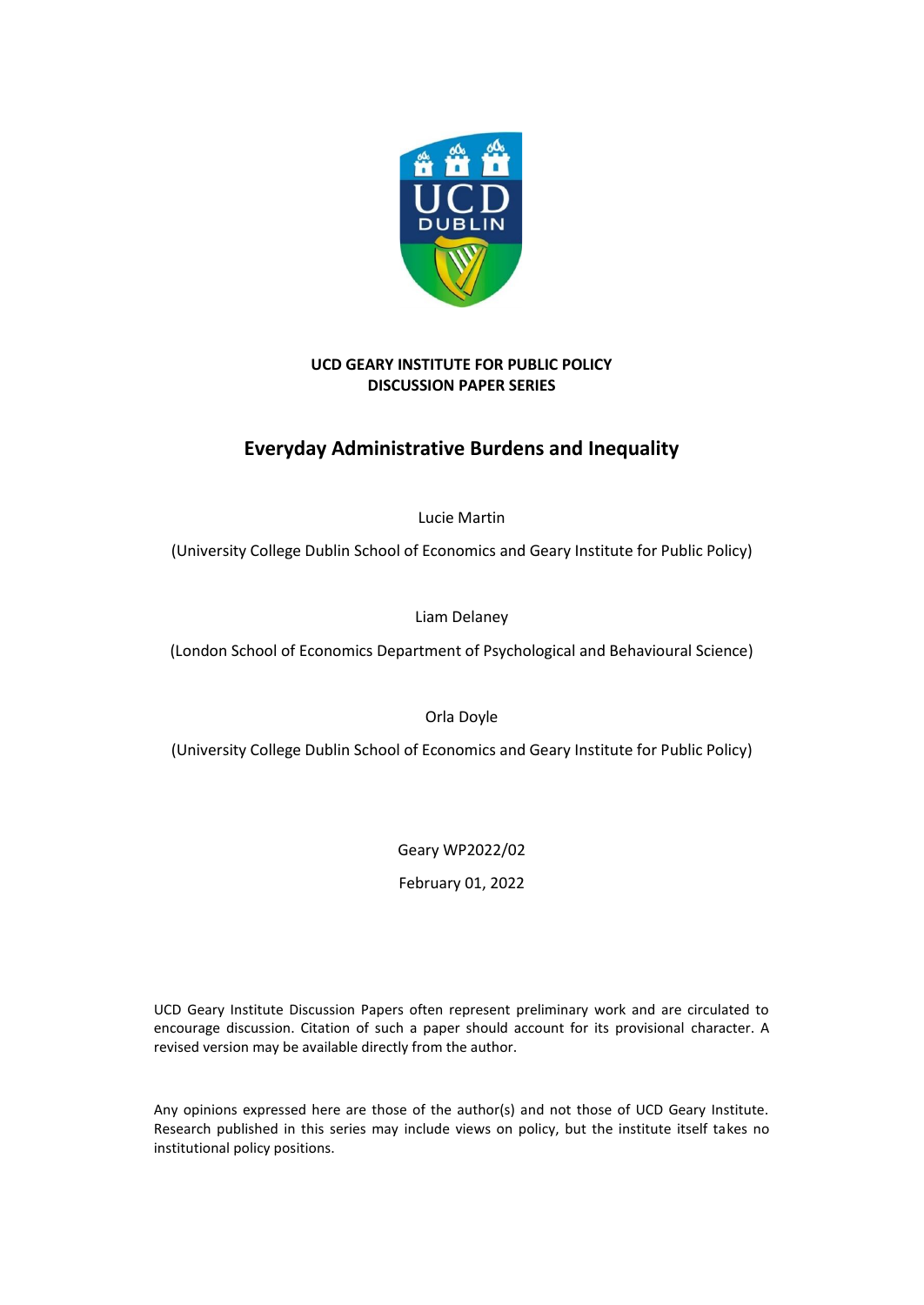**UCD GEARY INSTITUTE FOR PUBLIC POLICY**
**DISCUSSION PAPER SERIES**

# Everyday Administrative Burdens and Inequality

Lucie Martin

(University College Dublin School of Economics and Geary Institute for Public Policy)

Liam Delaney

(London School of Economics Department of Psychological and Behavioural Science)

Orla Doyle

(University College Dublin School of Economics and Geary Institute for Public Policy)

Geary WP2022/02

February 01, 2022

UCD Geary Institute Discussion Papers often represent preliminary work and are circulated to encourage discussion. Citation of such a paper should account for its provisional character. A revised version may be available directly from the author.

Any opinions expressed here are those of the author(s) and not those of UCD Geary Institute. Research published in this series may include views on policy, but the institute itself takes no institutional policy positions.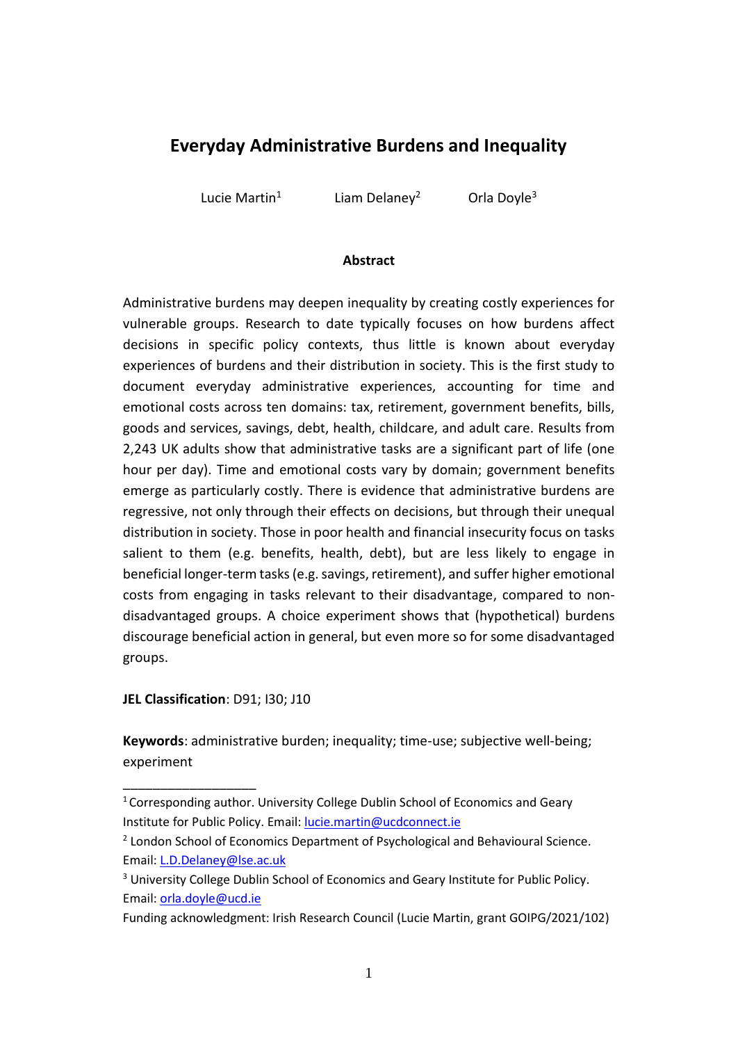# Everyday Administrative Burdens and Inequality

Lucie Martin[1] Liam Delaney[2] Orla Doyle[3]

**Abstract**

Administrative burdens may deepen inequality by creating costly experiences for vulnerable groups. Research to date typically focuses on how burdens affect decisions in specific policy contexts, thus little is known about everyday experiences of burdens and their distribution in society. This is the first study to document everyday administrative experiences, accounting for time and emotional costs across ten domains: tax, retirement, government benefits, bills, goods and services, savings, debt, health, childcare, and adult care. Results from 2,243 UK adults show that administrative tasks are a significant part of life (one hour per day). Time and emotional costs vary by domain; government benefits emerge as particularly costly. There is evidence that administrative burdens are regressive, not only through their effects on decisions, but through their unequal distribution in society. Those in poor health and financial insecurity focus on tasks salient to them (e.g. benefits, health, debt), but are less likely to engage in beneficial longer-term tasks (e.g. savings, retirement), and suffer higher emotional costs from engaging in tasks relevant to their disadvantage, compared to non-disadvantaged groups. A choice experiment shows that (hypothetical) burdens discourage beneficial action in general, but even more so for some disadvantaged groups.

**JEL Classification**: D91; I30; J10

**Keywords**: administrative burden; inequality; time-use; subjective well-being; experiment

---

[1] Corresponding author. University College Dublin School of Economics and Geary Institute for Public Policy. Email: lucie.martin@ucdconnect.ie

[2] London School of Economics Department of Psychological and Behavioural Science. Email: L.D.Delaney@lse.ac.uk

[3] University College Dublin School of Economics and Geary Institute for Public Policy. Email: orla.doyle@ucd.ie

Funding acknowledgment: Irish Research Council (Lucie Martin, grant GOIPG/2021/102)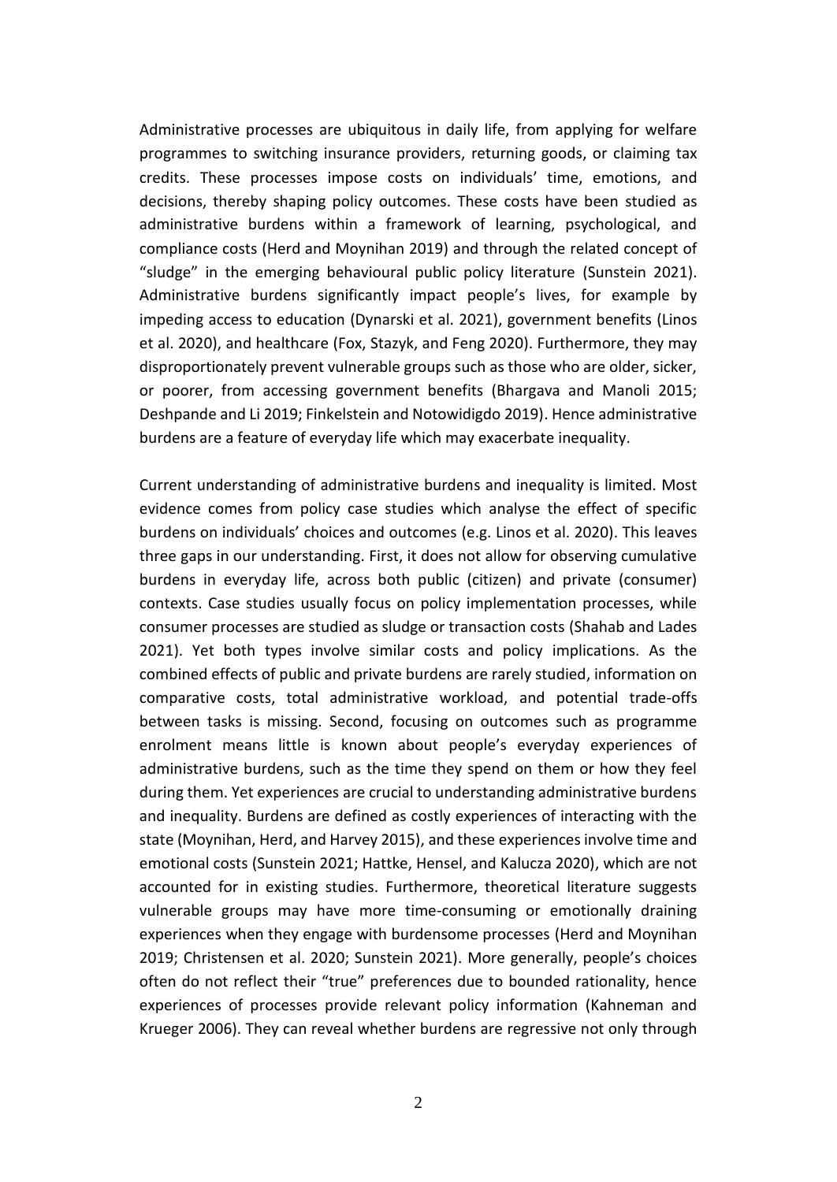Administrative processes are ubiquitous in daily life, from applying for welfare programmes to switching insurance providers, returning goods, or claiming tax credits. These processes impose costs on individuals' time, emotions, and decisions, thereby shaping policy outcomes. These costs have been studied as administrative burdens within a framework of learning, psychological, and compliance costs (Herd and Moynihan 2019) and through the related concept of "sludge" in the emerging behavioural public policy literature (Sunstein 2021). Administrative burdens significantly impact people's lives, for example by impeding access to education (Dynarski et al. 2021), government benefits (Linos et al. 2020), and healthcare (Fox, Stazyk, and Feng 2020). Furthermore, they may disproportionately prevent vulnerable groups such as those who are older, sicker, or poorer, from accessing government benefits (Bhargava and Manoli 2015; Deshpande and Li 2019; Finkelstein and Notowidigdo 2019). Hence administrative burdens are a feature of everyday life which may exacerbate inequality.

Current understanding of administrative burdens and inequality is limited. Most evidence comes from policy case studies which analyse the effect of specific burdens on individuals' choices and outcomes (e.g. Linos et al. 2020). This leaves three gaps in our understanding. First, it does not allow for observing cumulative burdens in everyday life, across both public (citizen) and private (consumer) contexts. Case studies usually focus on policy implementation processes, while consumer processes are studied as sludge or transaction costs (Shahab and Lades 2021). Yet both types involve similar costs and policy implications. As the combined effects of public and private burdens are rarely studied, information on comparative costs, total administrative workload, and potential trade-offs between tasks is missing. Second, focusing on outcomes such as programme enrolment means little is known about people's everyday experiences of administrative burdens, such as the time they spend on them or how they feel during them. Yet experiences are crucial to understanding administrative burdens and inequality. Burdens are defined as costly experiences of interacting with the state (Moynihan, Herd, and Harvey 2015), and these experiences involve time and emotional costs (Sunstein 2021; Hattke, Hensel, and Kalucza 2020), which are not accounted for in existing studies. Furthermore, theoretical literature suggests vulnerable groups may have more time-consuming or emotionally draining experiences when they engage with burdensome processes (Herd and Moynihan 2019; Christensen et al. 2020; Sunstein 2021). More generally, people's choices often do not reflect their "true" preferences due to bounded rationality, hence experiences of processes provide relevant policy information (Kahneman and Krueger 2006). They can reveal whether burdens are regressive not only through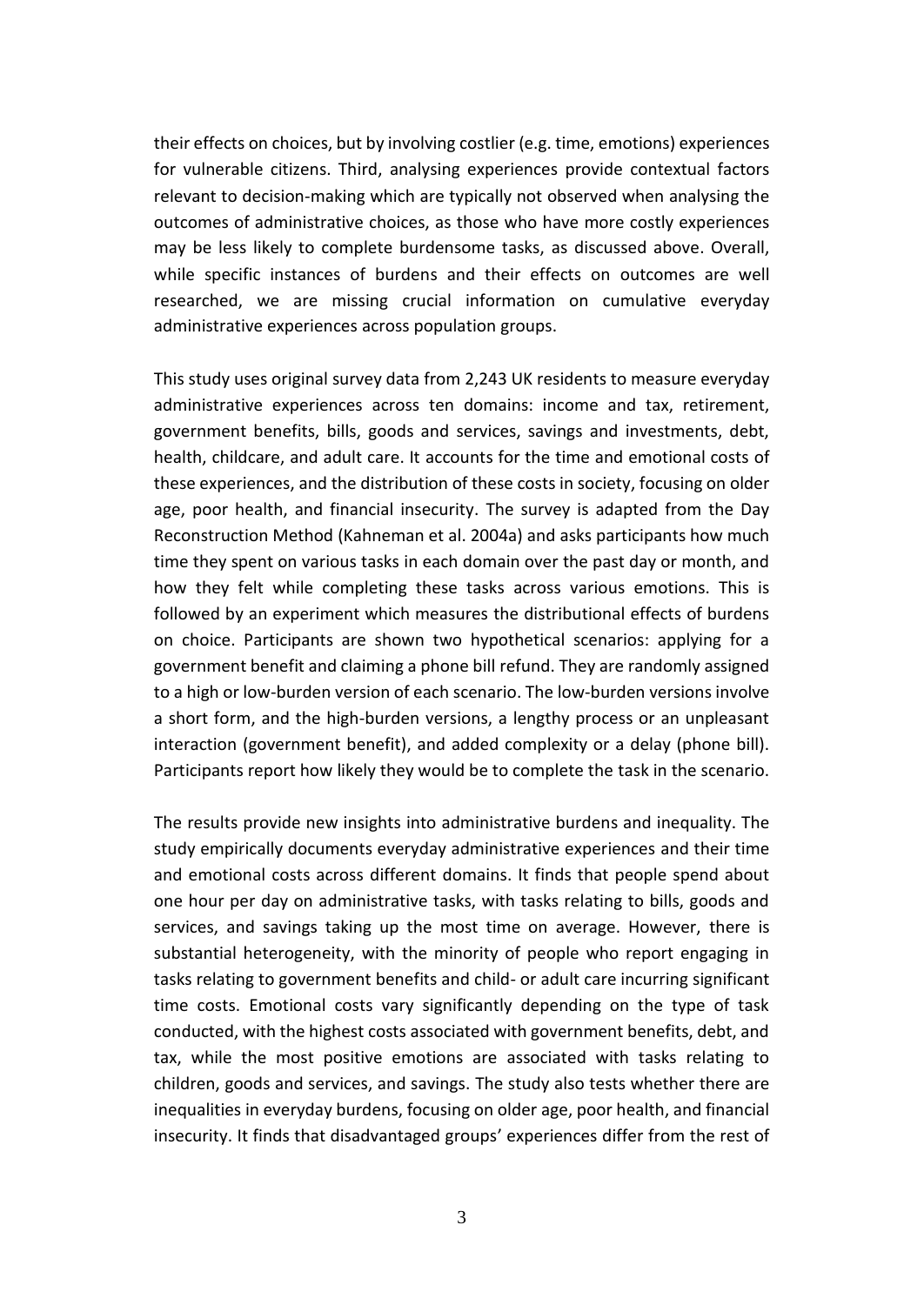their effects on choices, but by involving costlier (e.g. time, emotions) experiences for vulnerable citizens. Third, analysing experiences provide contextual factors relevant to decision-making which are typically not observed when analysing the outcomes of administrative choices, as those who have more costly experiences may be less likely to complete burdensome tasks, as discussed above. Overall, while specific instances of burdens and their effects on outcomes are well researched, we are missing crucial information on cumulative everyday administrative experiences across population groups.

This study uses original survey data from 2,243 UK residents to measure everyday administrative experiences across ten domains: income and tax, retirement, government benefits, bills, goods and services, savings and investments, debt, health, childcare, and adult care. It accounts for the time and emotional costs of these experiences, and the distribution of these costs in society, focusing on older age, poor health, and financial insecurity. The survey is adapted from the Day Reconstruction Method (Kahneman et al. 2004a) and asks participants how much time they spent on various tasks in each domain over the past day or month, and how they felt while completing these tasks across various emotions. This is followed by an experiment which measures the distributional effects of burdens on choice. Participants are shown two hypothetical scenarios: applying for a government benefit and claiming a phone bill refund. They are randomly assigned to a high or low-burden version of each scenario. The low-burden versions involve a short form, and the high-burden versions, a lengthy process or an unpleasant interaction (government benefit), and added complexity or a delay (phone bill). Participants report how likely they would be to complete the task in the scenario.

The results provide new insights into administrative burdens and inequality. The study empirically documents everyday administrative experiences and their time and emotional costs across different domains. It finds that people spend about one hour per day on administrative tasks, with tasks relating to bills, goods and services, and savings taking up the most time on average. However, there is substantial heterogeneity, with the minority of people who report engaging in tasks relating to government benefits and child- or adult care incurring significant time costs. Emotional costs vary significantly depending on the type of task conducted, with the highest costs associated with government benefits, debt, and tax, while the most positive emotions are associated with tasks relating to children, goods and services, and savings. The study also tests whether there are inequalities in everyday burdens, focusing on older age, poor health, and financial insecurity. It finds that disadvantaged groups' experiences differ from the rest of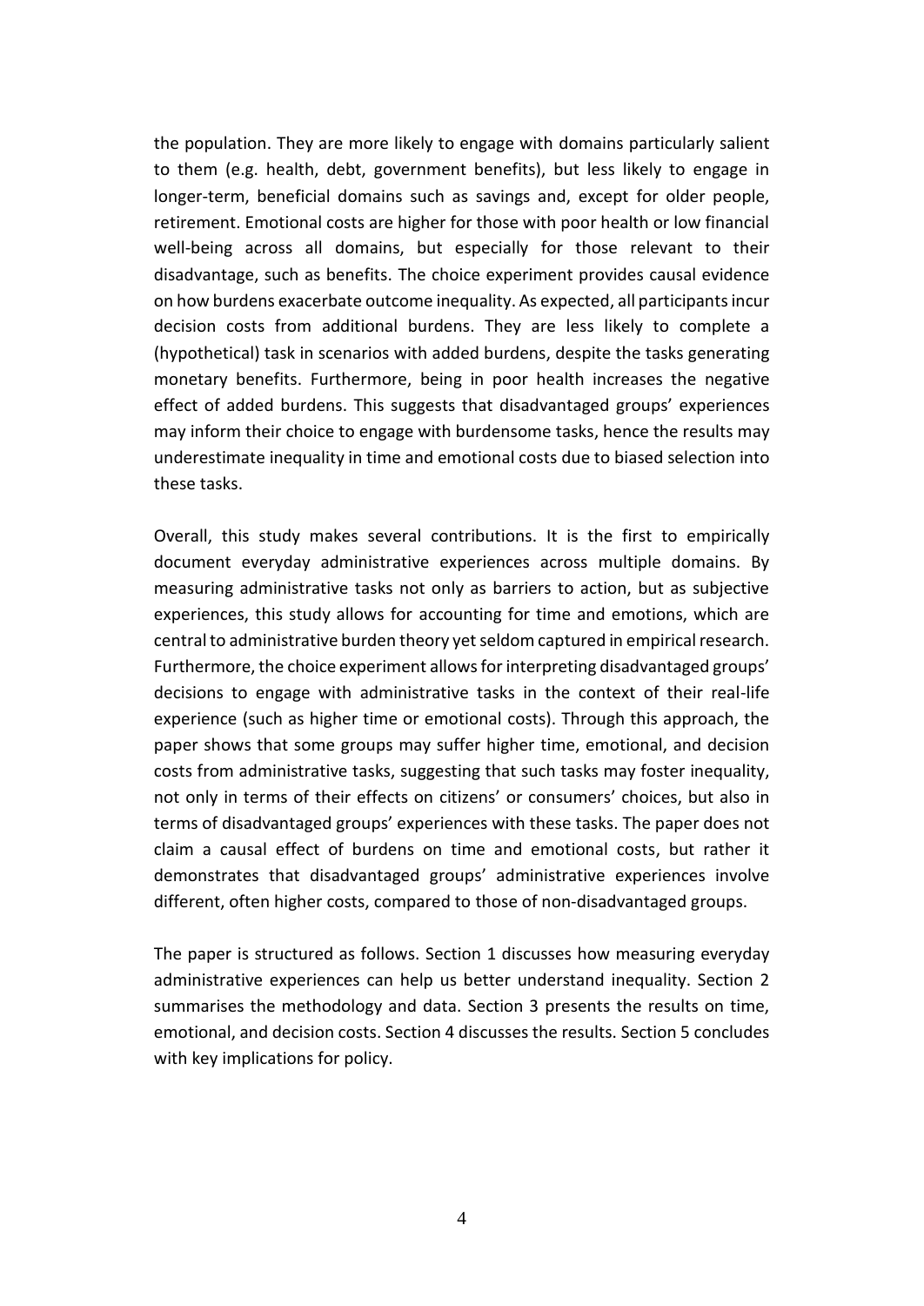the population. They are more likely to engage with domains particularly salient to them (e.g. health, debt, government benefits), but less likely to engage in longer-term, beneficial domains such as savings and, except for older people, retirement. Emotional costs are higher for those with poor health or low financial well-being across all domains, but especially for those relevant to their disadvantage, such as benefits. The choice experiment provides causal evidence on how burdens exacerbate outcome inequality. As expected, all participants incur decision costs from additional burdens. They are less likely to complete a (hypothetical) task in scenarios with added burdens, despite the tasks generating monetary benefits. Furthermore, being in poor health increases the negative effect of added burdens. This suggests that disadvantaged groups' experiences may inform their choice to engage with burdensome tasks, hence the results may underestimate inequality in time and emotional costs due to biased selection into these tasks.

Overall, this study makes several contributions. It is the first to empirically document everyday administrative experiences across multiple domains. By measuring administrative tasks not only as barriers to action, but as subjective experiences, this study allows for accounting for time and emotions, which are central to administrative burden theory yet seldom captured in empirical research. Furthermore, the choice experiment allows for interpreting disadvantaged groups' decisions to engage with administrative tasks in the context of their real-life experience (such as higher time or emotional costs). Through this approach, the paper shows that some groups may suffer higher time, emotional, and decision costs from administrative tasks, suggesting that such tasks may foster inequality, not only in terms of their effects on citizens' or consumers' choices, but also in terms of disadvantaged groups' experiences with these tasks. The paper does not claim a causal effect of burdens on time and emotional costs, but rather it demonstrates that disadvantaged groups' administrative experiences involve different, often higher costs, compared to those of non-disadvantaged groups.

The paper is structured as follows. Section 1 discusses how measuring everyday administrative experiences can help us better understand inequality. Section 2 summarises the methodology and data. Section 3 presents the results on time, emotional, and decision costs. Section 4 discusses the results. Section 5 concludes with key implications for policy.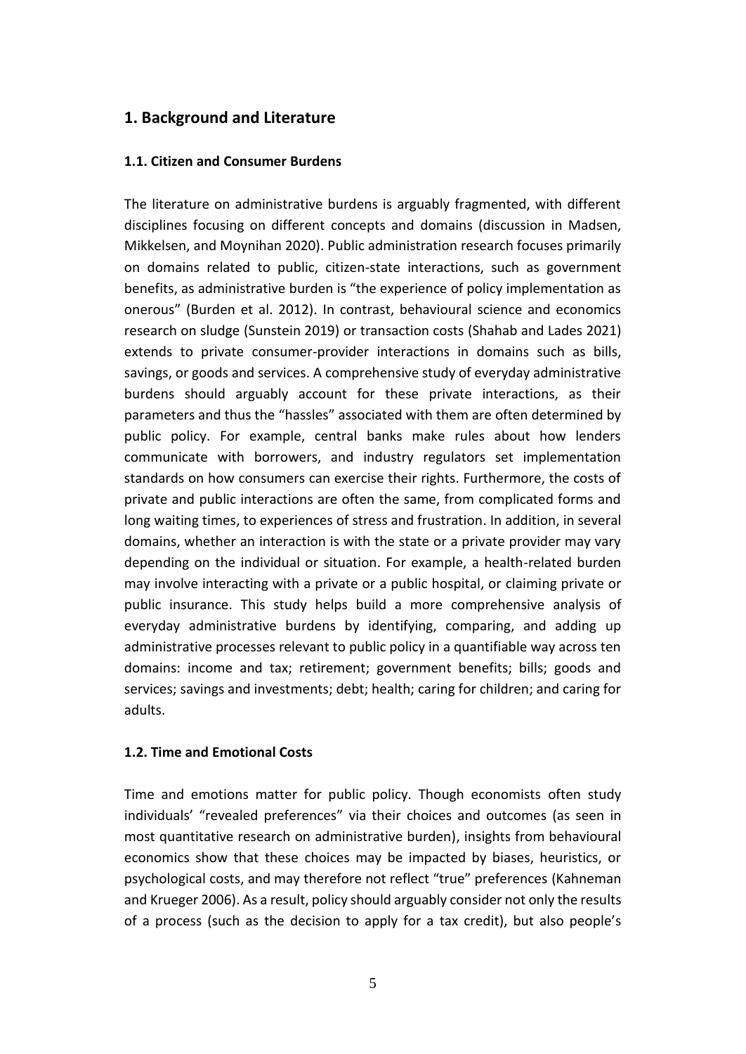## 1. Background and Literature

### 1.1. Citizen and Consumer Burdens

The literature on administrative burdens is arguably fragmented, with different disciplines focusing on different concepts and domains (discussion in Madsen, Mikkelsen, and Moynihan 2020). Public administration research focuses primarily on domains related to public, citizen-state interactions, such as government benefits, as administrative burden is "the experience of policy implementation as onerous" (Burden et al. 2012). In contrast, behavioural science and economics research on sludge (Sunstein 2019) or transaction costs (Shahab and Lades 2021) extends to private consumer-provider interactions in domains such as bills, savings, or goods and services. A comprehensive study of everyday administrative burdens should arguably account for these private interactions, as their parameters and thus the "hassles" associated with them are often determined by public policy. For example, central banks make rules about how lenders communicate with borrowers, and industry regulators set implementation standards on how consumers can exercise their rights. Furthermore, the costs of private and public interactions are often the same, from complicated forms and long waiting times, to experiences of stress and frustration. In addition, in several domains, whether an interaction is with the state or a private provider may vary depending on the individual or situation. For example, a health-related burden may involve interacting with a private or a public hospital, or claiming private or public insurance. This study helps build a more comprehensive analysis of everyday administrative burdens by identifying, comparing, and adding up administrative processes relevant to public policy in a quantifiable way across ten domains: income and tax; retirement; government benefits; bills; goods and services; savings and investments; debt; health; caring for children; and caring for adults.

### 1.2. Time and Emotional Costs

Time and emotions matter for public policy. Though economists often study individuals' "revealed preferences" via their choices and outcomes (as seen in most quantitative research on administrative burden), insights from behavioural economics show that these choices may be impacted by biases, heuristics, or psychological costs, and may therefore not reflect "true" preferences (Kahneman and Krueger 2006). As a result, policy should arguably consider not only the results of a process (such as the decision to apply for a tax credit), but also people's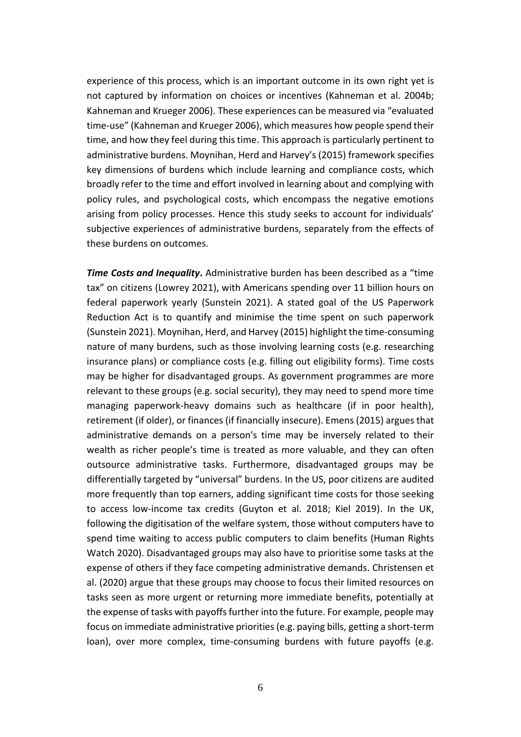experience of this process, which is an important outcome in its own right yet is not captured by information on choices or incentives (Kahneman et al. 2004b; Kahneman and Krueger 2006). These experiences can be measured via "evaluated time-use" (Kahneman and Krueger 2006), which measures how people spend their time, and how they feel during this time. This approach is particularly pertinent to administrative burdens. Moynihan, Herd and Harvey's (2015) framework specifies key dimensions of burdens which include learning and compliance costs, which broadly refer to the time and effort involved in learning about and complying with policy rules, and psychological costs, which encompass the negative emotions arising from policy processes. Hence this study seeks to account for individuals' subjective experiences of administrative burdens, separately from the effects of these burdens on outcomes.

***Time Costs and Inequality*.** Administrative burden has been described as a "time tax" on citizens (Lowrey 2021), with Americans spending over 11 billion hours on federal paperwork yearly (Sunstein 2021). A stated goal of the US Paperwork Reduction Act is to quantify and minimise the time spent on such paperwork (Sunstein 2021). Moynihan, Herd, and Harvey (2015) highlight the time-consuming nature of many burdens, such as those involving learning costs (e.g. researching insurance plans) or compliance costs (e.g. filling out eligibility forms). Time costs may be higher for disadvantaged groups. As government programmes are more relevant to these groups (e.g. social security), they may need to spend more time managing paperwork-heavy domains such as healthcare (if in poor health), retirement (if older), or finances (if financially insecure). Emens (2015) argues that administrative demands on a person's time may be inversely related to their wealth as richer people's time is treated as more valuable, and they can often outsource administrative tasks. Furthermore, disadvantaged groups may be differentially targeted by "universal" burdens. In the US, poor citizens are audited more frequently than top earners, adding significant time costs for those seeking to access low-income tax credits (Guyton et al. 2018; Kiel 2019). In the UK, following the digitisation of the welfare system, those without computers have to spend time waiting to access public computers to claim benefits (Human Rights Watch 2020). Disadvantaged groups may also have to prioritise some tasks at the expense of others if they face competing administrative demands. Christensen et al. (2020) argue that these groups may choose to focus their limited resources on tasks seen as more urgent or returning more immediate benefits, potentially at the expense of tasks with payoffs further into the future. For example, people may focus on immediate administrative priorities (e.g. paying bills, getting a short-term loan), over more complex, time-consuming burdens with future payoffs (e.g.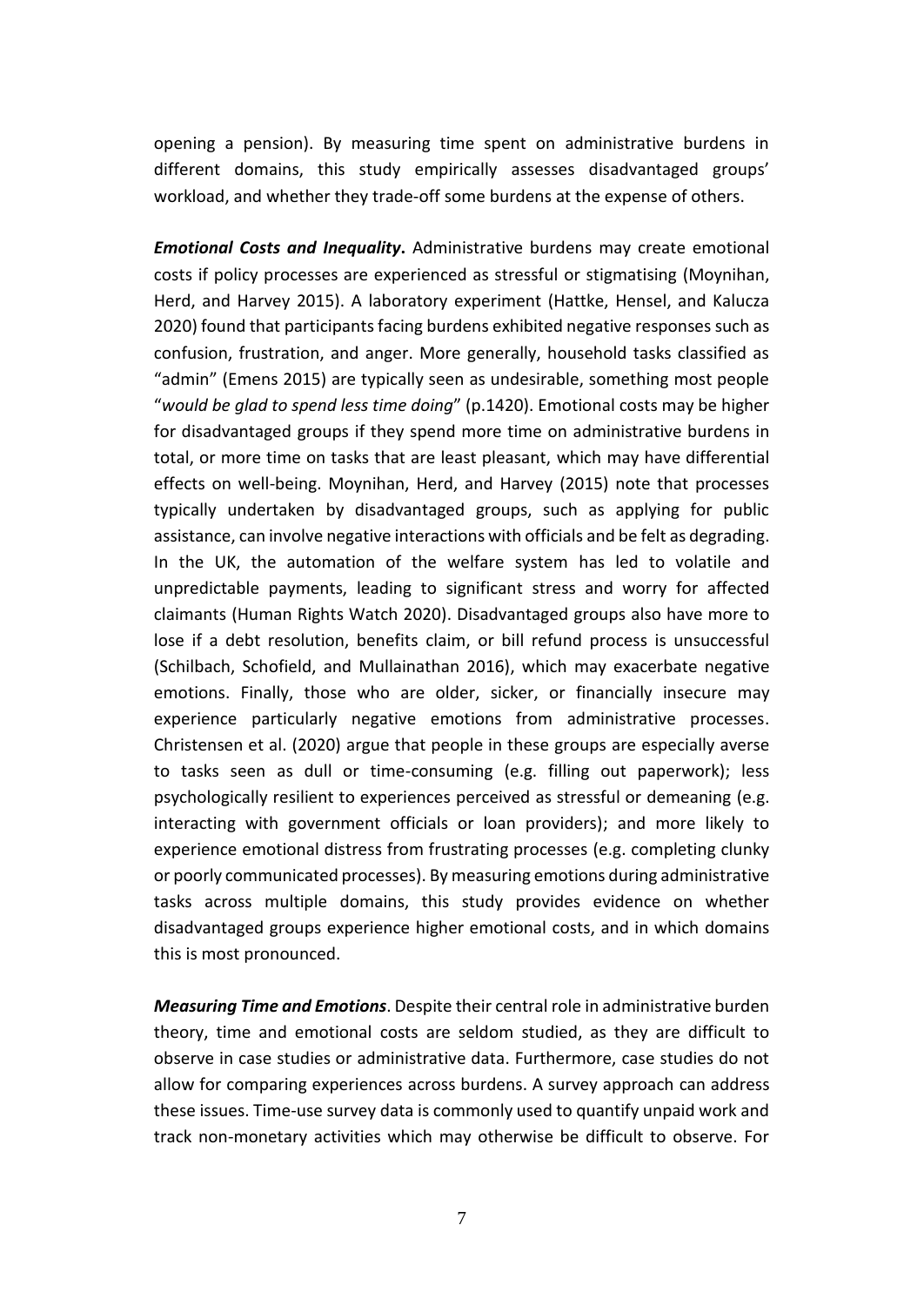opening a pension). By measuring time spent on administrative burdens in different domains, this study empirically assesses disadvantaged groups' workload, and whether they trade-off some burdens at the expense of others.

***Emotional Costs and Inequality*.** Administrative burdens may create emotional costs if policy processes are experienced as stressful or stigmatising (Moynihan, Herd, and Harvey 2015). A laboratory experiment (Hattke, Hensel, and Kalucza 2020) found that participants facing burdens exhibited negative responses such as confusion, frustration, and anger. More generally, household tasks classified as "admin" (Emens 2015) are typically seen as undesirable, something most people "*would be glad to spend less time doing*" (p.1420). Emotional costs may be higher for disadvantaged groups if they spend more time on administrative burdens in total, or more time on tasks that are least pleasant, which may have differential effects on well-being. Moynihan, Herd, and Harvey (2015) note that processes typically undertaken by disadvantaged groups, such as applying for public assistance, can involve negative interactions with officials and be felt as degrading. In the UK, the automation of the welfare system has led to volatile and unpredictable payments, leading to significant stress and worry for affected claimants (Human Rights Watch 2020). Disadvantaged groups also have more to lose if a debt resolution, benefits claim, or bill refund process is unsuccessful (Schilbach, Schofield, and Mullainathan 2016), which may exacerbate negative emotions. Finally, those who are older, sicker, or financially insecure may experience particularly negative emotions from administrative processes. Christensen et al. (2020) argue that people in these groups are especially averse to tasks seen as dull or time-consuming (e.g. filling out paperwork); less psychologically resilient to experiences perceived as stressful or demeaning (e.g. interacting with government officials or loan providers); and more likely to experience emotional distress from frustrating processes (e.g. completing clunky or poorly communicated processes). By measuring emotions during administrative tasks across multiple domains, this study provides evidence on whether disadvantaged groups experience higher emotional costs, and in which domains this is most pronounced.

***Measuring Time and Emotions***. Despite their central role in administrative burden theory, time and emotional costs are seldom studied, as they are difficult to observe in case studies or administrative data. Furthermore, case studies do not allow for comparing experiences across burdens. A survey approach can address these issues. Time-use survey data is commonly used to quantify unpaid work and track non-monetary activities which may otherwise be difficult to observe. For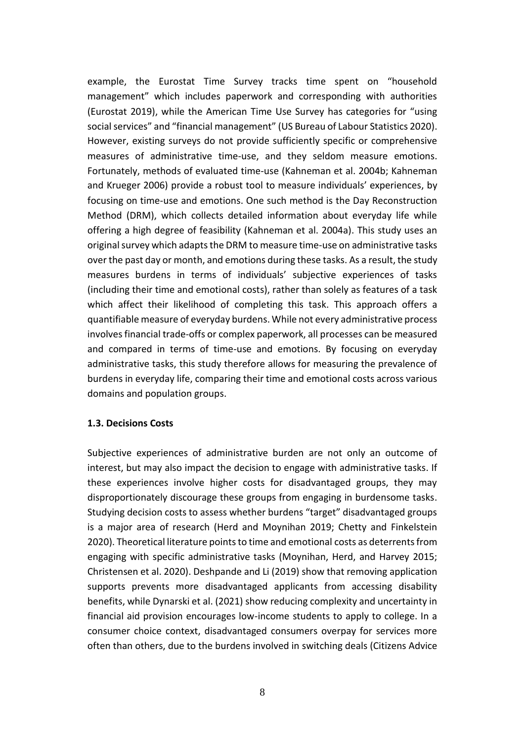example, the Eurostat Time Survey tracks time spent on "household management" which includes paperwork and corresponding with authorities (Eurostat 2019), while the American Time Use Survey has categories for "using social services" and "financial management" (US Bureau of Labour Statistics 2020). However, existing surveys do not provide sufficiently specific or comprehensive measures of administrative time-use, and they seldom measure emotions. Fortunately, methods of evaluated time-use (Kahneman et al. 2004b; Kahneman and Krueger 2006) provide a robust tool to measure individuals' experiences, by focusing on time-use and emotions. One such method is the Day Reconstruction Method (DRM), which collects detailed information about everyday life while offering a high degree of feasibility (Kahneman et al. 2004a). This study uses an original survey which adapts the DRM to measure time-use on administrative tasks over the past day or month, and emotions during these tasks. As a result, the study measures burdens in terms of individuals' subjective experiences of tasks (including their time and emotional costs), rather than solely as features of a task which affect their likelihood of completing this task. This approach offers a quantifiable measure of everyday burdens. While not every administrative process involves financial trade-offs or complex paperwork, all processes can be measured and compared in terms of time-use and emotions. By focusing on everyday administrative tasks, this study therefore allows for measuring the prevalence of burdens in everyday life, comparing their time and emotional costs across various domains and population groups.

### 1.3. Decisions Costs

Subjective experiences of administrative burden are not only an outcome of interest, but may also impact the decision to engage with administrative tasks. If these experiences involve higher costs for disadvantaged groups, they may disproportionately discourage these groups from engaging in burdensome tasks. Studying decision costs to assess whether burdens "target" disadvantaged groups is a major area of research (Herd and Moynihan 2019; Chetty and Finkelstein 2020). Theoretical literature points to time and emotional costs as deterrents from engaging with specific administrative tasks (Moynihan, Herd, and Harvey 2015; Christensen et al. 2020). Deshpande and Li (2019) show that removing application supports prevents more disadvantaged applicants from accessing disability benefits, while Dynarski et al. (2021) show reducing complexity and uncertainty in financial aid provision encourages low-income students to apply to college. In a consumer choice context, disadvantaged consumers overpay for services more often than others, due to the burdens involved in switching deals (Citizens Advice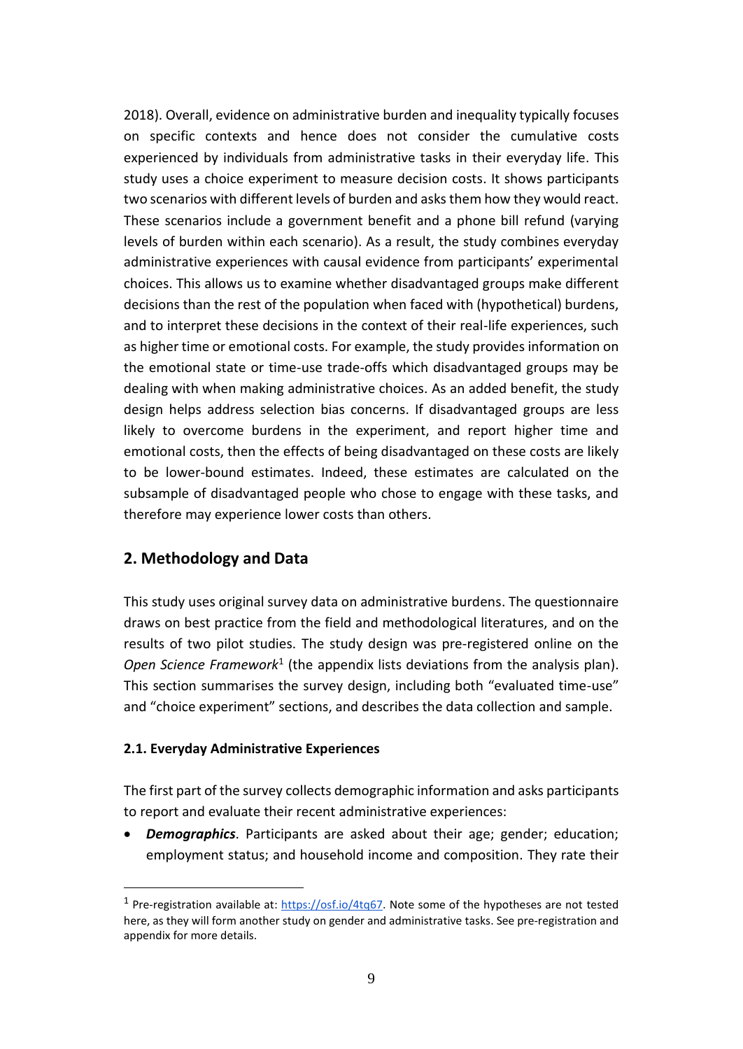2018). Overall, evidence on administrative burden and inequality typically focuses on specific contexts and hence does not consider the cumulative costs experienced by individuals from administrative tasks in their everyday life. This study uses a choice experiment to measure decision costs. It shows participants two scenarios with different levels of burden and asks them how they would react. These scenarios include a government benefit and a phone bill refund (varying levels of burden within each scenario). As a result, the study combines everyday administrative experiences with causal evidence from participants' experimental choices. This allows us to examine whether disadvantaged groups make different decisions than the rest of the population when faced with (hypothetical) burdens, and to interpret these decisions in the context of their real-life experiences, such as higher time or emotional costs. For example, the study provides information on the emotional state or time-use trade-offs which disadvantaged groups may be dealing with when making administrative choices. As an added benefit, the study design helps address selection bias concerns. If disadvantaged groups are less likely to overcome burdens in the experiment, and report higher time and emotional costs, then the effects of being disadvantaged on these costs are likely to be lower-bound estimates. Indeed, these estimates are calculated on the subsample of disadvantaged people who chose to engage with these tasks, and therefore may experience lower costs than others.

## 2. Methodology and Data

This study uses original survey data on administrative burdens. The questionnaire draws on best practice from the field and methodological literatures, and on the results of two pilot studies. The study design was pre-registered online on the *Open Science Framework*[1] (the appendix lists deviations from the analysis plan). This section summarises the survey design, including both "evaluated time-use" and "choice experiment" sections, and describes the data collection and sample.

### 2.1. Everyday Administrative Experiences

The first part of the survey collects demographic information and asks participants to report and evaluate their recent administrative experiences:

- ***Demographics***. Participants are asked about their age; gender; education; employment status; and household income and composition. They rate their

[1] Pre-registration available at: https://osf.io/4tq67. Note some of the hypotheses are not tested here, as they will form another study on gender and administrative tasks. See pre-registration and appendix for more details.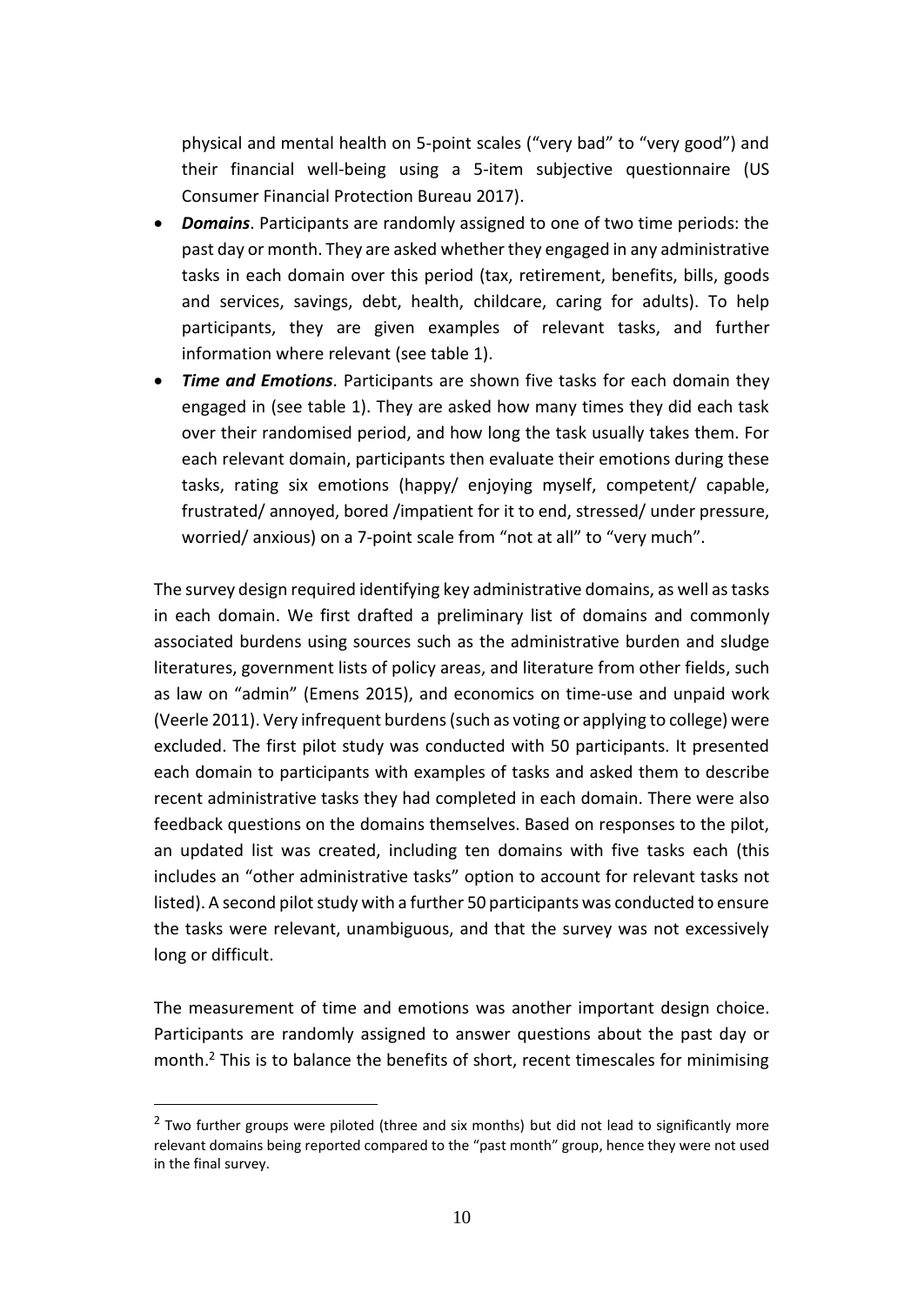physical and mental health on 5-point scales ("very bad" to "very good") and their financial well-being using a 5-item subjective questionnaire (US Consumer Financial Protection Bureau 2017).

- ***Domains***. Participants are randomly assigned to one of two time periods: the past day or month. They are asked whether they engaged in any administrative tasks in each domain over this period (tax, retirement, benefits, bills, goods and services, savings, debt, health, childcare, caring for adults). To help participants, they are given examples of relevant tasks, and further information where relevant (see table 1).
- ***Time and Emotions***. Participants are shown five tasks for each domain they engaged in (see table 1). They are asked how many times they did each task over their randomised period, and how long the task usually takes them. For each relevant domain, participants then evaluate their emotions during these tasks, rating six emotions (happy/ enjoying myself, competent/ capable, frustrated/ annoyed, bored /impatient for it to end, stressed/ under pressure, worried/ anxious) on a 7-point scale from "not at all" to "very much".

The survey design required identifying key administrative domains, as well as tasks in each domain. We first drafted a preliminary list of domains and commonly associated burdens using sources such as the administrative burden and sludge literatures, government lists of policy areas, and literature from other fields, such as law on "admin" (Emens 2015), and economics on time-use and unpaid work (Veerle 2011). Very infrequent burdens (such as voting or applying to college) were excluded. The first pilot study was conducted with 50 participants. It presented each domain to participants with examples of tasks and asked them to describe recent administrative tasks they had completed in each domain. There were also feedback questions on the domains themselves. Based on responses to the pilot, an updated list was created, including ten domains with five tasks each (this includes an "other administrative tasks" option to account for relevant tasks not listed). A second pilot study with a further 50 participants was conducted to ensure the tasks were relevant, unambiguous, and that the survey was not excessively long or difficult.

The measurement of time and emotions was another important design choice. Participants are randomly assigned to answer questions about the past day or month.[2] This is to balance the benefits of short, recent timescales for minimising

[2] Two further groups were piloted (three and six months) but did not lead to significantly more relevant domains being reported compared to the "past month" group, hence they were not used in the final survey.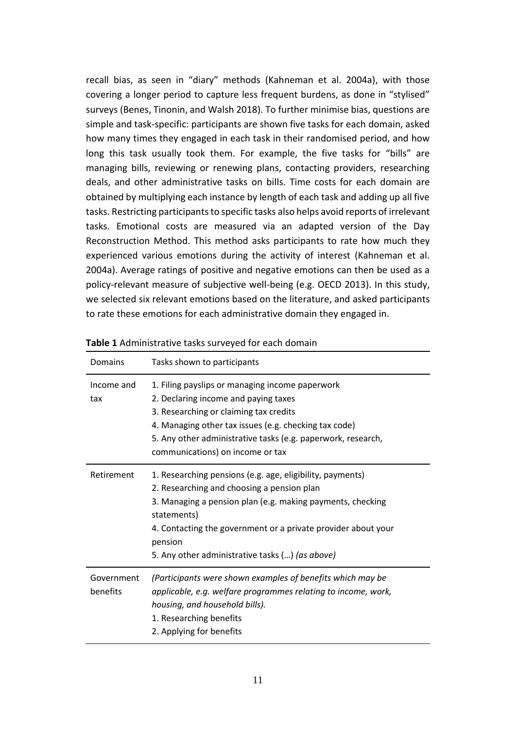recall bias, as seen in "diary" methods (Kahneman et al. 2004a), with those covering a longer period to capture less frequent burdens, as done in "stylised" surveys (Benes, Tinonin, and Walsh 2018). To further minimise bias, questions are simple and task-specific: participants are shown five tasks for each domain, asked how many times they engaged in each task in their randomised period, and how long this task usually took them. For example, the five tasks for "bills" are managing bills, reviewing or renewing plans, contacting providers, researching deals, and other administrative tasks on bills. Time costs for each domain are obtained by multiplying each instance by length of each task and adding up all five tasks. Restricting participants to specific tasks also helps avoid reports of irrelevant tasks. Emotional costs are measured via an adapted version of the Day Reconstruction Method. This method asks participants to rate how much they experienced various emotions during the activity of interest (Kahneman et al. 2004a). Average ratings of positive and negative emotions can then be used as a policy-relevant measure of subjective well-being (e.g. OECD 2013). In this study, we selected six relevant emotions based on the literature, and asked participants to rate these emotions for each administrative domain they engaged in.

**Table 1** Administrative tasks surveyed for each domain

| Domains | Tasks shown to participants |
|---|---|
| Income and tax | 1. Filing payslips or managing income paperwork<br>2. Declaring income and paying taxes<br>3. Researching or claiming tax credits<br>4. Managing other tax issues (e.g. checking tax code)<br>5. Any other administrative tasks (e.g. paperwork, research, communications) on income or tax |
| Retirement | 1. Researching pensions (e.g. age, eligibility, payments)<br>2. Researching and choosing a pension plan<br>3. Managing a pension plan (e.g. making payments, checking statements)<br>4. Contacting the government or a private provider about your pension<br>5. Any other administrative tasks (…) *(as above)* |
| Government benefits | *(Participants were shown examples of benefits which may be applicable, e.g. welfare programmes relating to income, work, housing, and household bills).*<br>1. Researching benefits<br>2. Applying for benefits |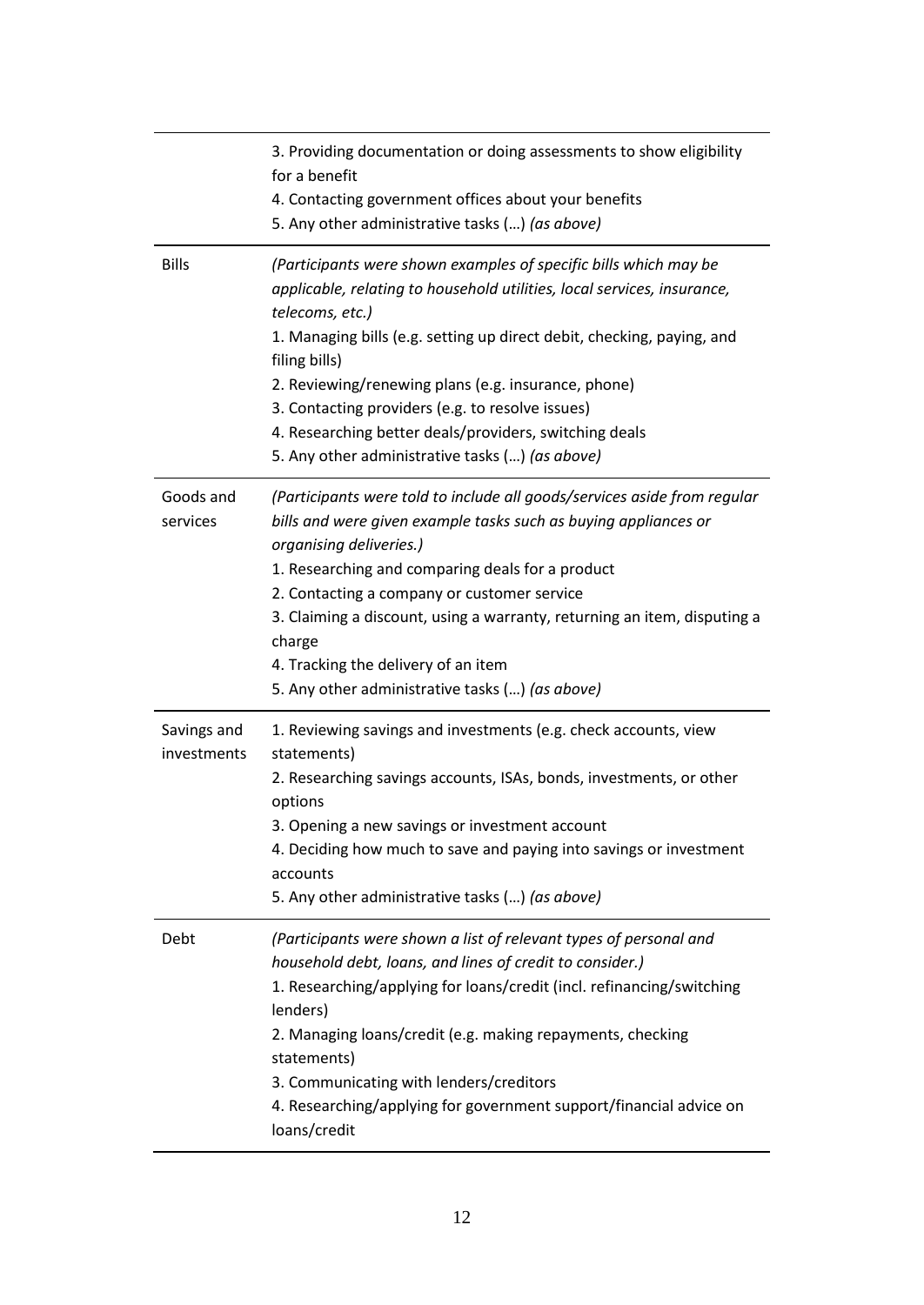| | |
|---|---|
| | 3. Providing documentation or doing assessments to show eligibility for a benefit<br>4. Contacting government offices about your benefits<br>5. Any other administrative tasks (…) *(as above)* |
| Bills | *(Participants were shown examples of specific bills which may be applicable, relating to household utilities, local services, insurance, telecoms, etc.)*<br>1. Managing bills (e.g. setting up direct debit, checking, paying, and filing bills)<br>2. Reviewing/renewing plans (e.g. insurance, phone)<br>3. Contacting providers (e.g. to resolve issues)<br>4. Researching better deals/providers, switching deals<br>5. Any other administrative tasks (…) *(as above)* |
| Goods and services | *(Participants were told to include all goods/services aside from regular bills and were given example tasks such as buying appliances or organising deliveries.)*<br>1. Researching and comparing deals for a product<br>2. Contacting a company or customer service<br>3. Claiming a discount, using a warranty, returning an item, disputing a charge<br>4. Tracking the delivery of an item<br>5. Any other administrative tasks (…) *(as above)* |
| Savings and investments | 1. Reviewing savings and investments (e.g. check accounts, view statements)<br>2. Researching savings accounts, ISAs, bonds, investments, or other options<br>3. Opening a new savings or investment account<br>4. Deciding how much to save and paying into savings or investment accounts<br>5. Any other administrative tasks (…) *(as above)* |
| Debt | *(Participants were shown a list of relevant types of personal and household debt, loans, and lines of credit to consider.)*<br>1. Researching/applying for loans/credit (incl. refinancing/switching lenders)<br>2. Managing loans/credit (e.g. making repayments, checking statements)<br>3. Communicating with lenders/creditors<br>4. Researching/applying for government support/financial advice on loans/credit |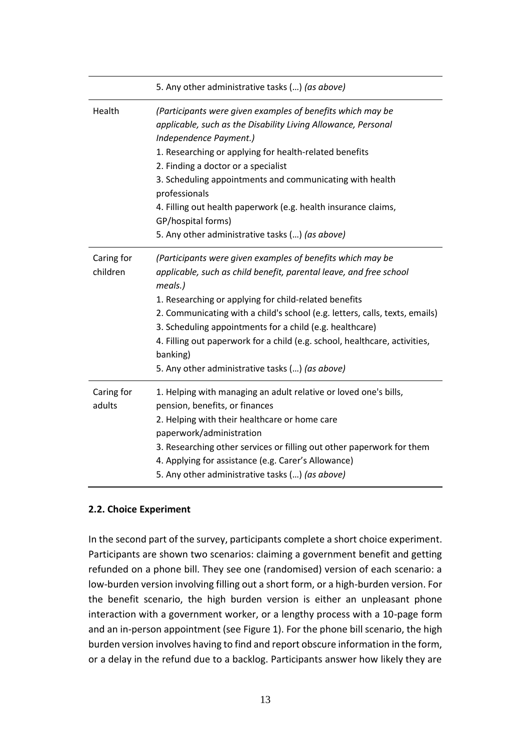| | |
|---|---|
| | 5. Any other administrative tasks (…) *(as above)* |
| Health | *(Participants were given examples of benefits which may be applicable, such as the Disability Living Allowance, Personal Independence Payment.)*<br>1. Researching or applying for health-related benefits<br>2. Finding a doctor or a specialist<br>3. Scheduling appointments and communicating with health professionals<br>4. Filling out health paperwork (e.g. health insurance claims, GP/hospital forms)<br>5. Any other administrative tasks (…) *(as above)* |
| Caring for children | *(Participants were given examples of benefits which may be applicable, such as child benefit, parental leave, and free school meals.)*<br>1. Researching or applying for child-related benefits<br>2. Communicating with a child's school (e.g. letters, calls, texts, emails)<br>3. Scheduling appointments for a child (e.g. healthcare)<br>4. Filling out paperwork for a child (e.g. school, healthcare, activities, banking)<br>5. Any other administrative tasks (…) *(as above)* |
| Caring for adults | 1. Helping with managing an adult relative or loved one's bills, pension, benefits, or finances<br>2. Helping with their healthcare or home care paperwork/administration<br>3. Researching other services or filling out other paperwork for them<br>4. Applying for assistance (e.g. Carer's Allowance)<br>5. Any other administrative tasks (…) *(as above)* |

### 2.2. Choice Experiment

In the second part of the survey, participants complete a short choice experiment. Participants are shown two scenarios: claiming a government benefit and getting refunded on a phone bill. They see one (randomised) version of each scenario: a low-burden version involving filling out a short form, or a high-burden version. For the benefit scenario, the high burden version is either an unpleasant phone interaction with a government worker, or a lengthy process with a 10-page form and an in-person appointment (see Figure 1). For the phone bill scenario, the high burden version involves having to find and report obscure information in the form, or a delay in the refund due to a backlog. Participants answer how likely they are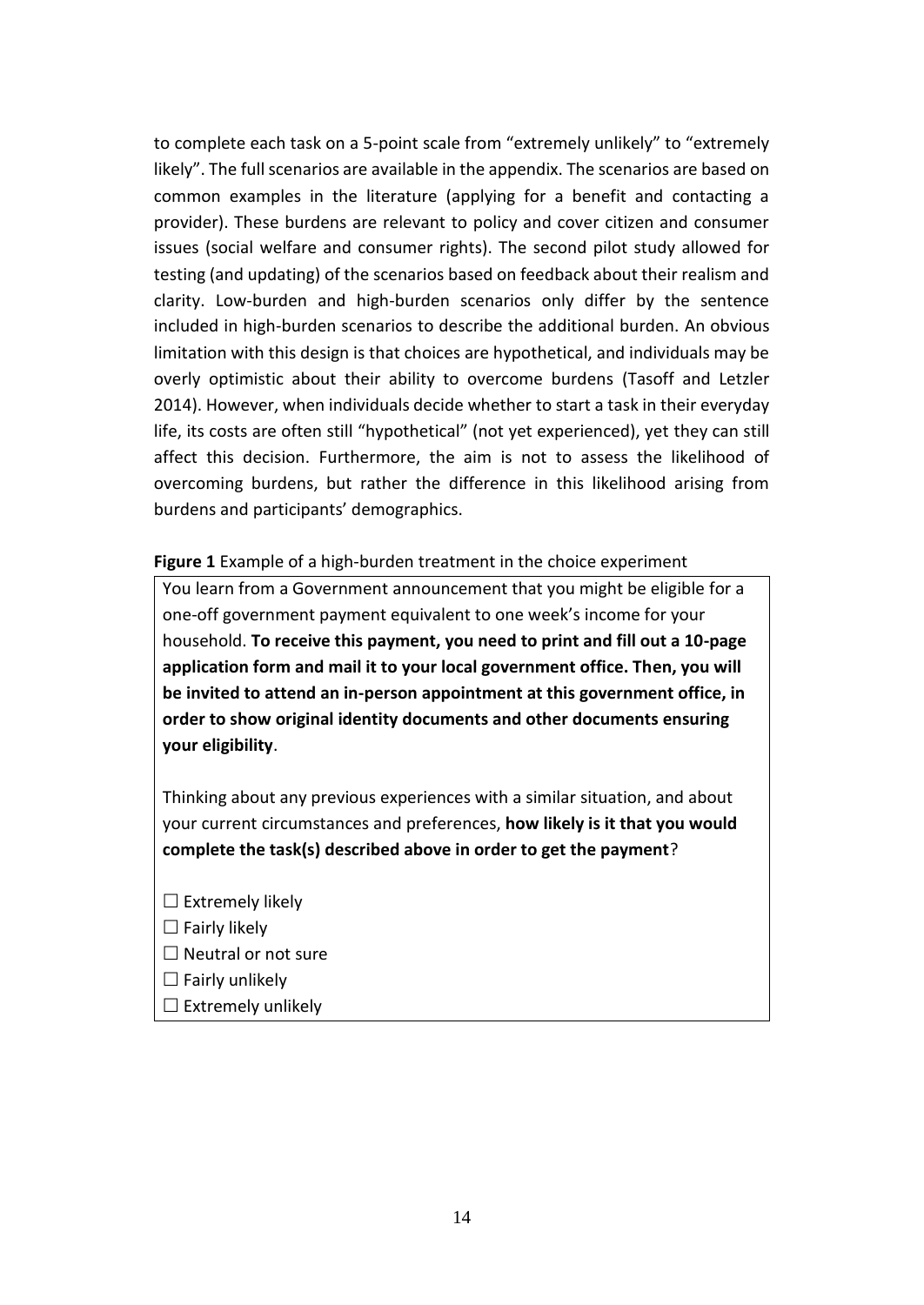to complete each task on a 5-point scale from "extremely unlikely" to "extremely likely". The full scenarios are available in the appendix. The scenarios are based on common examples in the literature (applying for a benefit and contacting a provider). These burdens are relevant to policy and cover citizen and consumer issues (social welfare and consumer rights). The second pilot study allowed for testing (and updating) of the scenarios based on feedback about their realism and clarity. Low-burden and high-burden scenarios only differ by the sentence included in high-burden scenarios to describe the additional burden. An obvious limitation with this design is that choices are hypothetical, and individuals may be overly optimistic about their ability to overcome burdens (Tasoff and Letzler 2014). However, when individuals decide whether to start a task in their everyday life, its costs are often still "hypothetical" (not yet experienced), yet they can still affect this decision. Furthermore, the aim is not to assess the likelihood of overcoming burdens, but rather the difference in this likelihood arising from burdens and participants' demographics.

**Figure 1** Example of a high-burden treatment in the choice experiment

> You learn from a Government announcement that you might be eligible for a one-off government payment equivalent to one week's income for your household. **To receive this payment, you need to print and fill out a 10-page application form and mail it to your local government office. Then, you will be invited to attend an in-person appointment at this government office, in order to show original identity documents and other documents ensuring your eligibility**.
>
> Thinking about any previous experiences with a similar situation, and about your current circumstances and preferences, **how likely is it that you would complete the task(s) described above in order to get the payment**?
>
> ☐ Extremely likely
> ☐ Fairly likely
> ☐ Neutral or not sure
> ☐ Fairly unlikely
> ☐ Extremely unlikely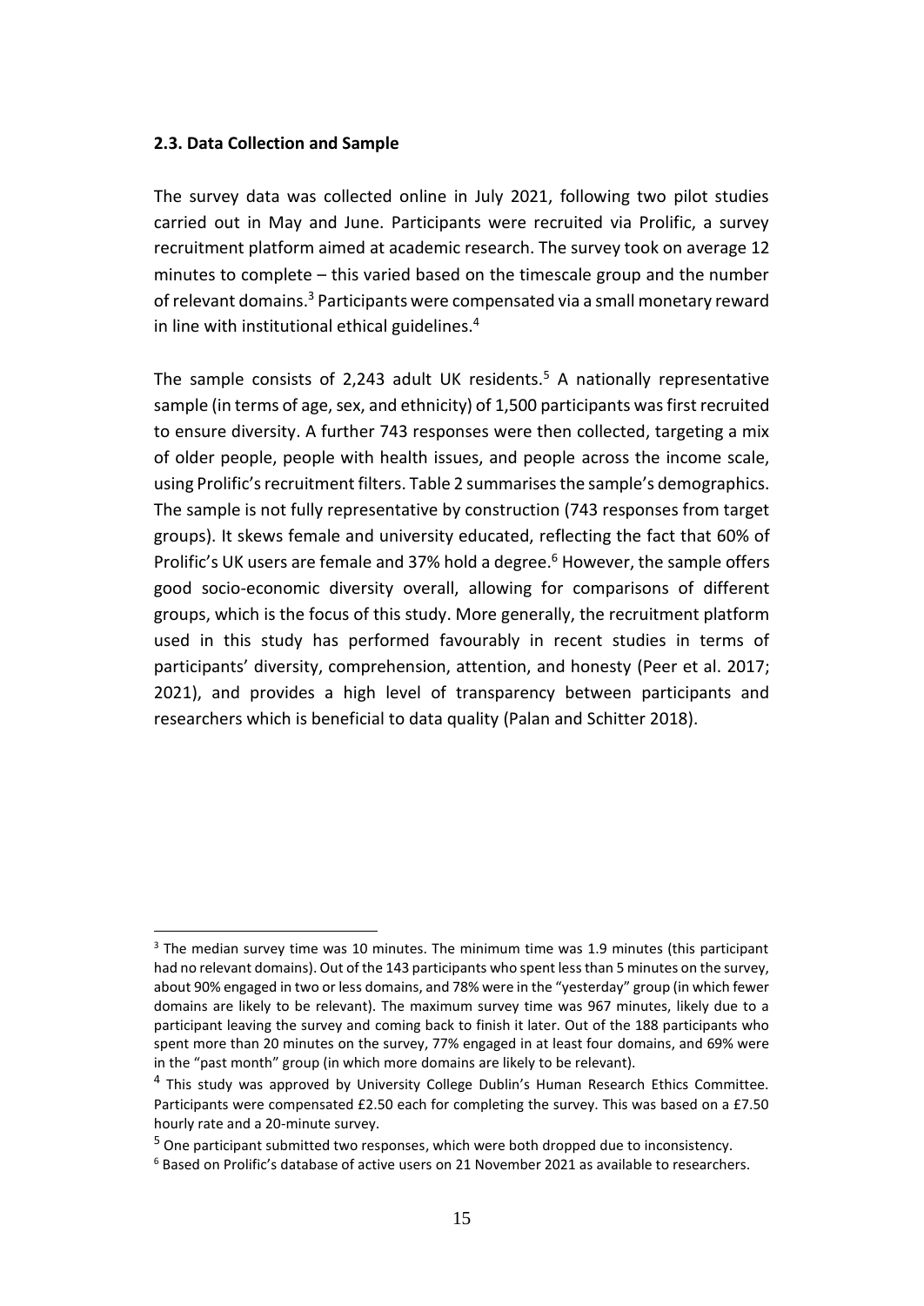### 2.3. Data Collection and Sample

The survey data was collected online in July 2021, following two pilot studies carried out in May and June. Participants were recruited via Prolific, a survey recruitment platform aimed at academic research. The survey took on average 12 minutes to complete – this varied based on the timescale group and the number of relevant domains.[3] Participants were compensated via a small monetary reward in line with institutional ethical guidelines.[4]

The sample consists of 2,243 adult UK residents.[5] A nationally representative sample (in terms of age, sex, and ethnicity) of 1,500 participants was first recruited to ensure diversity. A further 743 responses were then collected, targeting a mix of older people, people with health issues, and people across the income scale, using Prolific's recruitment filters. Table 2 summarises the sample's demographics. The sample is not fully representative by construction (743 responses from target groups). It skews female and university educated, reflecting the fact that 60% of Prolific's UK users are female and 37% hold a degree.[6] However, the sample offers good socio-economic diversity overall, allowing for comparisons of different groups, which is the focus of this study. More generally, the recruitment platform used in this study has performed favourably in recent studies in terms of participants' diversity, comprehension, attention, and honesty (Peer et al. 2017; 2021), and provides a high level of transparency between participants and researchers which is beneficial to data quality (Palan and Schitter 2018).

---

[3] The median survey time was 10 minutes. The minimum time was 1.9 minutes (this participant had no relevant domains). Out of the 143 participants who spent less than 5 minutes on the survey, about 90% engaged in two or less domains, and 78% were in the "yesterday" group (in which fewer domains are likely to be relevant). The maximum survey time was 967 minutes, likely due to a participant leaving the survey and coming back to finish it later. Out of the 188 participants who spent more than 20 minutes on the survey, 77% engaged in at least four domains, and 69% were in the "past month" group (in which more domains are likely to be relevant).

[4] This study was approved by University College Dublin's Human Research Ethics Committee. Participants were compensated £2.50 each for completing the survey. This was based on a £7.50 hourly rate and a 20-minute survey.

[5] One participant submitted two responses, which were both dropped due to inconsistency.

[6] Based on Prolific's database of active users on 21 November 2021 as available to researchers.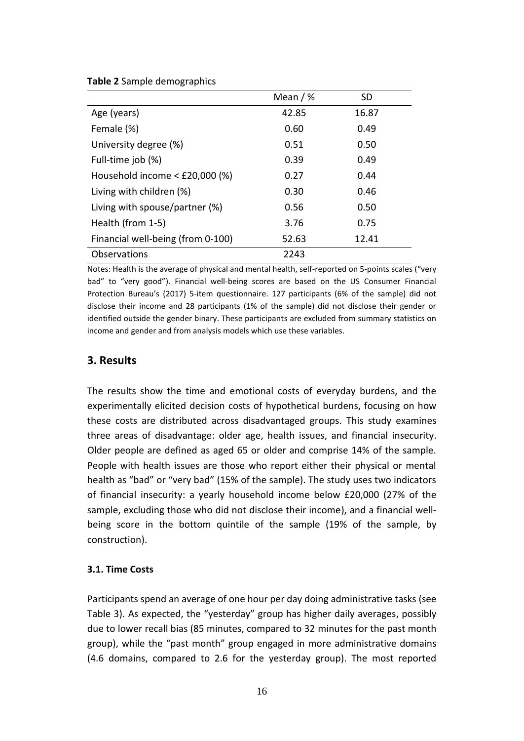**Table 2** Sample demographics

| | Mean / % | SD |
|---|---|---|
| Age (years) | 42.85 | 16.87 |
| Female (%) | 0.60 | 0.49 |
| University degree (%) | 0.51 | 0.50 |
| Full-time job (%) | 0.39 | 0.49 |
| Household income < £20,000 (%) | 0.27 | 0.44 |
| Living with children (%) | 0.30 | 0.46 |
| Living with spouse/partner (%) | 0.56 | 0.50 |
| Health (from 1-5) | 3.76 | 0.75 |
| Financial well-being (from 0-100) | 52.63 | 12.41 |
| Observations | 2243 | |

Notes: Health is the average of physical and mental health, self-reported on 5-points scales ("very bad" to "very good"). Financial well-being scores are based on the US Consumer Financial Protection Bureau's (2017) 5-item questionnaire. 127 participants (6% of the sample) did not disclose their income and 28 participants (1% of the sample) did not disclose their gender or identified outside the gender binary. These participants are excluded from summary statistics on income and gender and from analysis models which use these variables.

## 3. Results

The results show the time and emotional costs of everyday burdens, and the experimentally elicited decision costs of hypothetical burdens, focusing on how these costs are distributed across disadvantaged groups. This study examines three areas of disadvantage: older age, health issues, and financial insecurity. Older people are defined as aged 65 or older and comprise 14% of the sample. People with health issues are those who report either their physical or mental health as "bad" or "very bad" (15% of the sample). The study uses two indicators of financial insecurity: a yearly household income below £20,000 (27% of the sample, excluding those who did not disclose their income), and a financial well-being score in the bottom quintile of the sample (19% of the sample, by construction).

### 3.1. Time Costs

Participants spend an average of one hour per day doing administrative tasks (see Table 3). As expected, the "yesterday" group has higher daily averages, possibly due to lower recall bias (85 minutes, compared to 32 minutes for the past month group), while the "past month" group engaged in more administrative domains (4.6 domains, compared to 2.6 for the yesterday group). The most reported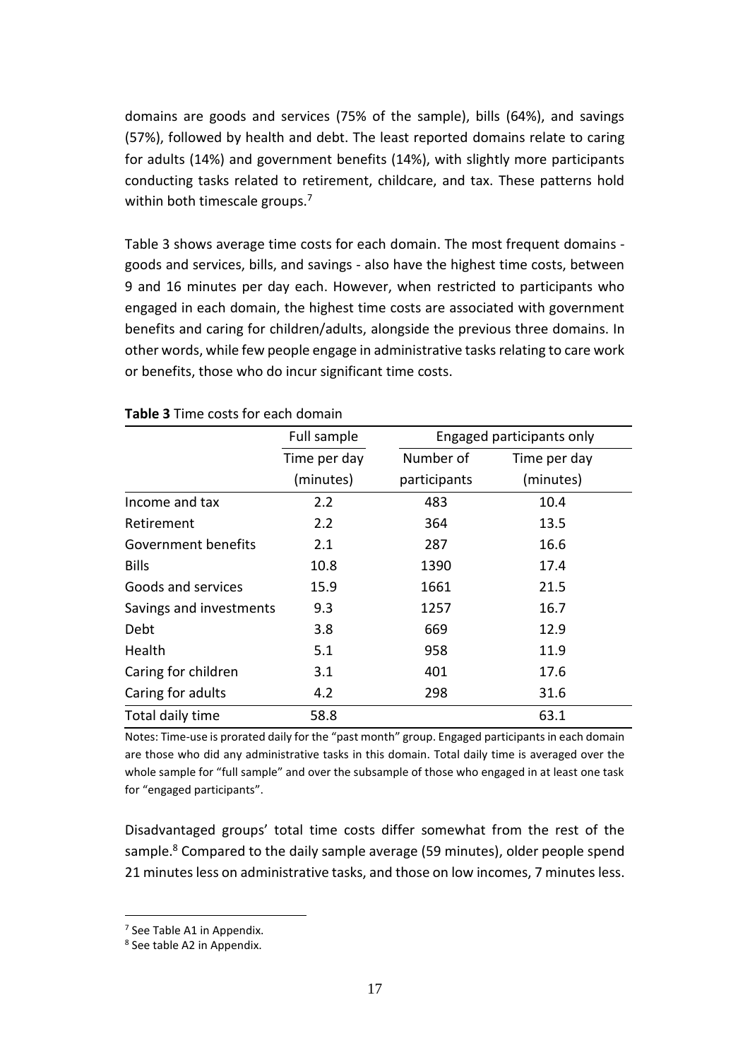domains are goods and services (75% of the sample), bills (64%), and savings (57%), followed by health and debt. The least reported domains relate to caring for adults (14%) and government benefits (14%), with slightly more participants conducting tasks related to retirement, childcare, and tax. These patterns hold within both timescale groups.[7]

Table 3 shows average time costs for each domain. The most frequent domains - goods and services, bills, and savings - also have the highest time costs, between 9 and 16 minutes per day each. However, when restricted to participants who engaged in each domain, the highest time costs are associated with government benefits and caring for children/adults, alongside the previous three domains. In other words, while few people engage in administrative tasks relating to care work or benefits, those who do incur significant time costs.

**Table 3** Time costs for each domain

| | Full sample | Engaged participants only | |
|---|---|---|---|
| | Time per day (minutes) | Number of participants | Time per day (minutes) |
| Income and tax | 2.2 | 483 | 10.4 |
| Retirement | 2.2 | 364 | 13.5 |
| Government benefits | 2.1 | 287 | 16.6 |
| Bills | 10.8 | 1390 | 17.4 |
| Goods and services | 15.9 | 1661 | 21.5 |
| Savings and investments | 9.3 | 1257 | 16.7 |
| Debt | 3.8 | 669 | 12.9 |
| Health | 5.1 | 958 | 11.9 |
| Caring for children | 3.1 | 401 | 17.6 |
| Caring for adults | 4.2 | 298 | 31.6 |
| Total daily time | 58.8 | | 63.1 |

Notes: Time-use is prorated daily for the "past month" group. Engaged participants in each domain are those who did any administrative tasks in this domain. Total daily time is averaged over the whole sample for "full sample" and over the subsample of those who engaged in at least one task for "engaged participants".

Disadvantaged groups' total time costs differ somewhat from the rest of the sample.[8] Compared to the daily sample average (59 minutes), older people spend 21 minutes less on administrative tasks, and those on low incomes, 7 minutes less.

[7] See Table A1 in Appendix.

[8] See table A2 in Appendix.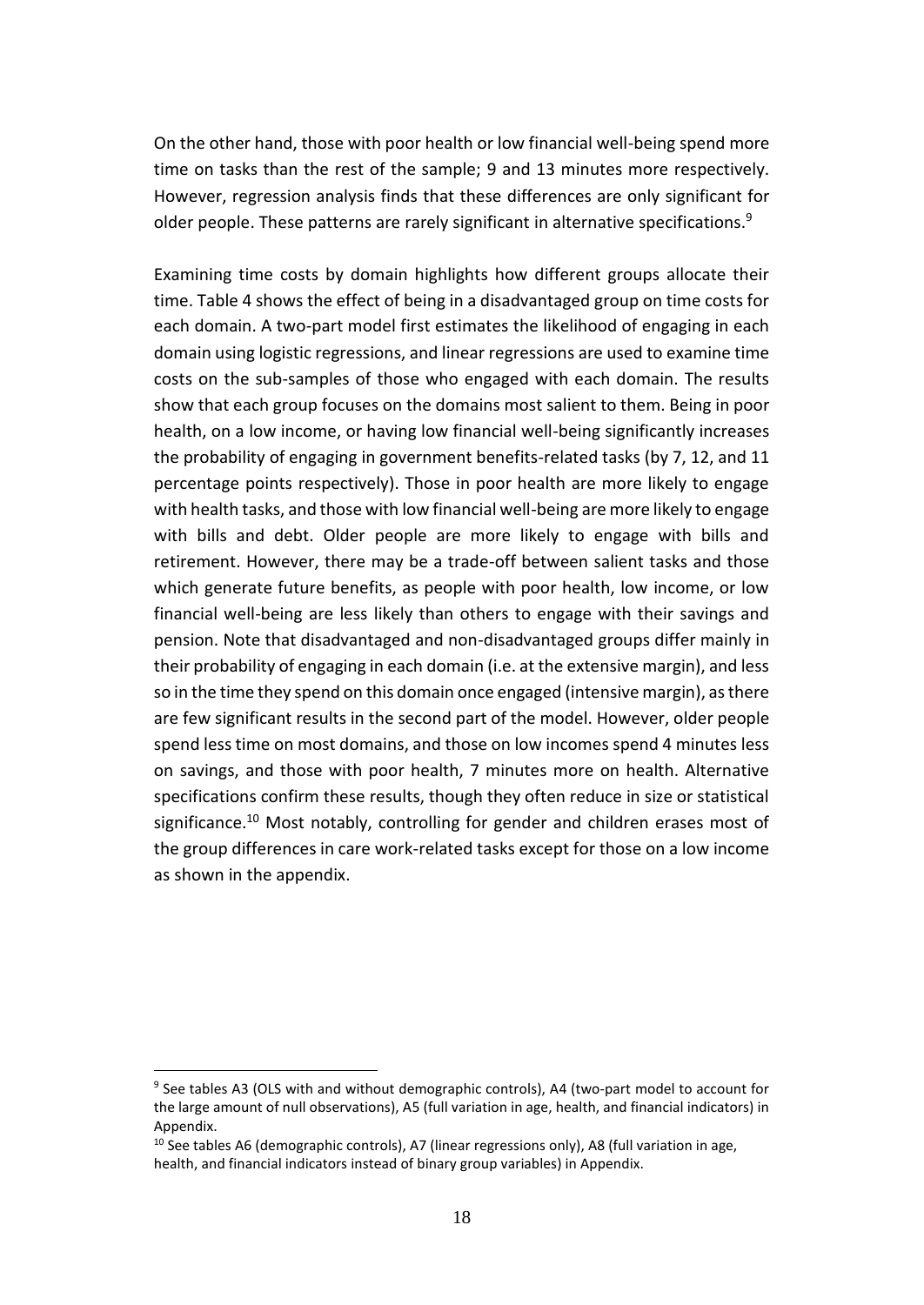On the other hand, those with poor health or low financial well-being spend more time on tasks than the rest of the sample; 9 and 13 minutes more respectively. However, regression analysis finds that these differences are only significant for older people. These patterns are rarely significant in alternative specifications.[9]

Examining time costs by domain highlights how different groups allocate their time. Table 4 shows the effect of being in a disadvantaged group on time costs for each domain. A two-part model first estimates the likelihood of engaging in each domain using logistic regressions, and linear regressions are used to examine time costs on the sub-samples of those who engaged with each domain. The results show that each group focuses on the domains most salient to them. Being in poor health, on a low income, or having low financial well-being significantly increases the probability of engaging in government benefits-related tasks (by 7, 12, and 11 percentage points respectively). Those in poor health are more likely to engage with health tasks, and those with low financial well-being are more likely to engage with bills and debt. Older people are more likely to engage with bills and retirement. However, there may be a trade-off between salient tasks and those which generate future benefits, as people with poor health, low income, or low financial well-being are less likely than others to engage with their savings and pension. Note that disadvantaged and non-disadvantaged groups differ mainly in their probability of engaging in each domain (i.e. at the extensive margin), and less so in the time they spend on this domain once engaged (intensive margin), as there are few significant results in the second part of the model. However, older people spend less time on most domains, and those on low incomes spend 4 minutes less on savings, and those with poor health, 7 minutes more on health. Alternative specifications confirm these results, though they often reduce in size or statistical significance.[10] Most notably, controlling for gender and children erases most of the group differences in care work-related tasks except for those on a low income as shown in the appendix.

---

[9] See tables A3 (OLS with and without demographic controls), A4 (two-part model to account for the large amount of null observations), A5 (full variation in age, health, and financial indicators) in Appendix.

[10] See tables A6 (demographic controls), A7 (linear regressions only), A8 (full variation in age, health, and financial indicators instead of binary group variables) in Appendix.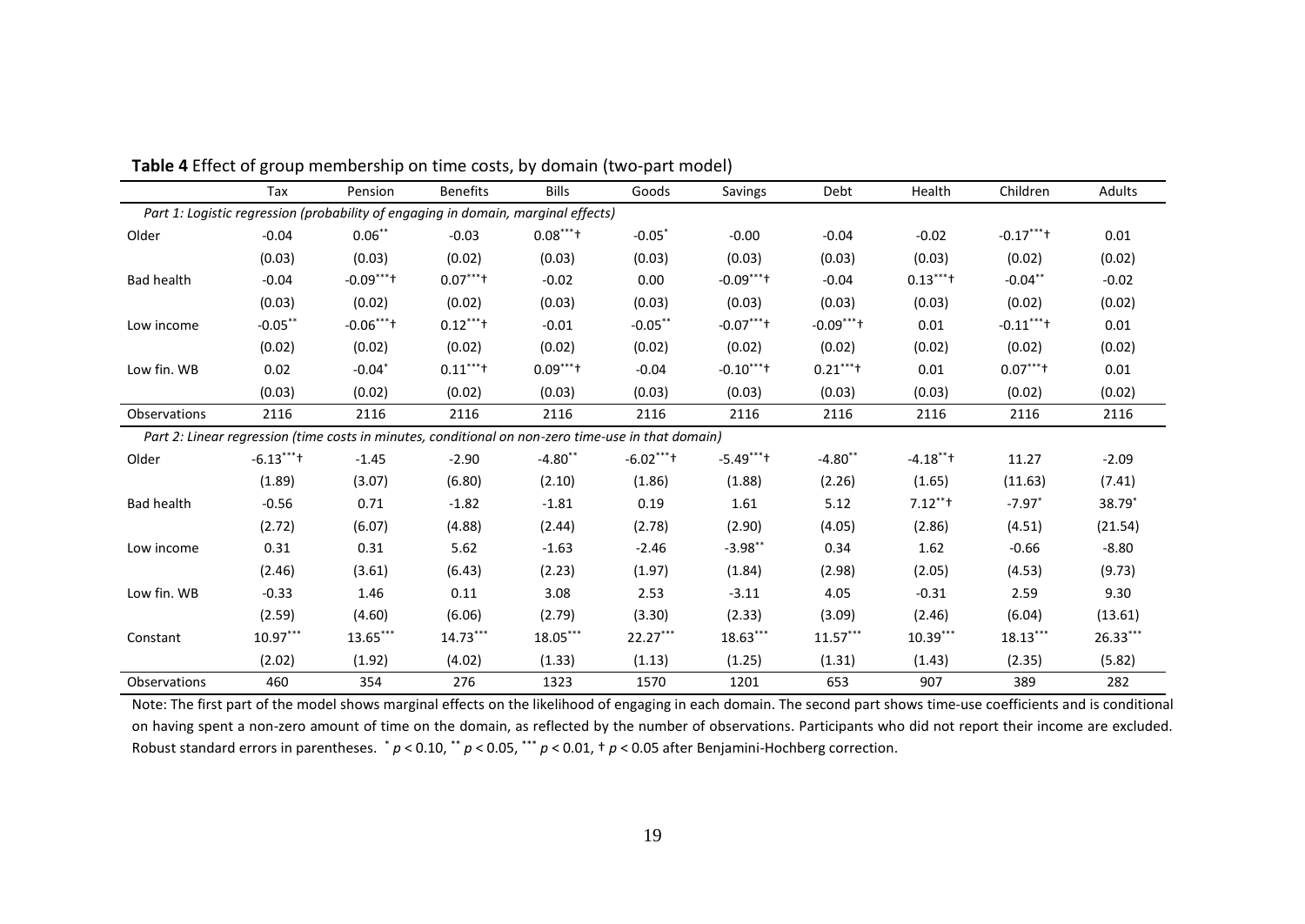**Table 4** Effect of group membership on time costs, by domain (two-part model)

| | Tax | Pension | Benefits | Bills | Goods | Savings | Debt | Health | Children | Adults |
|---|---|---|---|---|---|---|---|---|---|---|
| *Part 1: Logistic regression (probability of engaging in domain, marginal effects)* | | | | | | | | | | |
| Older | -0.04 | 0.06** | -0.03 | 0.08***† | -0.05* | -0.00 | -0.04 | -0.02 | -0.17***† | 0.01 |
| | (0.03) | (0.03) | (0.02) | (0.03) | (0.03) | (0.03) | (0.03) | (0.03) | (0.02) | (0.02) |
| Bad health | -0.04 | -0.09***† | 0.07***† | -0.02 | 0.00 | -0.09***† | -0.04 | 0.13***† | -0.04** | -0.02 |
| | (0.03) | (0.02) | (0.02) | (0.03) | (0.03) | (0.03) | (0.03) | (0.03) | (0.02) | (0.02) |
| Low income | -0.05** | -0.06***† | 0.12***† | -0.01 | -0.05** | -0.07***† | -0.09***† | 0.01 | -0.11***† | 0.01 |
| | (0.02) | (0.02) | (0.02) | (0.02) | (0.02) | (0.02) | (0.02) | (0.02) | (0.02) | (0.02) |
| Low fin. WB | 0.02 | -0.04* | 0.11***† | 0.09***† | -0.04 | -0.10***† | 0.21***† | 0.01 | 0.07***† | 0.01 |
| | (0.03) | (0.02) | (0.02) | (0.03) | (0.03) | (0.03) | (0.03) | (0.03) | (0.02) | (0.02) |
| Observations | 2116 | 2116 | 2116 | 2116 | 2116 | 2116 | 2116 | 2116 | 2116 | 2116 |
| *Part 2: Linear regression (time costs in minutes, conditional on non-zero time-use in that domain)* | | | | | | | | | | |
| Older | -6.13***† | -1.45 | -2.90 | -4.80** | -6.02***† | -5.49***† | -4.80** | -4.18**† | 11.27 | -2.09 |
| | (1.89) | (3.07) | (6.80) | (2.10) | (1.86) | (1.88) | (2.26) | (1.65) | (11.63) | (7.41) |
| Bad health | -0.56 | 0.71 | -1.82 | -1.81 | 0.19 | 1.61 | 5.12 | 7.12**† | -7.97* | 38.79* |
| | (2.72) | (6.07) | (4.88) | (2.44) | (2.78) | (2.90) | (4.05) | (2.86) | (4.51) | (21.54) |
| Low income | 0.31 | 0.31 | 5.62 | -1.63 | -2.46 | -3.98** | 0.34 | 1.62 | -0.66 | -8.80 |
| | (2.46) | (3.61) | (6.43) | (2.23) | (1.97) | (1.84) | (2.98) | (2.05) | (4.53) | (9.73) |
| Low fin. WB | -0.33 | 1.46 | 0.11 | 3.08 | 2.53 | -3.11 | 4.05 | -0.31 | 2.59 | 9.30 |
| | (2.59) | (4.60) | (6.06) | (2.79) | (3.30) | (2.33) | (3.09) | (2.46) | (6.04) | (13.61) |
| Constant | 10.97*** | 13.65*** | 14.73*** | 18.05*** | 22.27*** | 18.63*** | 11.57*** | 10.39*** | 18.13*** | 26.33*** |
| | (2.02) | (1.92) | (4.02) | (1.33) | (1.13) | (1.25) | (1.31) | (1.43) | (2.35) | (5.82) |
| Observations | 460 | 354 | 276 | 1323 | 1570 | 1201 | 653 | 907 | 389 | 282 |

Note: The first part of the model shows marginal effects on the likelihood of engaging in each domain. The second part shows time-use coefficients and is conditional on having spent a non-zero amount of time on the domain, as reflected by the number of observations. Participants who did not report their income are excluded. Robust standard errors in parentheses. * $p < 0.10$, ** $p < 0.05$, *** $p < 0.01$, † $p < 0.05$ after Benjamini-Hochberg correction.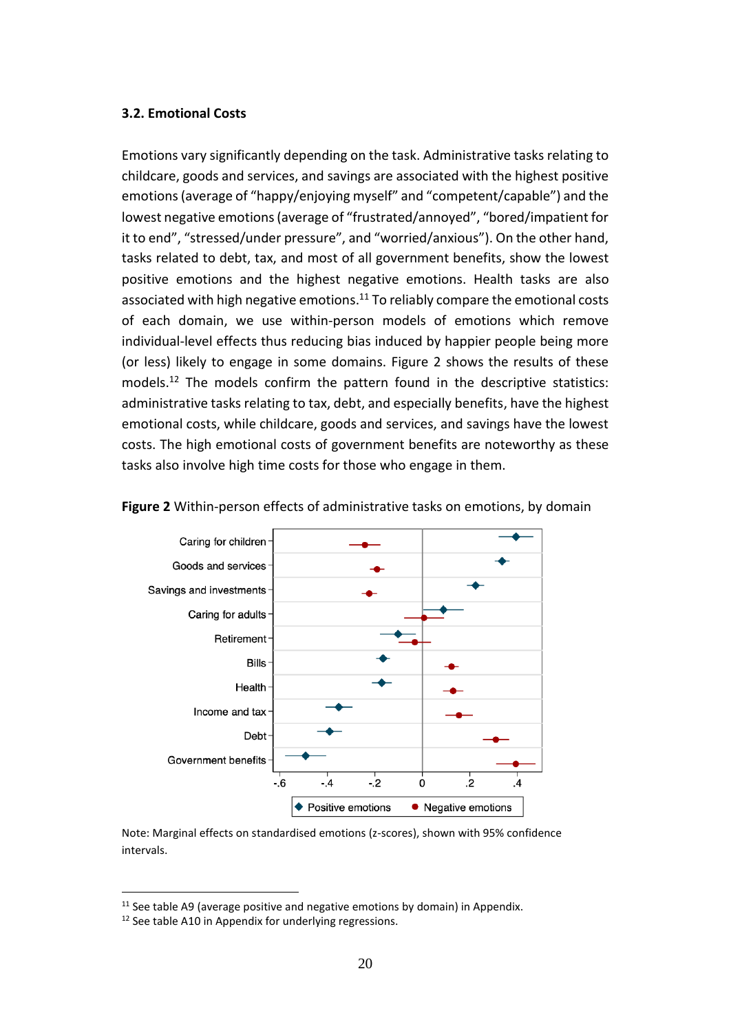### 3.2. Emotional Costs

Emotions vary significantly depending on the task. Administrative tasks relating to childcare, goods and services, and savings are associated with the highest positive emotions (average of "happy/enjoying myself" and "competent/capable") and the lowest negative emotions (average of "frustrated/annoyed", "bored/impatient for it to end", "stressed/under pressure", and "worried/anxious"). On the other hand, tasks related to debt, tax, and most of all government benefits, show the lowest positive emotions and the highest negative emotions. Health tasks are also associated with high negative emotions.[11] To reliably compare the emotional costs of each domain, we use within-person models of emotions which remove individual-level effects thus reducing bias induced by happier people being more (or less) likely to engage in some domains. Figure 2 shows the results of these models.[12] The models confirm the pattern found in the descriptive statistics: administrative tasks relating to tax, debt, and especially benefits, have the highest emotional costs, while childcare, goods and services, and savings have the lowest costs. The high emotional costs of government benefits are noteworthy as these tasks also involve high time costs for those who engage in them.

**Figure 2** Within-person effects of administrative tasks on emotions, by domain

Note: Marginal effects on standardised emotions (z-scores), shown with 95% confidence intervals.

[11] See table A9 (average positive and negative emotions by domain) in Appendix.

[12] See table A10 in Appendix for underlying regressions.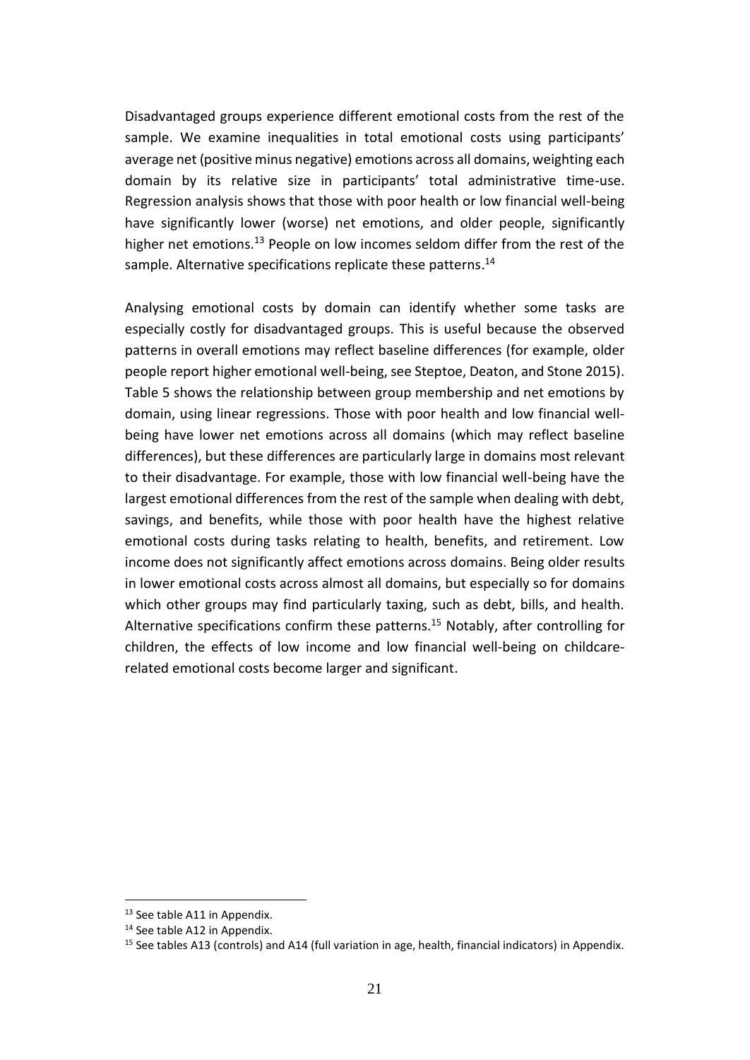Disadvantaged groups experience different emotional costs from the rest of the sample. We examine inequalities in total emotional costs using participants' average net (positive minus negative) emotions across all domains, weighting each domain by its relative size in participants' total administrative time-use. Regression analysis shows that those with poor health or low financial well-being have significantly lower (worse) net emotions, and older people, significantly higher net emotions.[13] People on low incomes seldom differ from the rest of the sample. Alternative specifications replicate these patterns.[14]

Analysing emotional costs by domain can identify whether some tasks are especially costly for disadvantaged groups. This is useful because the observed patterns in overall emotions may reflect baseline differences (for example, older people report higher emotional well-being, see Steptoe, Deaton, and Stone 2015). Table 5 shows the relationship between group membership and net emotions by domain, using linear regressions. Those with poor health and low financial well-being have lower net emotions across all domains (which may reflect baseline differences), but these differences are particularly large in domains most relevant to their disadvantage. For example, those with low financial well-being have the largest emotional differences from the rest of the sample when dealing with debt, savings, and benefits, while those with poor health have the highest relative emotional costs during tasks relating to health, benefits, and retirement. Low income does not significantly affect emotions across domains. Being older results in lower emotional costs across almost all domains, but especially so for domains which other groups may find particularly taxing, such as debt, bills, and health. Alternative specifications confirm these patterns.[15] Notably, after controlling for children, the effects of low income and low financial well-being on childcare-related emotional costs become larger and significant.

[13] See table A11 in Appendix.

[14] See table A12 in Appendix.

[15] See tables A13 (controls) and A14 (full variation in age, health, financial indicators) in Appendix.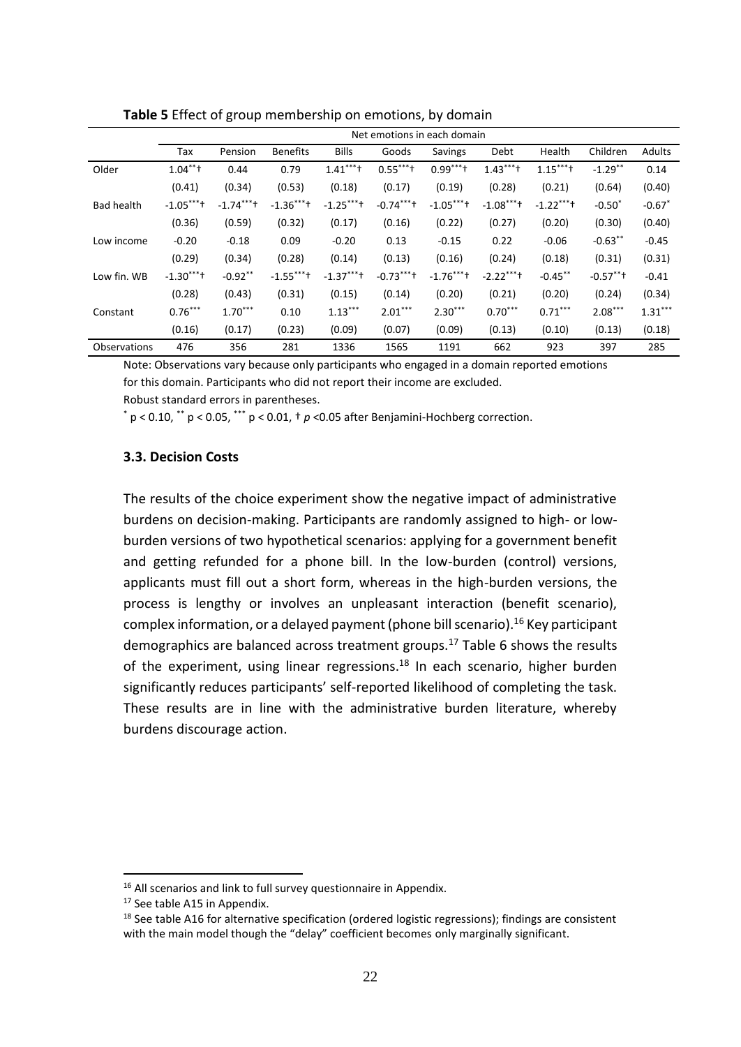**Table 5** Effect of group membership on emotions, by domain

| | Net emotions in each domain | | | | | | | | | |
|---|---|---|---|---|---|---|---|---|---|---|
| | Tax | Pension | Benefits | Bills | Goods | Savings | Debt | Health | Children | Adults |
| Older | $1.04^{**}$† | 0.44 | 0.79 | $1.41^{***}$† | $0.55^{***}$† | $0.99^{***}$† | $1.43^{***}$† | $1.15^{***}$† | $-1.29^{**}$ | 0.14 |
| | (0.41) | (0.34) | (0.53) | (0.18) | (0.17) | (0.19) | (0.28) | (0.21) | (0.64) | (0.40) |
| Bad health | $-1.05^{***}$† | $-1.74^{***}$† | $-1.36^{***}$† | $-1.25^{***}$† | $-0.74^{***}$† | $-1.05^{***}$† | $-1.08^{***}$† | $-1.22^{***}$† | $-0.50^{*}$ | $-0.67^{*}$ |
| | (0.36) | (0.59) | (0.32) | (0.17) | (0.16) | (0.22) | (0.27) | (0.20) | (0.30) | (0.40) |
| Low income | -0.20 | -0.18 | 0.09 | -0.20 | 0.13 | -0.15 | 0.22 | -0.06 | $-0.63^{**}$ | -0.45 |
| | (0.29) | (0.34) | (0.28) | (0.14) | (0.13) | (0.16) | (0.24) | (0.18) | (0.31) | (0.31) |
| Low fin. WB | $-1.30^{***}$† | $-0.92^{**}$ | $-1.55^{***}$† | $-1.37^{***}$† | $-0.73^{***}$† | $-1.76^{***}$† | $-2.22^{***}$† | $-0.45^{**}$ | $-0.57^{**}$† | -0.41 |
| | (0.28) | (0.43) | (0.31) | (0.15) | (0.14) | (0.20) | (0.21) | (0.20) | (0.24) | (0.34) |
| Constant | $0.76^{***}$ | $1.70^{***}$ | 0.10 | $1.13^{***}$ | $2.01^{***}$ | $2.30^{***}$ | $0.70^{***}$ | $0.71^{***}$ | $2.08^{***}$ | $1.31^{***}$ |
| | (0.16) | (0.17) | (0.23) | (0.09) | (0.07) | (0.09) | (0.13) | (0.10) | (0.13) | (0.18) |
| Observations | 476 | 356 | 281 | 1336 | 1565 | 1191 | 662 | 923 | 397 | 285 |

Note: Observations vary because only participants who engaged in a domain reported emotions for this domain. Participants who did not report their income are excluded.

Robust standard errors in parentheses.

$^{*}$ $p < 0.10$, $^{**}$ $p < 0.05$, $^{***}$ $p < 0.01$, † $p$ <0.05 after Benjamini-Hochberg correction.

### 3.3. Decision Costs

The results of the choice experiment show the negative impact of administrative burdens on decision-making. Participants are randomly assigned to high- or low-burden versions of two hypothetical scenarios: applying for a government benefit and getting refunded for a phone bill. In the low-burden (control) versions, applicants must fill out a short form, whereas in the high-burden versions, the process is lengthy or involves an unpleasant interaction (benefit scenario), complex information, or a delayed payment (phone bill scenario).[16] Key participant demographics are balanced across treatment groups.[17] Table 6 shows the results of the experiment, using linear regressions.[18] In each scenario, higher burden significantly reduces participants' self-reported likelihood of completing the task. These results are in line with the administrative burden literature, whereby burdens discourage action.

[16] All scenarios and link to full survey questionnaire in Appendix.

[17] See table A15 in Appendix.

[18] See table A16 for alternative specification (ordered logistic regressions); findings are consistent with the main model though the "delay" coefficient becomes only marginally significant.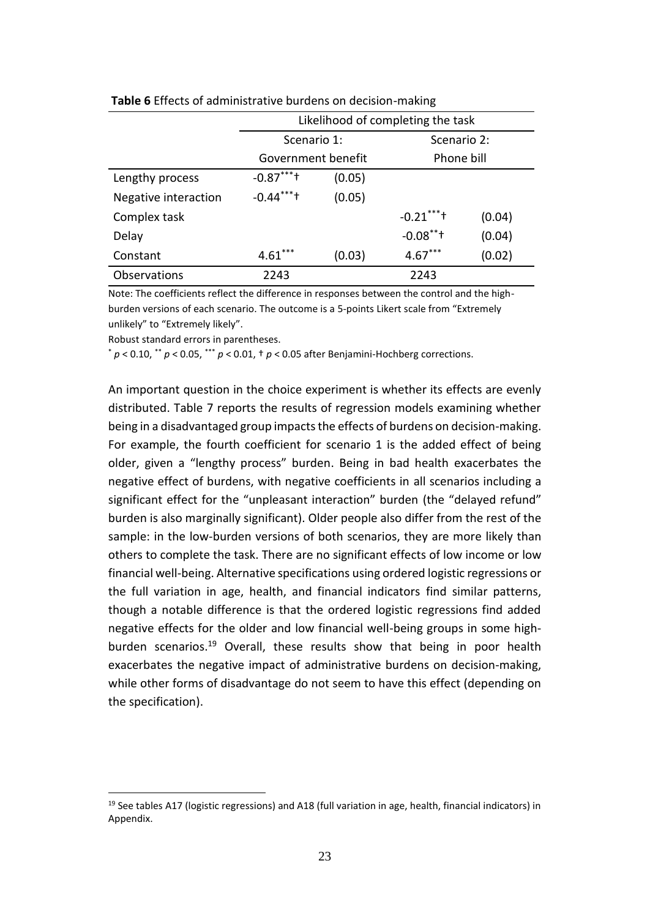**Table 6** Effects of administrative burdens on decision-making

| | Likelihood of completing the task | | | |
|---|---|---|---|---|
| | Scenario 1: Government benefit | | Scenario 2: Phone bill | |
| Lengthy process | $-0.87^{***}$† | (0.05) | | |
| Negative interaction | $-0.44^{***}$† | (0.05) | | |
| Complex task | | | $-0.21^{***}$† | (0.04) |
| Delay | | | $-0.08^{**}$† | (0.04) |
| Constant | $4.61^{***}$ | (0.03) | $4.67^{***}$ | (0.02) |
| Observations | 2243 | | 2243 | |

Note: The coefficients reflect the difference in responses between the control and the high-burden versions of each scenario. The outcome is a 5-points Likert scale from "Extremely unlikely" to "Extremely likely".

Robust standard errors in parentheses.

$^{*}$ $p < 0.10$, $^{**}$ $p < 0.05$, $^{***}$ $p < 0.01$, † $p < 0.05$ after Benjamini-Hochberg corrections.

An important question in the choice experiment is whether its effects are evenly distributed. Table 7 reports the results of regression models examining whether being in a disadvantaged group impacts the effects of burdens on decision-making. For example, the fourth coefficient for scenario 1 is the added effect of being older, given a "lengthy process" burden. Being in bad health exacerbates the negative effect of burdens, with negative coefficients in all scenarios including a significant effect for the "unpleasant interaction" burden (the "delayed refund" burden is also marginally significant). Older people also differ from the rest of the sample: in the low-burden versions of both scenarios, they are more likely than others to complete the task. There are no significant effects of low income or low financial well-being. Alternative specifications using ordered logistic regressions or the full variation in age, health, and financial indicators find similar patterns, though a notable difference is that the ordered logistic regressions find added negative effects for the older and low financial well-being groups in some high-burden scenarios.[19] Overall, these results show that being in poor health exacerbates the negative impact of administrative burdens on decision-making, while other forms of disadvantage do not seem to have this effect (depending on the specification).

[19] See tables A17 (logistic regressions) and A18 (full variation in age, health, financial indicators) in Appendix.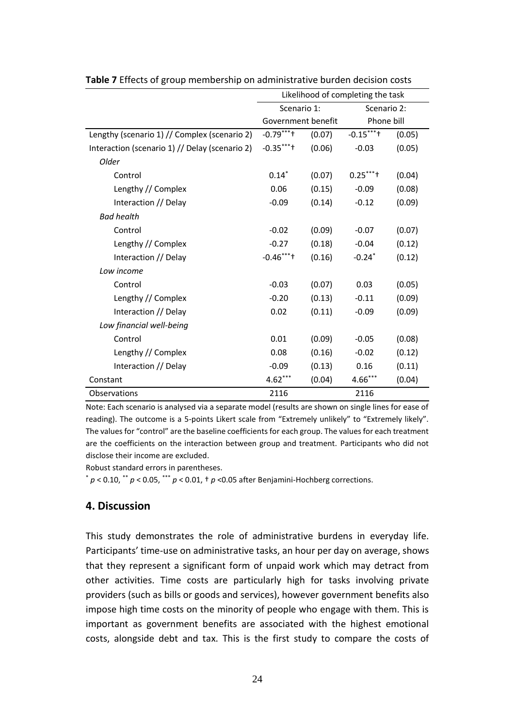**Table 7** Effects of group membership on administrative burden decision costs

| | Likelihood of completing the task | | | |
|---|---|---|---|---|
| | Scenario 1: Government benefit | | Scenario 2: Phone bill | |
| Lengthy (scenario 1) // Complex (scenario 2) | $-0.79^{***}$† | (0.07) | $-0.15^{***}$† | (0.05) |
| Interaction (scenario 1) // Delay (scenario 2) | $-0.35^{***}$† | (0.06) | -0.03 | (0.05) |
| *Older* | | | | |
| Control | $0.14^{*}$ | (0.07) | $0.25^{***}$† | (0.04) |
| Lengthy // Complex | 0.06 | (0.15) | -0.09 | (0.08) |
| Interaction // Delay | -0.09 | (0.14) | -0.12 | (0.09) |
| *Bad health* | | | | |
| Control | -0.02 | (0.09) | -0.07 | (0.07) |
| Lengthy // Complex | -0.27 | (0.18) | -0.04 | (0.12) |
| Interaction // Delay | $-0.46^{***}$† | (0.16) | $-0.24^{*}$ | (0.12) |
| *Low income* | | | | |
| Control | -0.03 | (0.07) | 0.03 | (0.05) |
| Lengthy // Complex | -0.20 | (0.13) | -0.11 | (0.09) |
| Interaction // Delay | 0.02 | (0.11) | -0.09 | (0.09) |
| *Low financial well-being* | | | | |
| Control | 0.01 | (0.09) | -0.05 | (0.08) |
| Lengthy // Complex | 0.08 | (0.16) | -0.02 | (0.12) |
| Interaction // Delay | -0.09 | (0.13) | 0.16 | (0.11) |
| Constant | $4.62^{***}$ | (0.04) | $4.66^{***}$ | (0.04) |
| Observations | 2116 | | 2116 | |

Note: Each scenario is analysed via a separate model (results are shown on single lines for ease of reading). The outcome is a 5-points Likert scale from "Extremely unlikely" to "Extremely likely". The values for "control" are the baseline coefficients for each group. The values for each treatment are the coefficients on the interaction between group and treatment. Participants who did not disclose their income are excluded.

Robust standard errors in parentheses.

$^{*}$ $p < 0.10$, $^{**}$ $p < 0.05$, $^{***}$ $p < 0.01$, † $p < 0.05$ after Benjamini-Hochberg corrections.

## 4. Discussion

This study demonstrates the role of administrative burdens in everyday life. Participants' time-use on administrative tasks, an hour per day on average, shows that they represent a significant form of unpaid work which may detract from other activities. Time costs are particularly high for tasks involving private providers (such as bills or goods and services), however government benefits also impose high time costs on the minority of people who engage with them. This is important as government benefits are associated with the highest emotional costs, alongside debt and tax. This is the first study to compare the costs of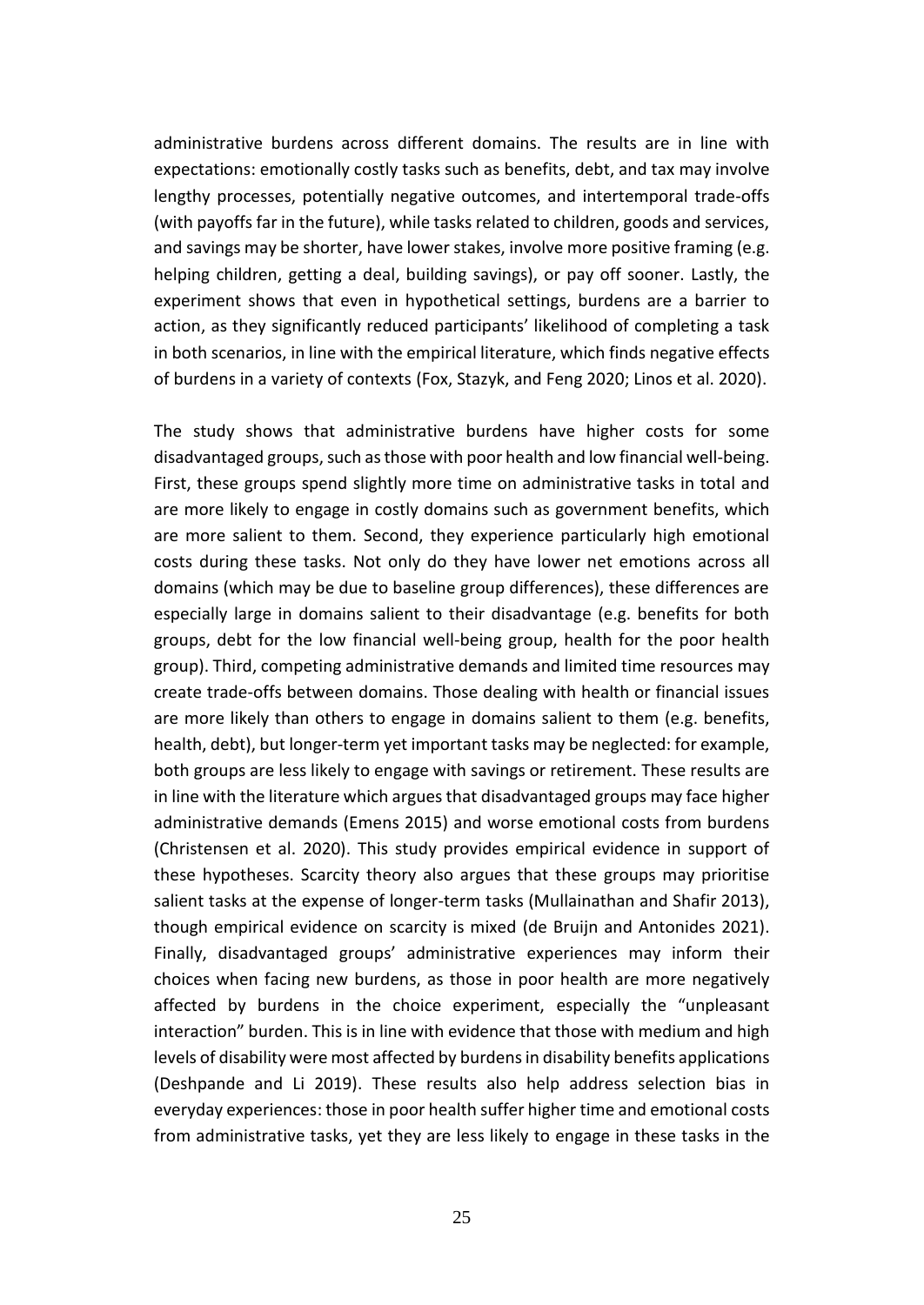administrative burdens across different domains. The results are in line with expectations: emotionally costly tasks such as benefits, debt, and tax may involve lengthy processes, potentially negative outcomes, and intertemporal trade-offs (with payoffs far in the future), while tasks related to children, goods and services, and savings may be shorter, have lower stakes, involve more positive framing (e.g. helping children, getting a deal, building savings), or pay off sooner. Lastly, the experiment shows that even in hypothetical settings, burdens are a barrier to action, as they significantly reduced participants' likelihood of completing a task in both scenarios, in line with the empirical literature, which finds negative effects of burdens in a variety of contexts (Fox, Stazyk, and Feng 2020; Linos et al. 2020).

The study shows that administrative burdens have higher costs for some disadvantaged groups, such as those with poor health and low financial well-being. First, these groups spend slightly more time on administrative tasks in total and are more likely to engage in costly domains such as government benefits, which are more salient to them. Second, they experience particularly high emotional costs during these tasks. Not only do they have lower net emotions across all domains (which may be due to baseline group differences), these differences are especially large in domains salient to their disadvantage (e.g. benefits for both groups, debt for the low financial well-being group, health for the poor health group). Third, competing administrative demands and limited time resources may create trade-offs between domains. Those dealing with health or financial issues are more likely than others to engage in domains salient to them (e.g. benefits, health, debt), but longer-term yet important tasks may be neglected: for example, both groups are less likely to engage with savings or retirement. These results are in line with the literature which argues that disadvantaged groups may face higher administrative demands (Emens 2015) and worse emotional costs from burdens (Christensen et al. 2020). This study provides empirical evidence in support of these hypotheses. Scarcity theory also argues that these groups may prioritise salient tasks at the expense of longer-term tasks (Mullainathan and Shafir 2013), though empirical evidence on scarcity is mixed (de Bruijn and Antonides 2021). Finally, disadvantaged groups' administrative experiences may inform their choices when facing new burdens, as those in poor health are more negatively affected by burdens in the choice experiment, especially the "unpleasant interaction" burden. This is in line with evidence that those with medium and high levels of disability were most affected by burdens in disability benefits applications (Deshpande and Li 2019). These results also help address selection bias in everyday experiences: those in poor health suffer higher time and emotional costs from administrative tasks, yet they are less likely to engage in these tasks in the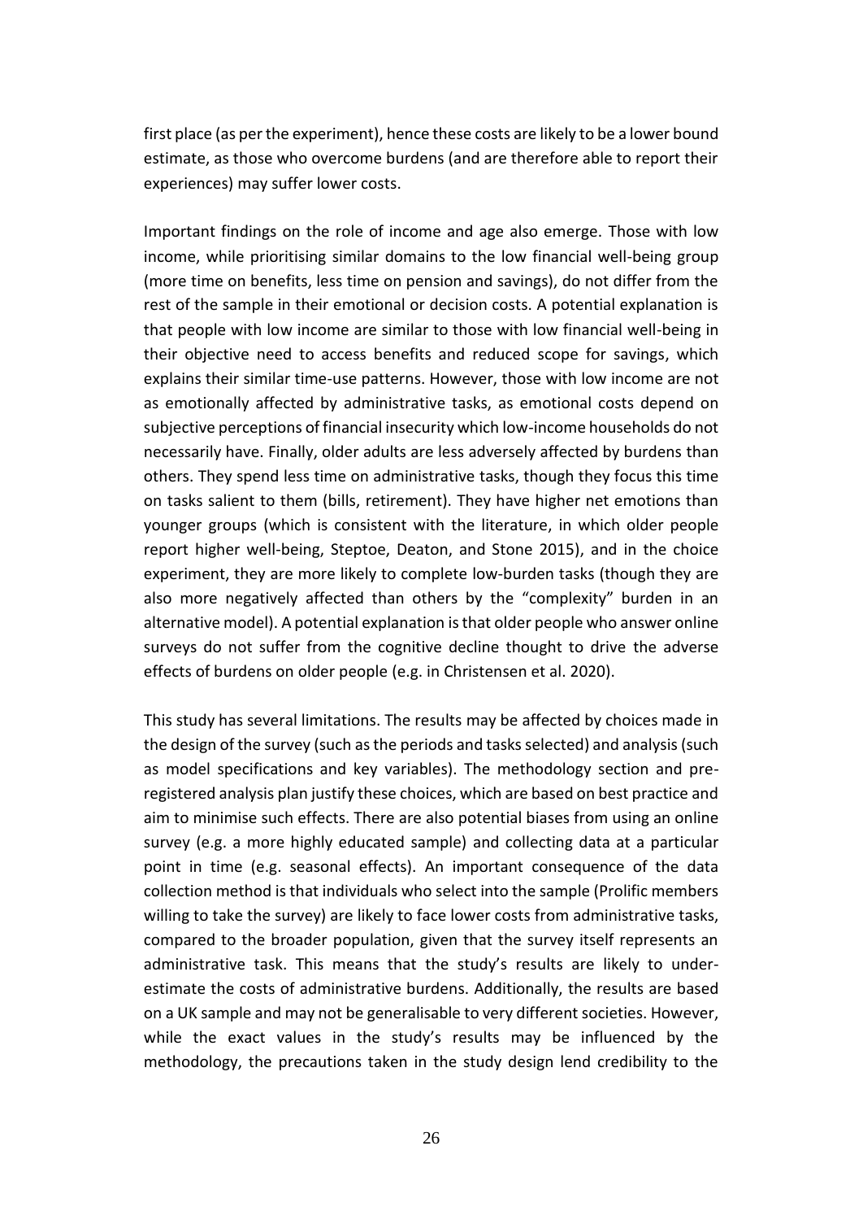first place (as per the experiment), hence these costs are likely to be a lower bound estimate, as those who overcome burdens (and are therefore able to report their experiences) may suffer lower costs.

Important findings on the role of income and age also emerge. Those with low income, while prioritising similar domains to the low financial well-being group (more time on benefits, less time on pension and savings), do not differ from the rest of the sample in their emotional or decision costs. A potential explanation is that people with low income are similar to those with low financial well-being in their objective need to access benefits and reduced scope for savings, which explains their similar time-use patterns. However, those with low income are not as emotionally affected by administrative tasks, as emotional costs depend on subjective perceptions of financial insecurity which low-income households do not necessarily have. Finally, older adults are less adversely affected by burdens than others. They spend less time on administrative tasks, though they focus this time on tasks salient to them (bills, retirement). They have higher net emotions than younger groups (which is consistent with the literature, in which older people report higher well-being, Steptoe, Deaton, and Stone 2015), and in the choice experiment, they are more likely to complete low-burden tasks (though they are also more negatively affected than others by the "complexity" burden in an alternative model). A potential explanation is that older people who answer online surveys do not suffer from the cognitive decline thought to drive the adverse effects of burdens on older people (e.g. in Christensen et al. 2020).

This study has several limitations. The results may be affected by choices made in the design of the survey (such as the periods and tasks selected) and analysis (such as model specifications and key variables). The methodology section and pre-registered analysis plan justify these choices, which are based on best practice and aim to minimise such effects. There are also potential biases from using an online survey (e.g. a more highly educated sample) and collecting data at a particular point in time (e.g. seasonal effects). An important consequence of the data collection method is that individuals who select into the sample (Prolific members willing to take the survey) are likely to face lower costs from administrative tasks, compared to the broader population, given that the survey itself represents an administrative task. This means that the study's results are likely to under-estimate the costs of administrative burdens. Additionally, the results are based on a UK sample and may not be generalisable to very different societies. However, while the exact values in the study's results may be influenced by the methodology, the precautions taken in the study design lend credibility to the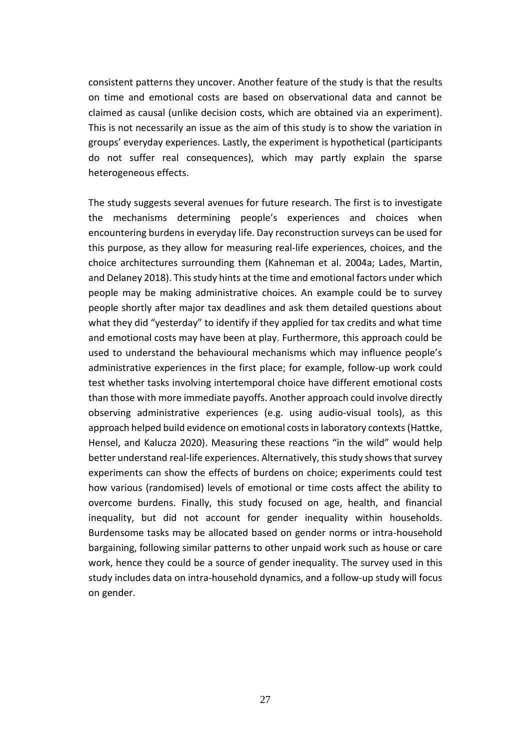consistent patterns they uncover. Another feature of the study is that the results on time and emotional costs are based on observational data and cannot be claimed as causal (unlike decision costs, which are obtained via an experiment). This is not necessarily an issue as the aim of this study is to show the variation in groups' everyday experiences. Lastly, the experiment is hypothetical (participants do not suffer real consequences), which may partly explain the sparse heterogeneous effects.

The study suggests several avenues for future research. The first is to investigate the mechanisms determining people's experiences and choices when encountering burdens in everyday life. Day reconstruction surveys can be used for this purpose, as they allow for measuring real-life experiences, choices, and the choice architectures surrounding them (Kahneman et al. 2004a; Lades, Martin, and Delaney 2018). This study hints at the time and emotional factors under which people may be making administrative choices. An example could be to survey people shortly after major tax deadlines and ask them detailed questions about what they did "yesterday" to identify if they applied for tax credits and what time and emotional costs may have been at play. Furthermore, this approach could be used to understand the behavioural mechanisms which may influence people's administrative experiences in the first place; for example, follow-up work could test whether tasks involving intertemporal choice have different emotional costs than those with more immediate payoffs. Another approach could involve directly observing administrative experiences (e.g. using audio-visual tools), as this approach helped build evidence on emotional costs in laboratory contexts (Hattke, Hensel, and Kalucza 2020). Measuring these reactions "in the wild" would help better understand real-life experiences. Alternatively, this study shows that survey experiments can show the effects of burdens on choice; experiments could test how various (randomised) levels of emotional or time costs affect the ability to overcome burdens. Finally, this study focused on age, health, and financial inequality, but did not account for gender inequality within households. Burdensome tasks may be allocated based on gender norms or intra-household bargaining, following similar patterns to other unpaid work such as house or care work, hence they could be a source of gender inequality. The survey used in this study includes data on intra-household dynamics, and a follow-up study will focus on gender.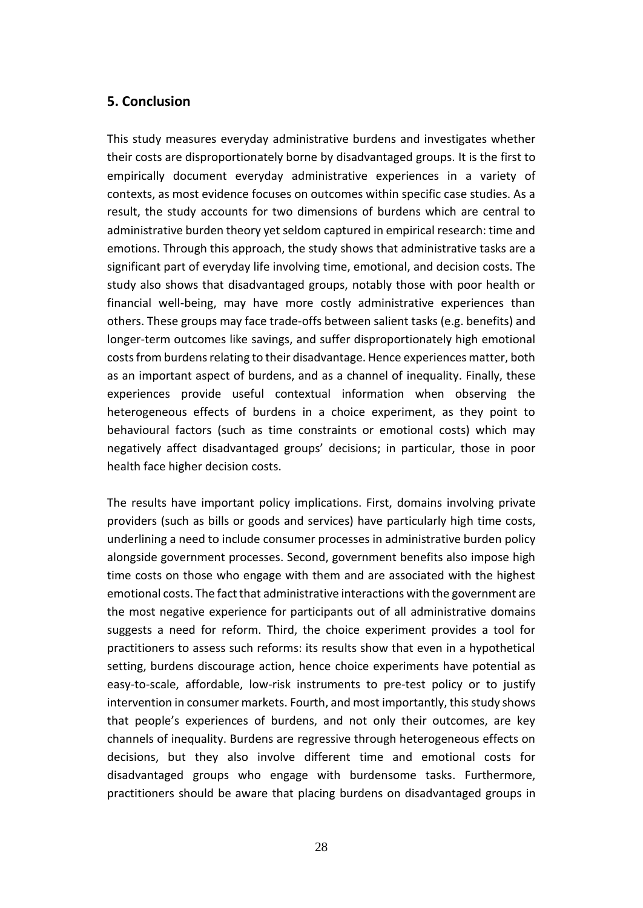## 5. Conclusion

This study measures everyday administrative burdens and investigates whether their costs are disproportionately borne by disadvantaged groups. It is the first to empirically document everyday administrative experiences in a variety of contexts, as most evidence focuses on outcomes within specific case studies. As a result, the study accounts for two dimensions of burdens which are central to administrative burden theory yet seldom captured in empirical research: time and emotions. Through this approach, the study shows that administrative tasks are a significant part of everyday life involving time, emotional, and decision costs. The study also shows that disadvantaged groups, notably those with poor health or financial well-being, may have more costly administrative experiences than others. These groups may face trade-offs between salient tasks (e.g. benefits) and longer-term outcomes like savings, and suffer disproportionately high emotional costs from burdens relating to their disadvantage. Hence experiences matter, both as an important aspect of burdens, and as a channel of inequality. Finally, these experiences provide useful contextual information when observing the heterogeneous effects of burdens in a choice experiment, as they point to behavioural factors (such as time constraints or emotional costs) which may negatively affect disadvantaged groups' decisions; in particular, those in poor health face higher decision costs.

The results have important policy implications. First, domains involving private providers (such as bills or goods and services) have particularly high time costs, underlining a need to include consumer processes in administrative burden policy alongside government processes. Second, government benefits also impose high time costs on those who engage with them and are associated with the highest emotional costs. The fact that administrative interactions with the government are the most negative experience for participants out of all administrative domains suggests a need for reform. Third, the choice experiment provides a tool for practitioners to assess such reforms: its results show that even in a hypothetical setting, burdens discourage action, hence choice experiments have potential as easy-to-scale, affordable, low-risk instruments to pre-test policy or to justify intervention in consumer markets. Fourth, and most importantly, this study shows that people's experiences of burdens, and not only their outcomes, are key channels of inequality. Burdens are regressive through heterogeneous effects on decisions, but they also involve different time and emotional costs for disadvantaged groups who engage with burdensome tasks. Furthermore, practitioners should be aware that placing burdens on disadvantaged groups in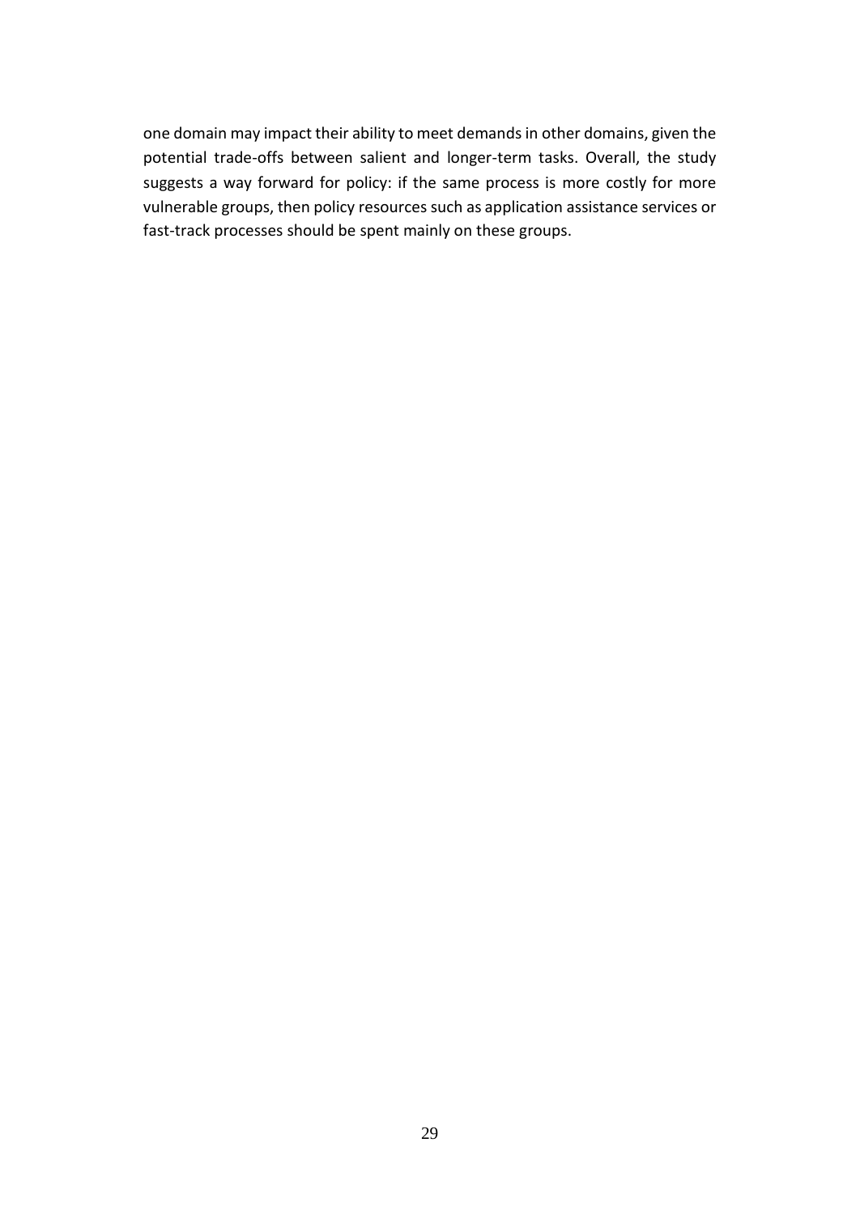one domain may impact their ability to meet demands in other domains, given the potential trade-offs between salient and longer-term tasks. Overall, the study suggests a way forward for policy: if the same process is more costly for more vulnerable groups, then policy resources such as application assistance services or fast-track processes should be spent mainly on these groups.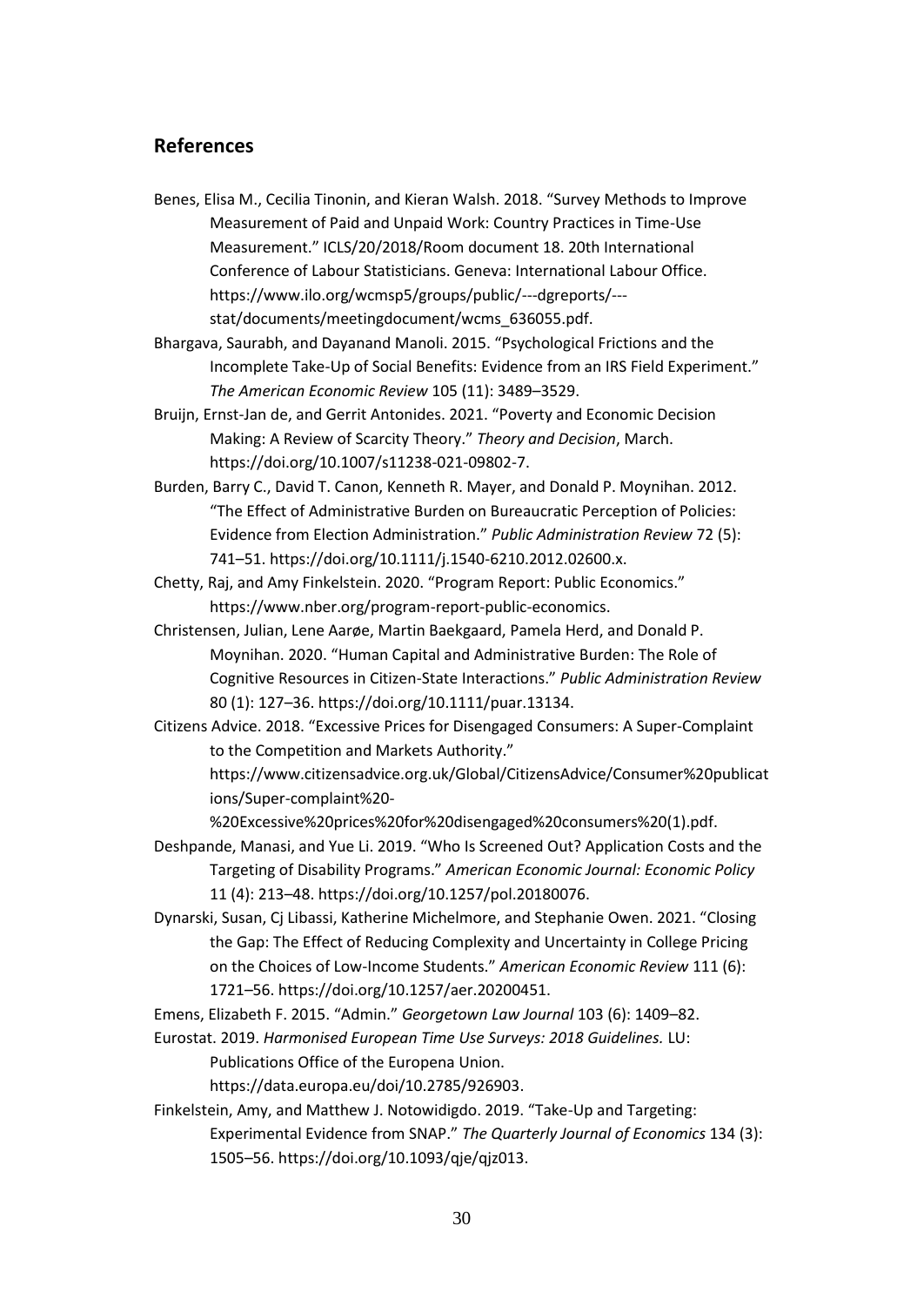## References

Benes, Elisa M., Cecilia Tinonin, and Kieran Walsh. 2018. "Survey Methods to Improve Measurement of Paid and Unpaid Work: Country Practices in Time-Use Measurement." ICLS/20/2018/Room document 18. 20th International Conference of Labour Statisticians. Geneva: International Labour Office. https://www.ilo.org/wcmsp5/groups/public/---dgreports/---stat/documents/meetingdocument/wcms_636055.pdf.

Bhargava, Saurabh, and Dayanand Manoli. 2015. "Psychological Frictions and the Incomplete Take-Up of Social Benefits: Evidence from an IRS Field Experiment." *The American Economic Review* 105 (11): 3489–3529.

Bruijn, Ernst-Jan de, and Gerrit Antonides. 2021. "Poverty and Economic Decision Making: A Review of Scarcity Theory." *Theory and Decision*, March. https://doi.org/10.1007/s11238-021-09802-7.

Burden, Barry C., David T. Canon, Kenneth R. Mayer, and Donald P. Moynihan. 2012. "The Effect of Administrative Burden on Bureaucratic Perception of Policies: Evidence from Election Administration." *Public Administration Review* 72 (5): 741–51. https://doi.org/10.1111/j.1540-6210.2012.02600.x.

Chetty, Raj, and Amy Finkelstein. 2020. "Program Report: Public Economics." https://www.nber.org/program-report-public-economics.

Christensen, Julian, Lene Aarøe, Martin Baekgaard, Pamela Herd, and Donald P. Moynihan. 2020. "Human Capital and Administrative Burden: The Role of Cognitive Resources in Citizen-State Interactions." *Public Administration Review* 80 (1): 127–36. https://doi.org/10.1111/puar.13134.

Citizens Advice. 2018. "Excessive Prices for Disengaged Consumers: A Super-Complaint to the Competition and Markets Authority." https://www.citizensadvice.org.uk/Global/CitizensAdvice/Consumer%20publications/Super-complaint%20-%20Excessive%20prices%20for%20disengaged%20consumers%20(1).pdf.

Deshpande, Manasi, and Yue Li. 2019. "Who Is Screened Out? Application Costs and the Targeting of Disability Programs." *American Economic Journal: Economic Policy* 11 (4): 213–48. https://doi.org/10.1257/pol.20180076.

Dynarski, Susan, Cj Libassi, Katherine Michelmore, and Stephanie Owen. 2021. "Closing the Gap: The Effect of Reducing Complexity and Uncertainty in College Pricing on the Choices of Low-Income Students." *American Economic Review* 111 (6): 1721–56. https://doi.org/10.1257/aer.20200451.

Emens, Elizabeth F. 2015. "Admin." *Georgetown Law Journal* 103 (6): 1409–82.

Eurostat. 2019. *Harmonised European Time Use Surveys: 2018 Guidelines.* LU: Publications Office of the Europena Union. https://data.europa.eu/doi/10.2785/926903.

Finkelstein, Amy, and Matthew J. Notowidigdo. 2019. "Take-Up and Targeting: Experimental Evidence from SNAP." *The Quarterly Journal of Economics* 134 (3): 1505–56. https://doi.org/10.1093/qje/qjz013.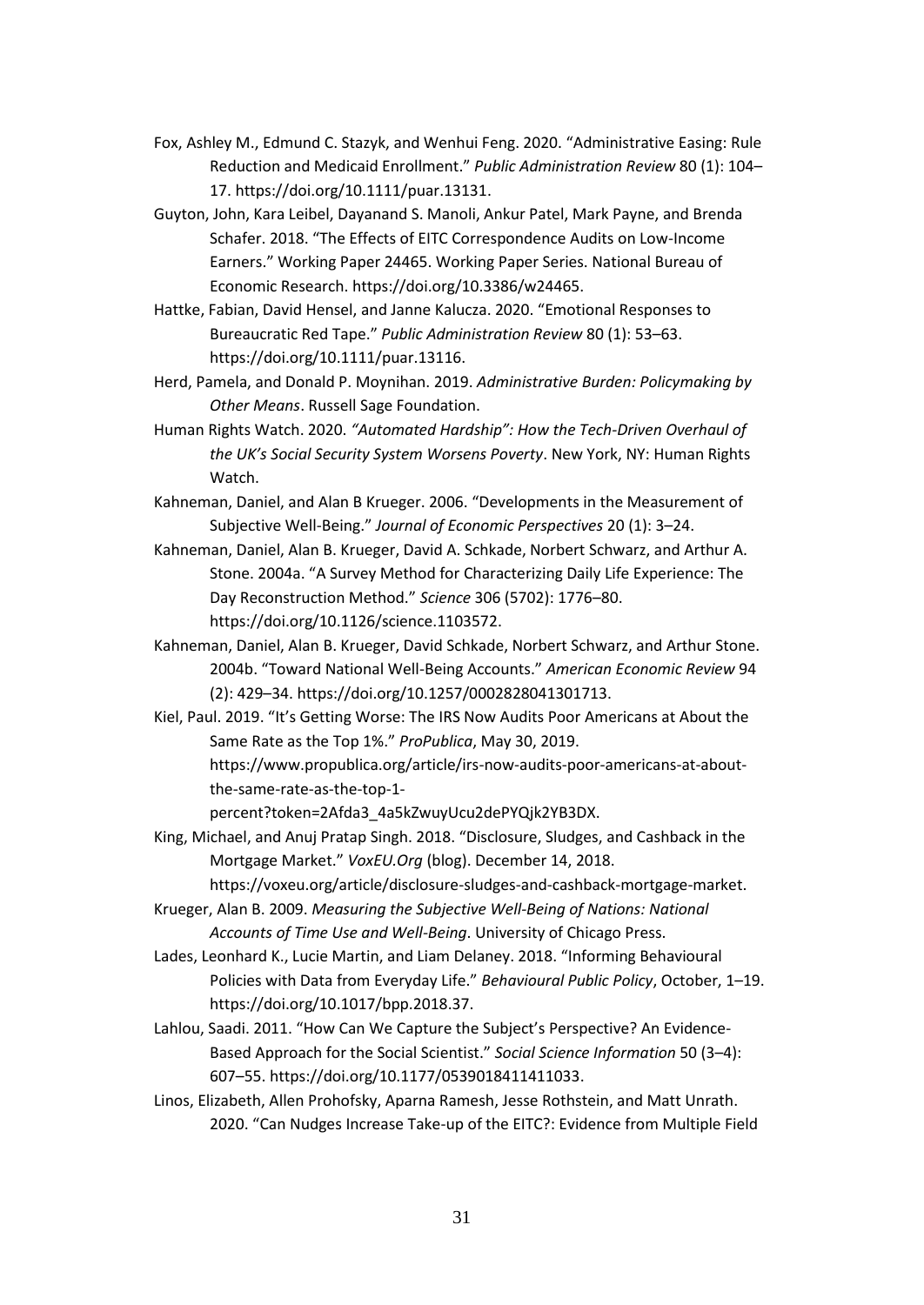Fox, Ashley M., Edmund C. Stazyk, and Wenhui Feng. 2020. "Administrative Easing: Rule Reduction and Medicaid Enrollment." *Public Administration Review* 80 (1): 104–17. https://doi.org/10.1111/puar.13131.

Guyton, John, Kara Leibel, Dayanand S. Manoli, Ankur Patel, Mark Payne, and Brenda Schafer. 2018. "The Effects of EITC Correspondence Audits on Low-Income Earners." Working Paper 24465. Working Paper Series. National Bureau of Economic Research. https://doi.org/10.3386/w24465.

Hattke, Fabian, David Hensel, and Janne Kalucza. 2020. "Emotional Responses to Bureaucratic Red Tape." *Public Administration Review* 80 (1): 53–63. https://doi.org/10.1111/puar.13116.

Herd, Pamela, and Donald P. Moynihan. 2019. *Administrative Burden: Policymaking by Other Means*. Russell Sage Foundation.

Human Rights Watch. 2020. *"Automated Hardship": How the Tech-Driven Overhaul of the UK's Social Security System Worsens Poverty*. New York, NY: Human Rights Watch.

Kahneman, Daniel, and Alan B Krueger. 2006. "Developments in the Measurement of Subjective Well-Being." *Journal of Economic Perspectives* 20 (1): 3–24.

Kahneman, Daniel, Alan B. Krueger, David A. Schkade, Norbert Schwarz, and Arthur A. Stone. 2004a. "A Survey Method for Characterizing Daily Life Experience: The Day Reconstruction Method." *Science* 306 (5702): 1776–80. https://doi.org/10.1126/science.1103572.

Kahneman, Daniel, Alan B. Krueger, David Schkade, Norbert Schwarz, and Arthur Stone. 2004b. "Toward National Well-Being Accounts." *American Economic Review* 94 (2): 429–34. https://doi.org/10.1257/0002828041301713.

Kiel, Paul. 2019. "It's Getting Worse: The IRS Now Audits Poor Americans at About the Same Rate as the Top 1%." *ProPublica*, May 30, 2019. https://www.propublica.org/article/irs-now-audits-poor-americans-at-about-the-same-rate-as-the-top-1-percent?token=2Afda3_4a5kZwuyUcu2dePYQjk2YB3DX.

King, Michael, and Anuj Pratap Singh. 2018. "Disclosure, Sludges, and Cashback in the Mortgage Market." *VoxEU.Org* (blog). December 14, 2018. https://voxeu.org/article/disclosure-sludges-and-cashback-mortgage-market.

Krueger, Alan B. 2009. *Measuring the Subjective Well-Being of Nations: National Accounts of Time Use and Well-Being*. University of Chicago Press.

Lades, Leonhard K., Lucie Martin, and Liam Delaney. 2018. "Informing Behavioural Policies with Data from Everyday Life." *Behavioural Public Policy*, October, 1–19. https://doi.org/10.1017/bpp.2018.37.

Lahlou, Saadi. 2011. "How Can We Capture the Subject's Perspective? An Evidence-Based Approach for the Social Scientist." *Social Science Information* 50 (3–4): 607–55. https://doi.org/10.1177/0539018411411033.

Linos, Elizabeth, Allen Prohofsky, Aparna Ramesh, Jesse Rothstein, and Matt Unrath. 2020. "Can Nudges Increase Take-up of the EITC?: Evidence from Multiple Field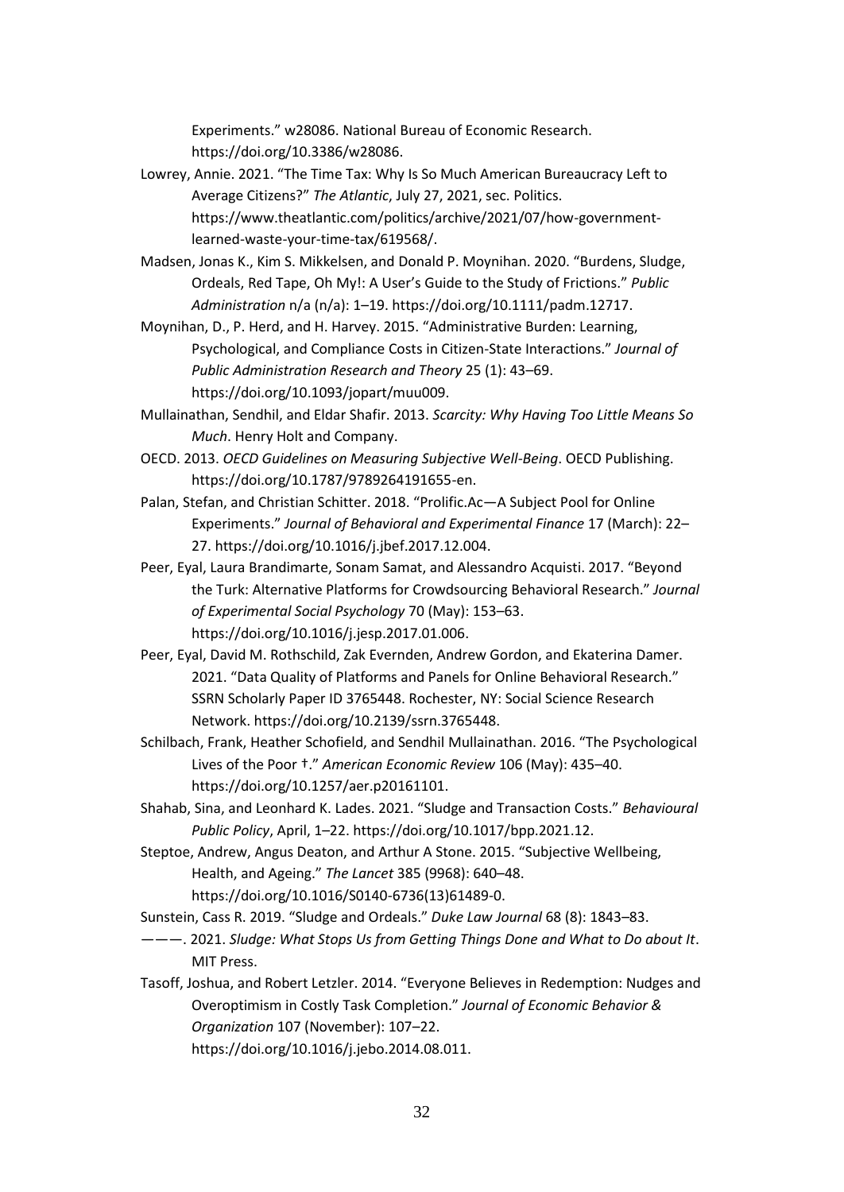Experiments." w28086. National Bureau of Economic Research. https://doi.org/10.3386/w28086.

Lowrey, Annie. 2021. "The Time Tax: Why Is So Much American Bureaucracy Left to Average Citizens?" *The Atlantic*, July 27, 2021, sec. Politics. https://www.theatlantic.com/politics/archive/2021/07/how-government-learned-waste-your-time-tax/619568/.

Madsen, Jonas K., Kim S. Mikkelsen, and Donald P. Moynihan. 2020. "Burdens, Sludge, Ordeals, Red Tape, Oh My!: A User's Guide to the Study of Frictions." *Public Administration* n/a (n/a): 1–19. https://doi.org/10.1111/padm.12717.

Moynihan, D., P. Herd, and H. Harvey. 2015. "Administrative Burden: Learning, Psychological, and Compliance Costs in Citizen-State Interactions." *Journal of Public Administration Research and Theory* 25 (1): 43–69. https://doi.org/10.1093/jopart/muu009.

Mullainathan, Sendhil, and Eldar Shafir. 2013. *Scarcity: Why Having Too Little Means So Much*. Henry Holt and Company.

OECD. 2013. *OECD Guidelines on Measuring Subjective Well-Being*. OECD Publishing. https://doi.org/10.1787/9789264191655-en.

Palan, Stefan, and Christian Schitter. 2018. "Prolific.Ac—A Subject Pool for Online Experiments." *Journal of Behavioral and Experimental Finance* 17 (March): 22–27. https://doi.org/10.1016/j.jbef.2017.12.004.

Peer, Eyal, Laura Brandimarte, Sonam Samat, and Alessandro Acquisti. 2017. "Beyond the Turk: Alternative Platforms for Crowdsourcing Behavioral Research." *Journal of Experimental Social Psychology* 70 (May): 153–63. https://doi.org/10.1016/j.jesp.2017.01.006.

Peer, Eyal, David M. Rothschild, Zak Evernden, Andrew Gordon, and Ekaterina Damer. 2021. "Data Quality of Platforms and Panels for Online Behavioral Research." SSRN Scholarly Paper ID 3765448. Rochester, NY: Social Science Research Network. https://doi.org/10.2139/ssrn.3765448.

Schilbach, Frank, Heather Schofield, and Sendhil Mullainathan. 2016. "The Psychological Lives of the Poor †." *American Economic Review* 106 (May): 435–40. https://doi.org/10.1257/aer.p20161101.

Shahab, Sina, and Leonhard K. Lades. 2021. "Sludge and Transaction Costs." *Behavioural Public Policy*, April, 1–22. https://doi.org/10.1017/bpp.2021.12.

Steptoe, Andrew, Angus Deaton, and Arthur A Stone. 2015. "Subjective Wellbeing, Health, and Ageing." *The Lancet* 385 (9968): 640–48. https://doi.org/10.1016/S0140-6736(13)61489-0.

Sunstein, Cass R. 2019. "Sludge and Ordeals." *Duke Law Journal* 68 (8): 1843–83.

———. 2021. *Sludge: What Stops Us from Getting Things Done and What to Do about It*. MIT Press.

Tasoff, Joshua, and Robert Letzler. 2014. "Everyone Believes in Redemption: Nudges and Overoptimism in Costly Task Completion." *Journal of Economic Behavior & Organization* 107 (November): 107–22. https://doi.org/10.1016/j.jebo.2014.08.011.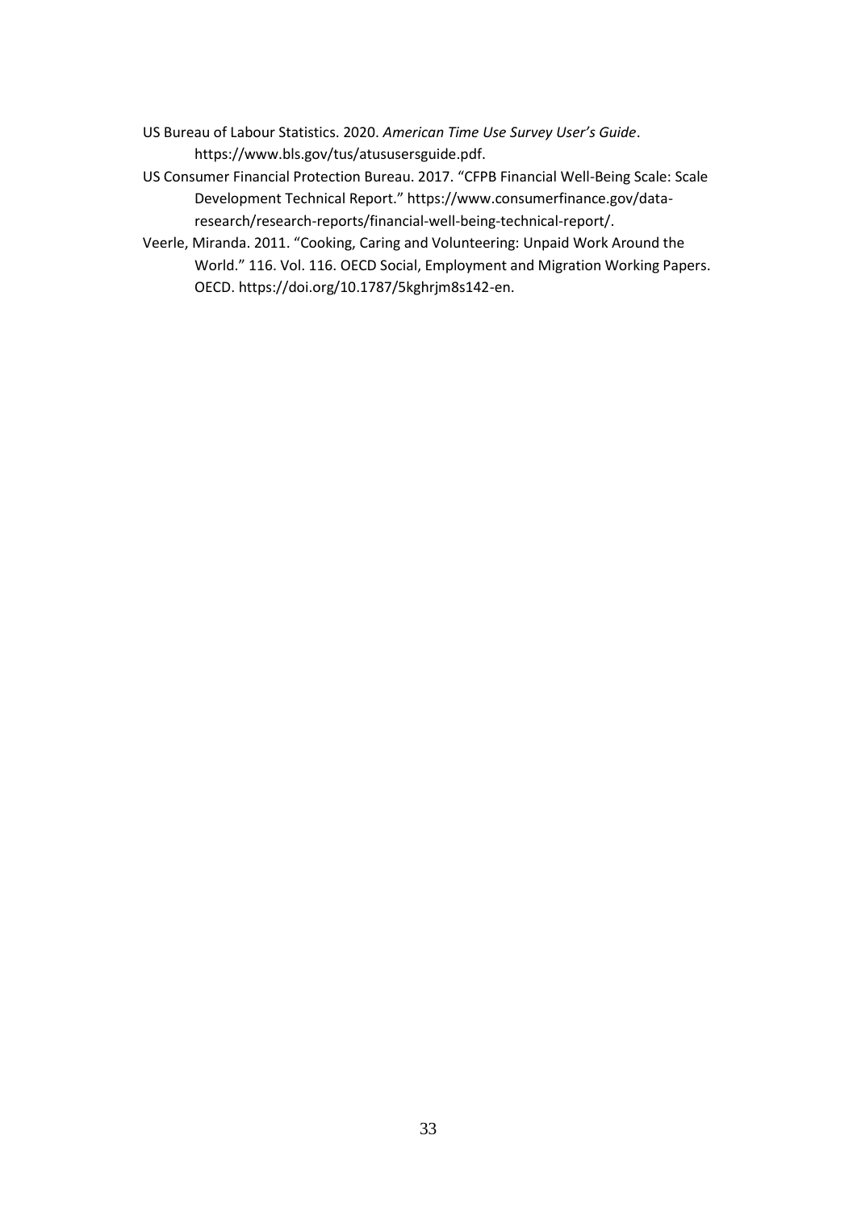US Bureau of Labour Statistics. 2020. *American Time Use Survey User's Guide*. https://www.bls.gov/tus/atususersguide.pdf.

US Consumer Financial Protection Bureau. 2017. "CFPB Financial Well-Being Scale: Scale Development Technical Report." https://www.consumerfinance.gov/data-research/research-reports/financial-well-being-technical-report/.

Veerle, Miranda. 2011. "Cooking, Caring and Volunteering: Unpaid Work Around the World." 116. Vol. 116. OECD Social, Employment and Migration Working Papers. OECD. https://doi.org/10.1787/5kghrjm8s142-en.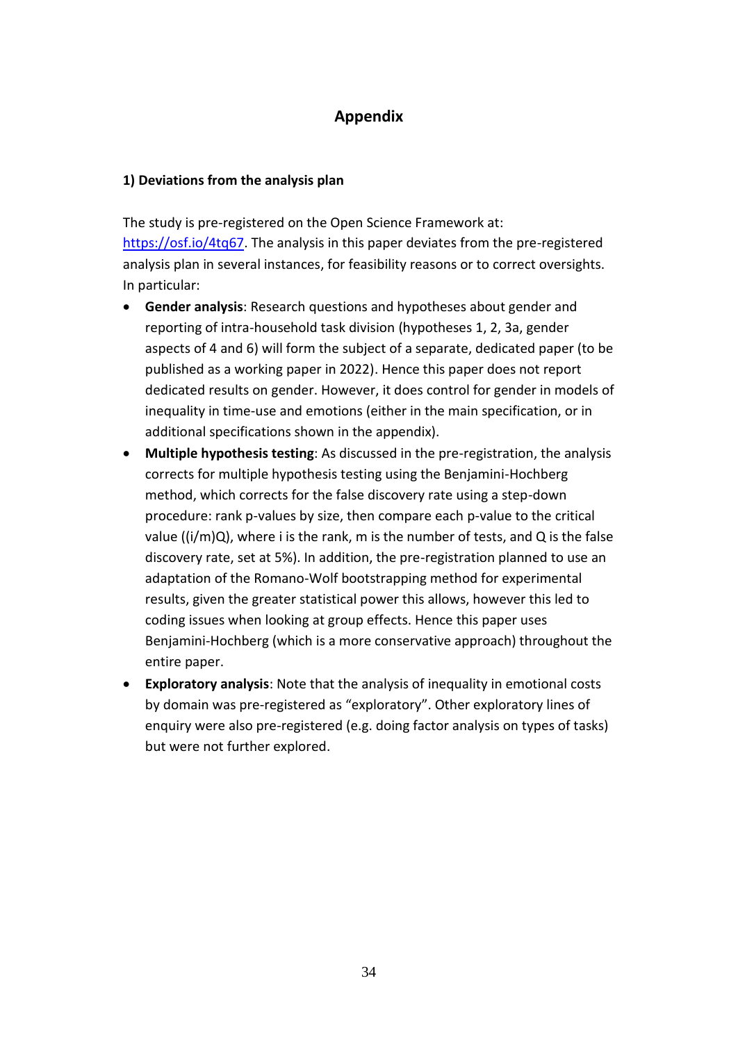# Appendix

## 1) Deviations from the analysis plan

The study is pre-registered on the Open Science Framework at: [https://osf.io/4tq67](https://osf.io/4tq67). The analysis in this paper deviates from the pre-registered analysis plan in several instances, for feasibility reasons or to correct oversights. In particular:

- **Gender analysis**: Research questions and hypotheses about gender and reporting of intra-household task division (hypotheses 1, 2, 3a, gender aspects of 4 and 6) will form the subject of a separate, dedicated paper (to be published as a working paper in 2022). Hence this paper does not report dedicated results on gender. However, it does control for gender in models of inequality in time-use and emotions (either in the main specification, or in additional specifications shown in the appendix).
- **Multiple hypothesis testing**: As discussed in the pre-registration, the analysis corrects for multiple hypothesis testing using the Benjamini-Hochberg method, which corrects for the false discovery rate using a step-down procedure: rank p-values by size, then compare each p-value to the critical value ((i/m)Q), where i is the rank, m is the number of tests, and Q is the false discovery rate, set at 5%). In addition, the pre-registration planned to use an adaptation of the Romano-Wolf bootstrapping method for experimental results, given the greater statistical power this allows, however this led to coding issues when looking at group effects. Hence this paper uses Benjamini-Hochberg (which is a more conservative approach) throughout the entire paper.
- **Exploratory analysis**: Note that the analysis of inequality in emotional costs by domain was pre-registered as "exploratory". Other exploratory lines of enquiry were also pre-registered (e.g. doing factor analysis on types of tasks) but were not further explored.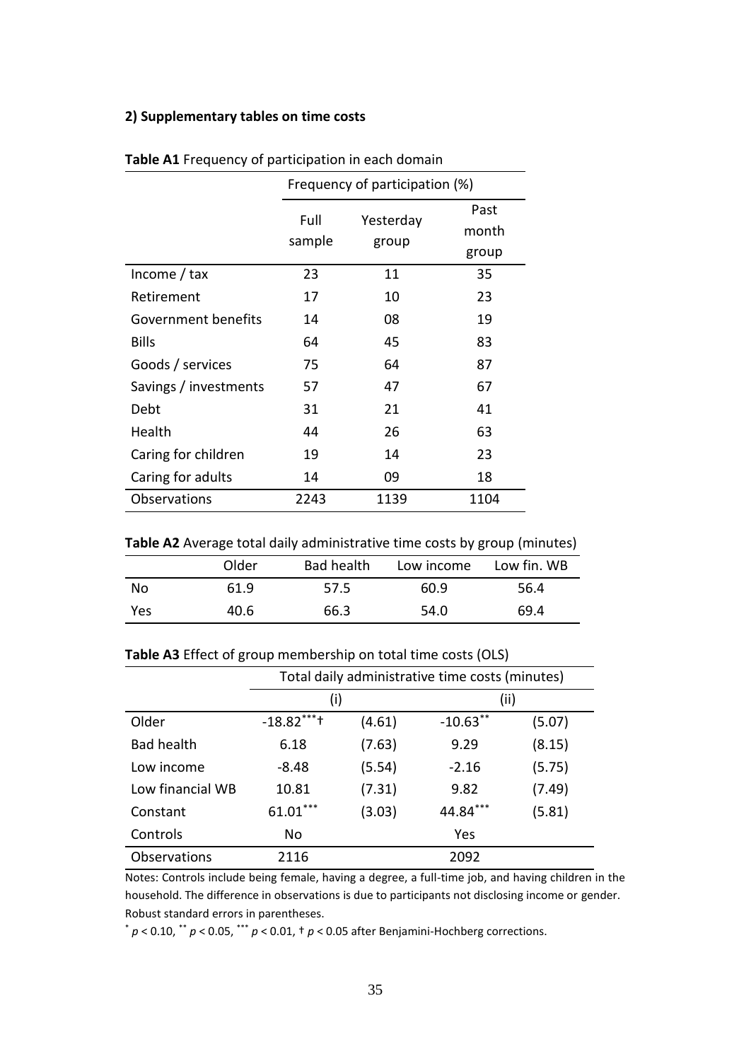**2) Supplementary tables on time costs**

**Table A1** Frequency of participation in each domain

| | Frequency of participation (%) | | |
|---|---|---|---|
| | Full sample | Yesterday group | Past month group |
| Income / tax | 23 | 11 | 35 |
| Retirement | 17 | 10 | 23 |
| Government benefits | 14 | 08 | 19 |
| Bills | 64 | 45 | 83 |
| Goods / services | 75 | 64 | 87 |
| Savings / investments | 57 | 47 | 67 |
| Debt | 31 | 21 | 41 |
| Health | 44 | 26 | 63 |
| Caring for children | 19 | 14 | 23 |
| Caring for adults | 14 | 09 | 18 |
| Observations | 2243 | 1139 | 1104 |

**Table A2** Average total daily administrative time costs by group (minutes)

| | Older | Bad health | Low income | Low fin. WB |
|---|---|---|---|---|
| No | 61.9 | 57.5 | 60.9 | 56.4 |
| Yes | 40.6 | 66.3 | 54.0 | 69.4 |

**Table A3** Effect of group membership on total time costs (OLS)

| | Total daily administrative time costs (minutes) | | | |
|---|---|---|---|---|
| | (i) | | (ii) | |
| Older | $-18.82^{***}$† | (4.61) | $-10.63^{**}$ | (5.07) |
| Bad health | 6.18 | (7.63) | 9.29 | (8.15) |
| Low income | -8.48 | (5.54) | -2.16 | (5.75) |
| Low financial WB | 10.81 | (7.31) | 9.82 | (7.49) |
| Constant | $61.01^{***}$ | (3.03) | $44.84^{***}$ | (5.81) |
| Controls | No | | Yes | |
| Observations | 2116 | | 2092 | |

Notes: Controls include being female, having a degree, a full-time job, and having children in the household. The difference in observations is due to participants not disclosing income or gender. Robust standard errors in parentheses.

$^{*}$ $p < 0.10$, $^{**}$ $p < 0.05$, $^{***}$ $p < 0.01$, † $p < 0.05$ after Benjamini-Hochberg corrections.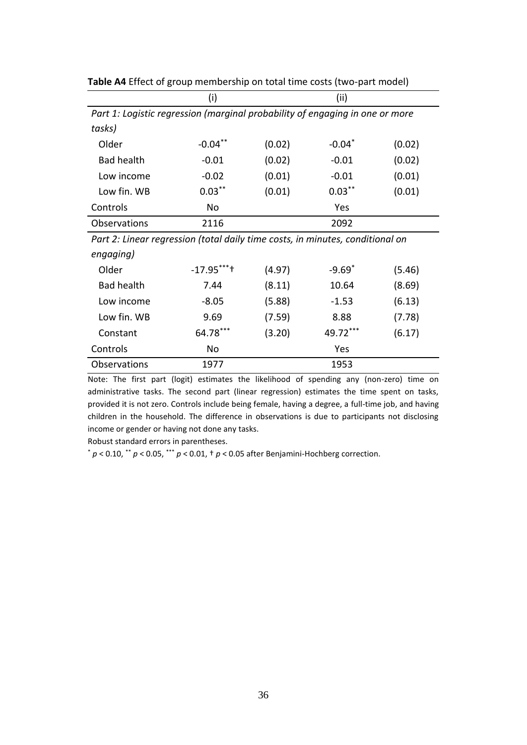**Table A4** Effect of group membership on total time costs (two-part model)

| | (i) | | (ii) | |
|---|---|---|---|---|
| *Part 1: Logistic regression (marginal probability of engaging in one or more tasks)* | | | | |
| Older | -0.04** | (0.02) | -0.04* | (0.02) |
| Bad health | -0.01 | (0.02) | -0.01 | (0.02) |
| Low income | -0.02 | (0.01) | -0.01 | (0.01) |
| Low fin. WB | 0.03** | (0.01) | 0.03** | (0.01) |
| Controls | No | | Yes | |
| Observations | 2116 | | 2092 | |
| *Part 2: Linear regression (total daily time costs, in minutes, conditional on engaging)* | | | | |
| Older | -17.95***† | (4.97) | -9.69* | (5.46) |
| Bad health | 7.44 | (8.11) | 10.64 | (8.69) |
| Low income | -8.05 | (5.88) | -1.53 | (6.13) |
| Low fin. WB | 9.69 | (7.59) | 8.88 | (7.78) |
| Constant | 64.78*** | (3.20) | 49.72*** | (6.17) |
| Controls | No | | Yes | |
| Observations | 1977 | | 1953 | |

Note: The first part (logit) estimates the likelihood of spending any (non-zero) time on administrative tasks. The second part (linear regression) estimates the time spent on tasks, provided it is not zero. Controls include being female, having a degree, a full-time job, and having children in the household. The difference in observations is due to participants not disclosing income or gender or having not done any tasks.

Robust standard errors in parentheses.

* $p < 0.10$, ** $p < 0.05$, *** $p < 0.01$, † $p < 0.05$ after Benjamini-Hochberg correction.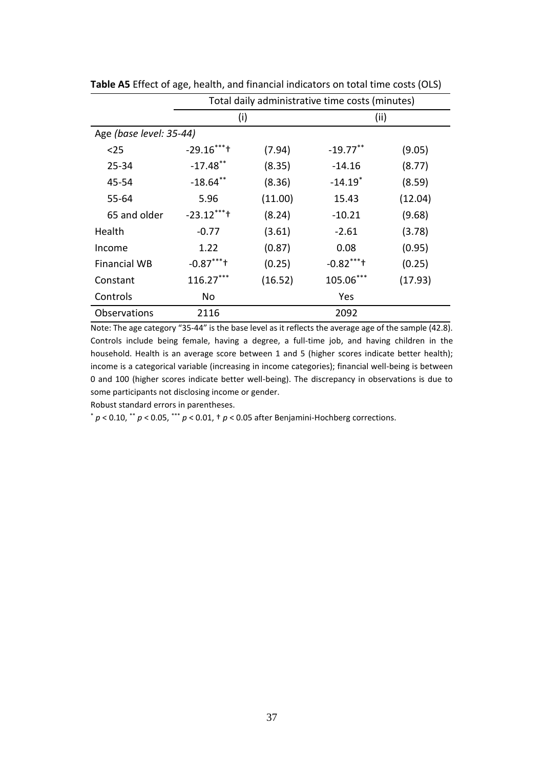**Table A5** Effect of age, health, and financial indicators on total time costs (OLS)

| | Total daily administrative time costs (minutes) | | | |
|---|---|---|---|---|
| | (i) | | (ii) | |
| Age *(base level: 35-44)* | | | | |
| <25 | $-29.16^{***}$† | (7.94) | $-19.77^{**}$ | (9.05) |
| 25-34 | $-17.48^{**}$ | (8.35) | -14.16 | (8.77) |
| 45-54 | $-18.64^{**}$ | (8.36) | $-14.19^{*}$ | (8.59) |
| 55-64 | 5.96 | (11.00) | 15.43 | (12.04) |
| 65 and older | $-23.12^{***}$† | (8.24) | -10.21 | (9.68) |
| Health | -0.77 | (3.61) | -2.61 | (3.78) |
| Income | 1.22 | (0.87) | 0.08 | (0.95) |
| Financial WB | $-0.87^{***}$† | (0.25) | $-0.82^{***}$† | (0.25) |
| Constant | $116.27^{***}$ | (16.52) | $105.06^{***}$ | (17.93) |
| Controls | No | | Yes | |
| Observations | 2116 | | 2092 | |

Note: The age category "35-44" is the base level as it reflects the average age of the sample (42.8). Controls include being female, having a degree, a full-time job, and having children in the household. Health is an average score between 1 and 5 (higher scores indicate better health); income is a categorical variable (increasing in income categories); financial well-being is between 0 and 100 (higher scores indicate better well-being). The discrepancy in observations is due to some participants not disclosing income or gender.

Robust standard errors in parentheses.

$^{*}$ $p < 0.10$, $^{**}$ $p < 0.05$, $^{***}$ $p < 0.01$, † $p < 0.05$ after Benjamini-Hochberg corrections.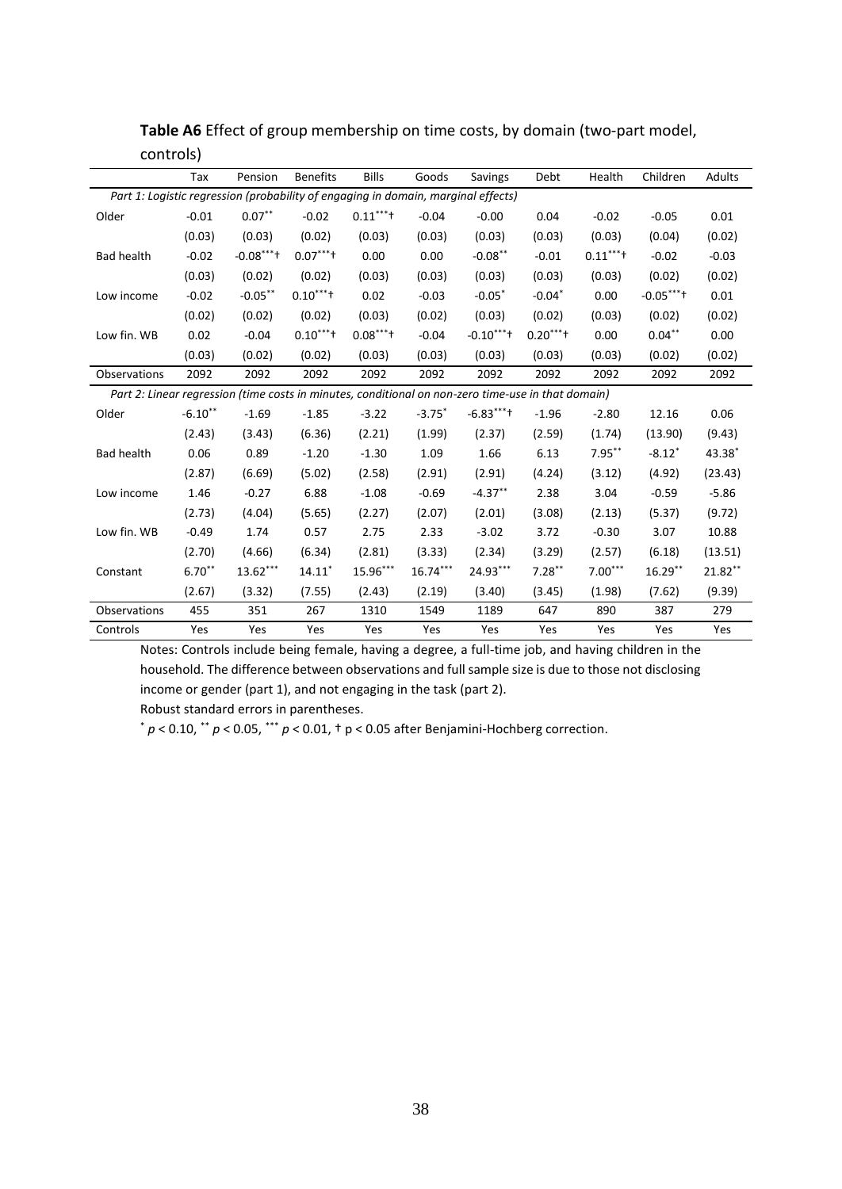**Table A6** Effect of group membership on time costs, by domain (two-part model, controls)

| | Tax | Pension | Benefits | Bills | Goods | Savings | Debt | Health | Children | Adults |
|---|---|---|---|---|---|---|---|---|---|---|
| *Part 1: Logistic regression (probability of engaging in domain, marginal effects)* | | | | | | | | | | |
| Older | -0.01 | 0.07** | -0.02 | 0.11***† | -0.04 | -0.00 | 0.04 | -0.02 | -0.05 | 0.01 |
| | (0.03) | (0.03) | (0.02) | (0.03) | (0.03) | (0.03) | (0.03) | (0.03) | (0.04) | (0.02) |
| Bad health | -0.02 | -0.08***† | 0.07***† | 0.00 | 0.00 | -0.08** | -0.01 | 0.11***† | -0.02 | -0.03 |
| | (0.03) | (0.02) | (0.02) | (0.03) | (0.03) | (0.03) | (0.03) | (0.03) | (0.02) | (0.02) |
| Low income | -0.02 | -0.05** | 0.10***† | 0.02 | -0.03 | -0.05* | -0.04* | 0.00 | -0.05***† | 0.01 |
| | (0.02) | (0.02) | (0.02) | (0.03) | (0.02) | (0.03) | (0.02) | (0.03) | (0.02) | (0.02) |
| Low fin. WB | 0.02 | -0.04 | 0.10***† | 0.08***† | -0.04 | -0.10***† | 0.20***† | 0.00 | 0.04** | 0.00 |
| | (0.03) | (0.02) | (0.02) | (0.03) | (0.03) | (0.03) | (0.03) | (0.03) | (0.02) | (0.02) |
| Observations | 2092 | 2092 | 2092 | 2092 | 2092 | 2092 | 2092 | 2092 | 2092 | 2092 |
| *Part 2: Linear regression (time costs in minutes, conditional on non-zero time-use in that domain)* | | | | | | | | | | |
| Older | -6.10** | -1.69 | -1.85 | -3.22 | -3.75* | -6.83***† | -1.96 | -2.80 | 12.16 | 0.06 |
| | (2.43) | (3.43) | (6.36) | (2.21) | (1.99) | (2.37) | (2.59) | (1.74) | (13.90) | (9.43) |
| Bad health | 0.06 | 0.89 | -1.20 | -1.30 | 1.09 | 1.66 | 6.13 | 7.95** | -8.12* | 43.38* |
| | (2.87) | (6.69) | (5.02) | (2.58) | (2.91) | (2.91) | (4.24) | (3.12) | (4.92) | (23.43) |
| Low income | 1.46 | -0.27 | 6.88 | -1.08 | -0.69 | -4.37** | 2.38 | 3.04 | -0.59 | -5.86 |
| | (2.73) | (4.04) | (5.65) | (2.27) | (2.07) | (2.01) | (3.08) | (2.13) | (5.37) | (9.72) |
| Low fin. WB | -0.49 | 1.74 | 0.57 | 2.75 | 2.33 | -3.02 | 3.72 | -0.30 | 3.07 | 10.88 |
| | (2.70) | (4.66) | (6.34) | (2.81) | (3.33) | (2.34) | (3.29) | (2.57) | (6.18) | (13.51) |
| Constant | 6.70** | 13.62*** | 14.11* | 15.96*** | 16.74*** | 24.93*** | 7.28** | 7.00*** | 16.29** | 21.82** |
| | (2.67) | (3.32) | (7.55) | (2.43) | (2.19) | (3.40) | (3.45) | (1.98) | (7.62) | (9.39) |
| Observations | 455 | 351 | 267 | 1310 | 1549 | 1189 | 647 | 890 | 387 | 279 |
| Controls | Yes | Yes | Yes | Yes | Yes | Yes | Yes | Yes | Yes | Yes |

Notes: Controls include being female, having a degree, a full-time job, and having children in the household. The difference between observations and full sample size is due to those not disclosing income or gender (part 1), and not engaging in the task (part 2).

Robust standard errors in parentheses.

* $p < 0.10$, ** $p < 0.05$, *** $p < 0.01$, † $p < 0.05$ after Benjamini-Hochberg correction.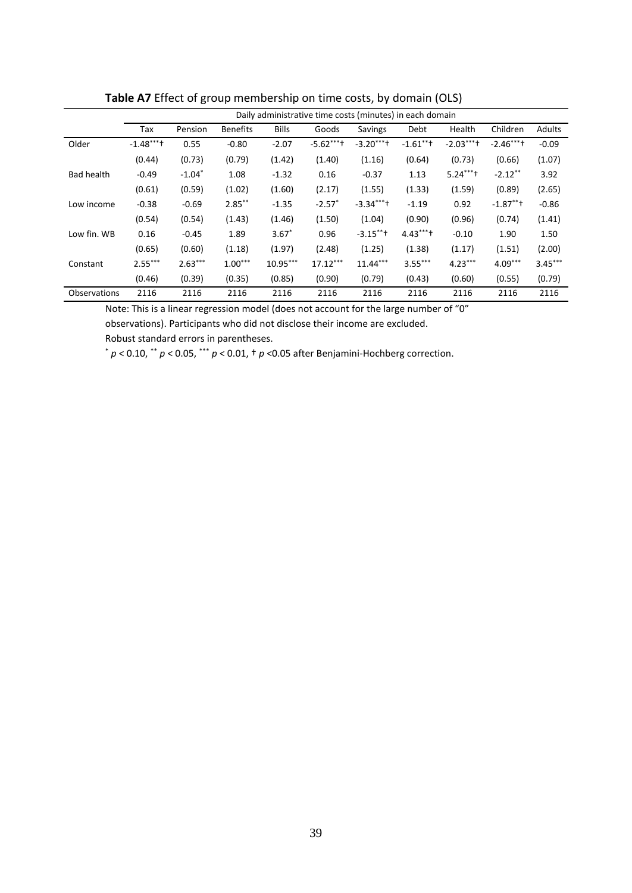**Table A7** Effect of group membership on time costs, by domain (OLS)

| | Daily administrative time costs (minutes) in each domain | | | | | | | | | |
|---|---|---|---|---|---|---|---|---|---|---|
| | Tax | Pension | Benefits | Bills | Goods | Savings | Debt | Health | Children | Adults |
| Older | -1.48***† | 0.55 | -0.80 | -2.07 | -5.62***† | -3.20***† | -1.61**† | -2.03***† | -2.46***† | -0.09 |
| | (0.44) | (0.73) | (0.79) | (1.42) | (1.40) | (1.16) | (0.64) | (0.73) | (0.66) | (1.07) |
| Bad health | -0.49 | -1.04* | 1.08 | -1.32 | 0.16 | -0.37 | 1.13 | 5.24***† | -2.12** | 3.92 |
| | (0.61) | (0.59) | (1.02) | (1.60) | (2.17) | (1.55) | (1.33) | (1.59) | (0.89) | (2.65) |
| Low income | -0.38 | -0.69 | 2.85** | -1.35 | -2.57* | -3.34***† | -1.19 | 0.92 | -1.87**† | -0.86 |
| | (0.54) | (0.54) | (1.43) | (1.46) | (1.50) | (1.04) | (0.90) | (0.96) | (0.74) | (1.41) |
| Low fin. WB | 0.16 | -0.45 | 1.89 | 3.67* | 0.96 | -3.15**† | 4.43***† | -0.10 | 1.90 | 1.50 |
| | (0.65) | (0.60) | (1.18) | (1.97) | (2.48) | (1.25) | (1.38) | (1.17) | (1.51) | (2.00) |
| Constant | 2.55*** | 2.63*** | 1.00*** | 10.95*** | 17.12*** | 11.44*** | 3.55*** | 4.23*** | 4.09*** | 3.45*** |
| | (0.46) | (0.39) | (0.35) | (0.85) | (0.90) | (0.79) | (0.43) | (0.60) | (0.55) | (0.79) |
| Observations | 2116 | 2116 | 2116 | 2116 | 2116 | 2116 | 2116 | 2116 | 2116 | 2116 |

Note: This is a linear regression model (does not account for the large number of "0" observations). Participants who did not disclose their income are excluded.

Robust standard errors in parentheses.

\* $p < 0.10$, \*\* $p < 0.05$, \*\*\* $p < 0.01$, † $p < 0.05$ after Benjamini-Hochberg correction.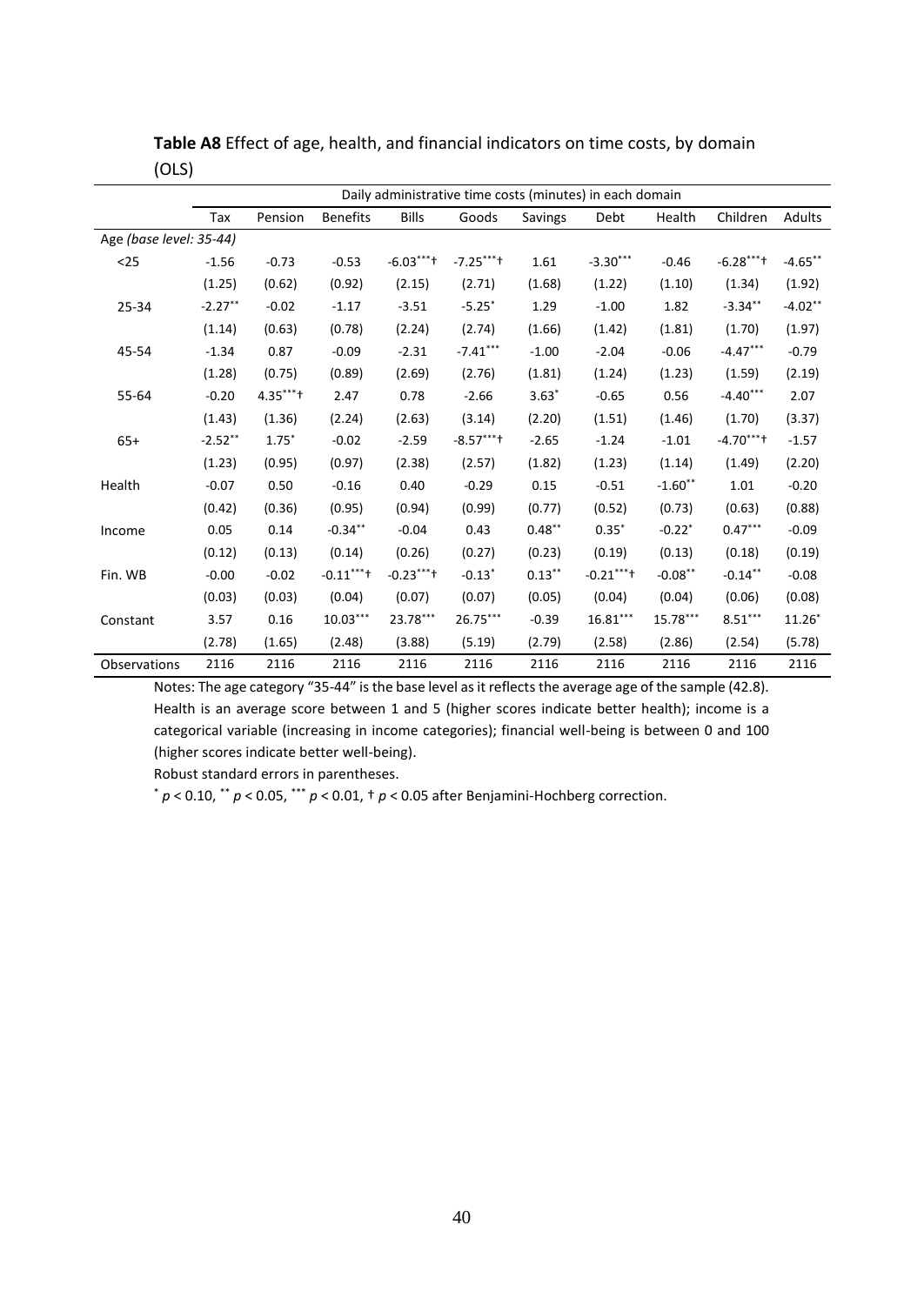**Table A8** Effect of age, health, and financial indicators on time costs, by domain (OLS)

| | Daily administrative time costs (minutes) in each domain | | | | | | | | | |
|---|---|---|---|---|---|---|---|---|---|---|
| | Tax | Pension | Benefits | Bills | Goods | Savings | Debt | Health | Children | Adults |
| Age *(base level: 35-44)* | | | | | | | | | | |
| <25 | -1.56 | -0.73 | -0.53 | $-6.03^{***}$† | $-7.25^{***}$† | 1.61 | $-3.30^{***}$ | -0.46 | $-6.28^{***}$† | $-4.65^{**}$ |
| | (1.25) | (0.62) | (0.92) | (2.15) | (2.71) | (1.68) | (1.22) | (1.10) | (1.34) | (1.92) |
| 25-34 | $-2.27^{**}$ | -0.02 | -1.17 | -3.51 | $-5.25^{*}$ | 1.29 | -1.00 | 1.82 | $-3.34^{**}$ | $-4.02^{**}$ |
| | (1.14) | (0.63) | (0.78) | (2.24) | (2.74) | (1.66) | (1.42) | (1.81) | (1.70) | (1.97) |
| 45-54 | -1.34 | 0.87 | -0.09 | -2.31 | $-7.41^{***}$ | -1.00 | -2.04 | -0.06 | $-4.47^{***}$ | -0.79 |
| | (1.28) | (0.75) | (0.89) | (2.69) | (2.76) | (1.81) | (1.24) | (1.23) | (1.59) | (2.19) |
| 55-64 | -0.20 | $4.35^{***}$† | 2.47 | 0.78 | -2.66 | $3.63^{*}$ | -0.65 | 0.56 | $-4.40^{***}$ | 2.07 |
| | (1.43) | (1.36) | (2.24) | (2.63) | (3.14) | (2.20) | (1.51) | (1.46) | (1.70) | (3.37) |
| 65+ | $-2.52^{**}$ | $1.75^{*}$ | -0.02 | -2.59 | $-8.57^{***}$† | -2.65 | -1.24 | -1.01 | $-4.70^{***}$† | -1.57 |
| | (1.23) | (0.95) | (0.97) | (2.38) | (2.57) | (1.82) | (1.23) | (1.14) | (1.49) | (2.20) |
| Health | -0.07 | 0.50 | -0.16 | 0.40 | -0.29 | 0.15 | -0.51 | $-1.60^{**}$ | 1.01 | -0.20 |
| | (0.42) | (0.36) | (0.95) | (0.94) | (0.99) | (0.77) | (0.52) | (0.73) | (0.63) | (0.88) |
| Income | 0.05 | 0.14 | $-0.34^{**}$ | -0.04 | 0.43 | $0.48^{**}$ | $0.35^{*}$ | $-0.22^{*}$ | $0.47^{***}$ | -0.09 |
| | (0.12) | (0.13) | (0.14) | (0.26) | (0.27) | (0.23) | (0.19) | (0.13) | (0.18) | (0.19) |
| Fin. WB | -0.00 | -0.02 | $-0.11^{***}$† | $-0.23^{***}$† | $-0.13^{*}$ | $0.13^{**}$ | $-0.21^{***}$† | $-0.08^{**}$ | $-0.14^{**}$ | -0.08 |
| | (0.03) | (0.03) | (0.04) | (0.07) | (0.07) | (0.05) | (0.04) | (0.04) | (0.06) | (0.08) |
| Constant | 3.57 | 0.16 | $10.03^{***}$ | $23.78^{***}$ | $26.75^{***}$ | -0.39 | $16.81^{***}$ | $15.78^{***}$ | $8.51^{***}$ | $11.26^{*}$ |
| | (2.78) | (1.65) | (2.48) | (3.88) | (5.19) | (2.79) | (2.58) | (2.86) | (2.54) | (5.78) |
| Observations | 2116 | 2116 | 2116 | 2116 | 2116 | 2116 | 2116 | 2116 | 2116 | 2116 |

Notes: The age category "35-44" is the base level as it reflects the average age of the sample (42.8). Health is an average score between 1 and 5 (higher scores indicate better health); income is a categorical variable (increasing in income categories); financial well-being is between 0 and 100 (higher scores indicate better well-being).

Robust standard errors in parentheses.

$^{*}$ $p < 0.10$, $^{**}$ $p < 0.05$, $^{***}$ $p < 0.01$, † $p < 0.05$ after Benjamini-Hochberg correction.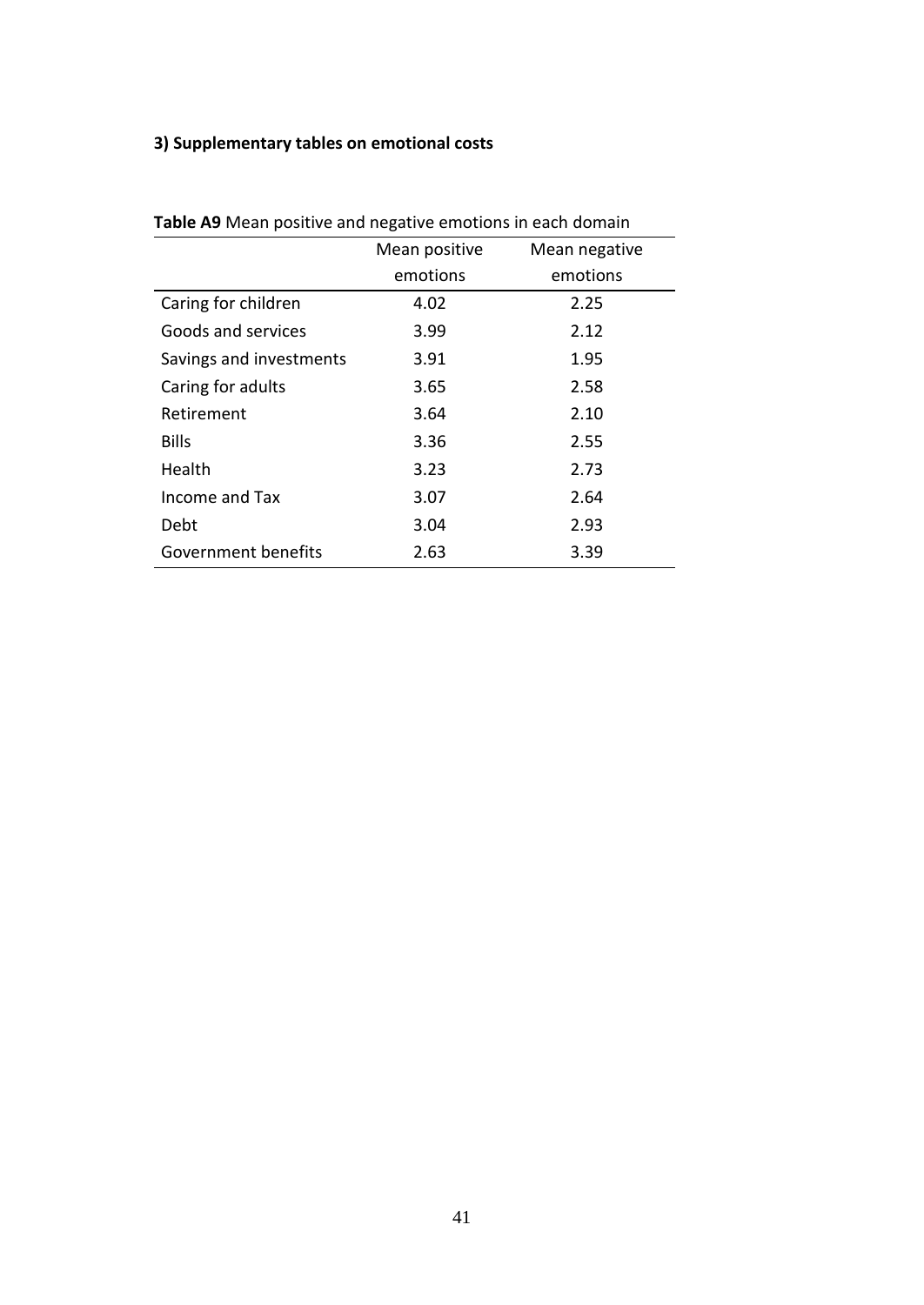### 3) Supplementary tables on emotional costs

**Table A9** Mean positive and negative emotions in each domain

| | Mean positive emotions | Mean negative emotions |
|---|---|---|
| Caring for children | 4.02 | 2.25 |
| Goods and services | 3.99 | 2.12 |
| Savings and investments | 3.91 | 1.95 |
| Caring for adults | 3.65 | 2.58 |
| Retirement | 3.64 | 2.10 |
| Bills | 3.36 | 2.55 |
| Health | 3.23 | 2.73 |
| Income and Tax | 3.07 | 2.64 |
| Debt | 3.04 | 2.93 |
| Government benefits | 2.63 | 3.39 |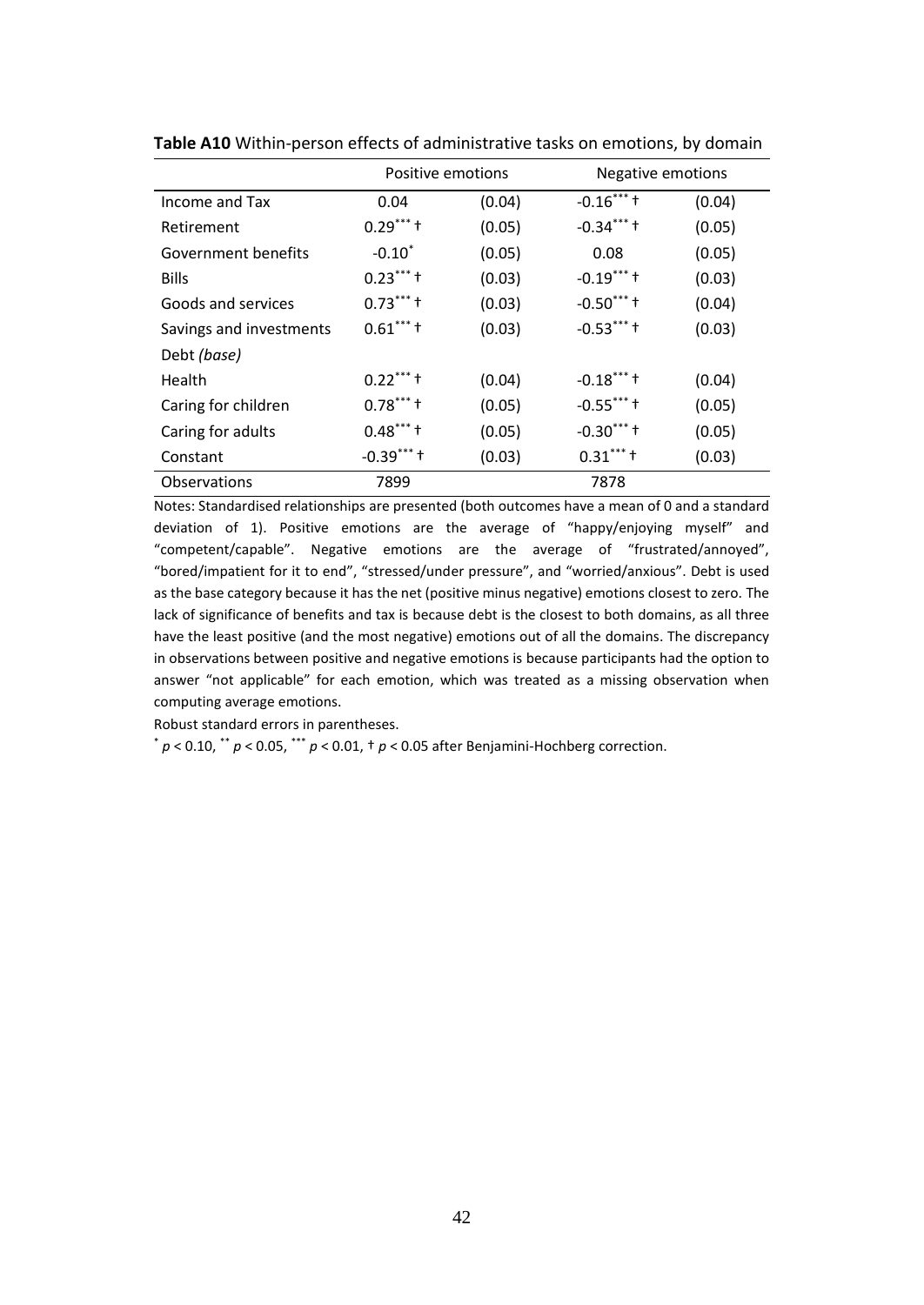**Table A10** Within-person effects of administrative tasks on emotions, by domain

| | Positive emotions | | Negative emotions | |
|---|---|---|---|---|
| Income and Tax | 0.04 | (0.04) | $-0.16^{***}$ † | (0.04) |
| Retirement | $0.29^{***}$ † | (0.05) | $-0.34^{***}$ † | (0.05) |
| Government benefits | $-0.10^{*}$ | (0.05) | 0.08 | (0.05) |
| Bills | $0.23^{***}$ † | (0.03) | $-0.19^{***}$ † | (0.03) |
| Goods and services | $0.73^{***}$ † | (0.03) | $-0.50^{***}$ † | (0.04) |
| Savings and investments | $0.61^{***}$ † | (0.03) | $-0.53^{***}$ † | (0.03) |
| Debt *(base)* | | | | |
| Health | $0.22^{***}$ † | (0.04) | $-0.18^{***}$ † | (0.04) |
| Caring for children | $0.78^{***}$ † | (0.05) | $-0.55^{***}$ † | (0.05) |
| Caring for adults | $0.48^{***}$ † | (0.05) | $-0.30^{***}$ † | (0.05) |
| Constant | $-0.39^{***}$ † | (0.03) | $0.31^{***}$ † | (0.03) |
| Observations | 7899 | | 7878 | |

Notes: Standardised relationships are presented (both outcomes have a mean of 0 and a standard deviation of 1). Positive emotions are the average of "happy/enjoying myself" and "competent/capable". Negative emotions are the average of "frustrated/annoyed", "bored/impatient for it to end", "stressed/under pressure", and "worried/anxious". Debt is used as the base category because it has the net (positive minus negative) emotions closest to zero. The lack of significance of benefits and tax is because debt is the closest to both domains, as all three have the least positive (and the most negative) emotions out of all the domains. The discrepancy in observations between positive and negative emotions is because participants had the option to answer "not applicable" for each emotion, which was treated as a missing observation when computing average emotions.

Robust standard errors in parentheses.

$^{*}$ $p < 0.10$, $^{**}$ $p < 0.05$, $^{***}$ $p < 0.01$, † $p < 0.05$ after Benjamini-Hochberg correction.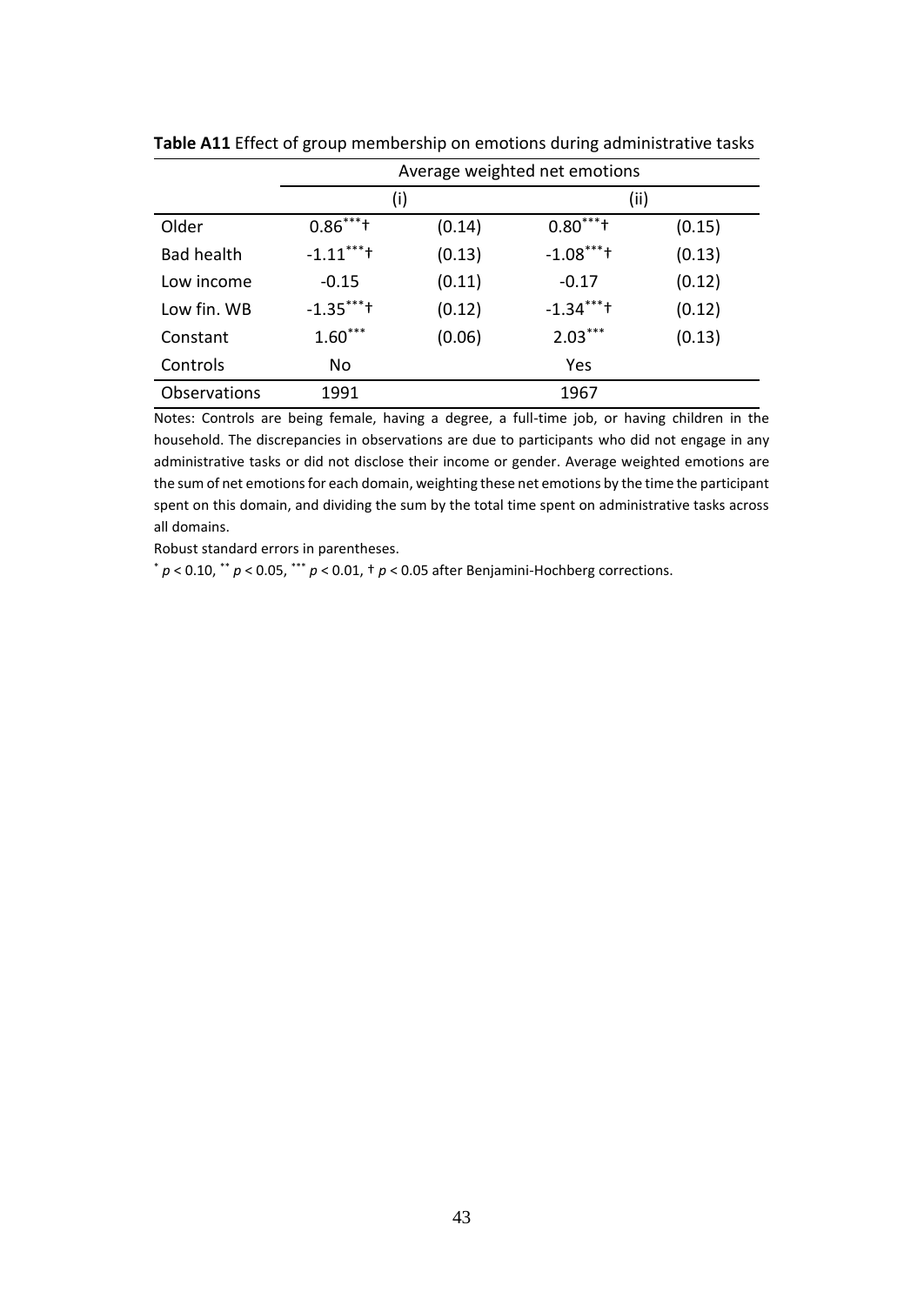**Table A11** Effect of group membership on emotions during administrative tasks

| | Average weighted net emotions | | | |
|---|---|---|---|---|
| | (i) | | (ii) | |
| Older | $0.86^{***}$† | (0.14) | $0.80^{***}$† | (0.15) |
| Bad health | $-1.11^{***}$† | (0.13) | $-1.08^{***}$† | (0.13) |
| Low income | -0.15 | (0.11) | -0.17 | (0.12) |
| Low fin. WB | $-1.35^{***}$† | (0.12) | $-1.34^{***}$† | (0.12) |
| Constant | $1.60^{***}$ | (0.06) | $2.03^{***}$ | (0.13) |
| Controls | No | | Yes | |
| Observations | 1991 | | 1967 | |

Notes: Controls are being female, having a degree, a full-time job, or having children in the household. The discrepancies in observations are due to participants who did not engage in any administrative tasks or did not disclose their income or gender. Average weighted emotions are the sum of net emotions for each domain, weighting these net emotions by the time the participant spent on this domain, and dividing the sum by the total time spent on administrative tasks across all domains.

Robust standard errors in parentheses.

$^{*}$ $p < 0.10$, $^{**}$ $p < 0.05$, $^{***}$ $p < 0.01$, † $p < 0.05$ after Benjamini-Hochberg corrections.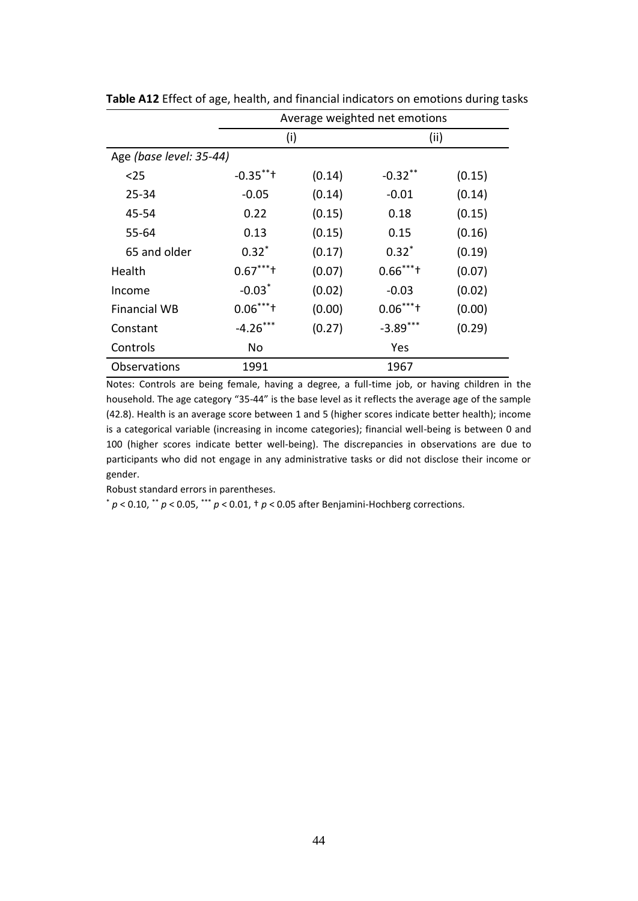**Table A12** Effect of age, health, and financial indicators on emotions during tasks

| | Average weighted net emotions | | | |
|---|---|---|---|---|
| | (i) | | (ii) | |
| Age *(base level: 35-44)* | | | | |
| <25 | $-0.35^{**}$† | (0.14) | $-0.32^{**}$ | (0.15) |
| 25-34 | -0.05 | (0.14) | -0.01 | (0.14) |
| 45-54 | 0.22 | (0.15) | 0.18 | (0.15) |
| 55-64 | 0.13 | (0.15) | 0.15 | (0.16) |
| 65 and older | $0.32^{*}$ | (0.17) | $0.32^{*}$ | (0.19) |
| Health | $0.67^{***}$† | (0.07) | $0.66^{***}$† | (0.07) |
| Income | $-0.03^{*}$ | (0.02) | -0.03 | (0.02) |
| Financial WB | $0.06^{***}$† | (0.00) | $0.06^{***}$† | (0.00) |
| Constant | $-4.26^{***}$ | (0.27) | $-3.89^{***}$ | (0.29) |
| Controls | No | | Yes | |
| Observations | 1991 | | 1967 | |

Notes: Controls are being female, having a degree, a full-time job, or having children in the household. The age category "35-44" is the base level as it reflects the average age of the sample (42.8). Health is an average score between 1 and 5 (higher scores indicate better health); income is a categorical variable (increasing in income categories); financial well-being is between 0 and 100 (higher scores indicate better well-being). The discrepancies in observations are due to participants who did not engage in any administrative tasks or did not disclose their income or gender.

Robust standard errors in parentheses.

$^{*}$ $p < 0.10$, $^{**}$ $p < 0.05$, $^{***}$ $p < 0.01$, † $p < 0.05$ after Benjamini-Hochberg corrections.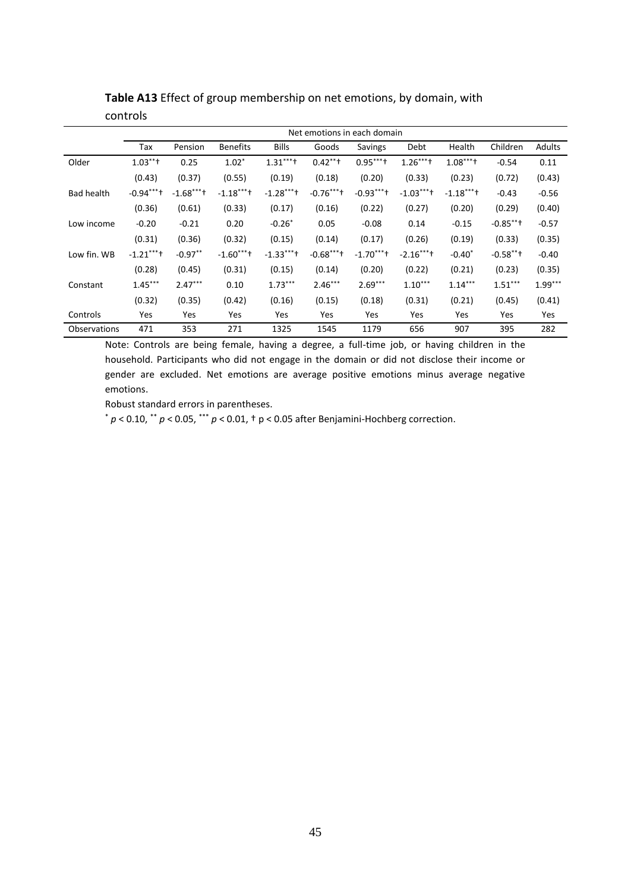**Table A13** Effect of group membership on net emotions, by domain, with controls

| | Net emotions in each domain | | | | | | | | | |
|---|---|---|---|---|---|---|---|---|---|---|
| | Tax | Pension | Benefits | Bills | Goods | Savings | Debt | Health | Children | Adults |
| Older | $1.03^{**}$† | 0.25 | $1.02^{*}$ | $1.31^{***}$† | $0.42^{**}$† | $0.95^{***}$† | $1.26^{***}$† | $1.08^{***}$† | -0.54 | 0.11 |
| | (0.43) | (0.37) | (0.55) | (0.19) | (0.18) | (0.20) | (0.33) | (0.23) | (0.72) | (0.43) |
| Bad health | $-0.94^{***}$† | $-1.68^{***}$† | $-1.18^{***}$† | $-1.28^{***}$† | $-0.76^{***}$† | $-0.93^{***}$† | $-1.03^{***}$† | $-1.18^{***}$† | -0.43 | -0.56 |
| | (0.36) | (0.61) | (0.33) | (0.17) | (0.16) | (0.22) | (0.27) | (0.20) | (0.29) | (0.40) |
| Low income | -0.20 | -0.21 | 0.20 | $-0.26^{*}$ | 0.05 | -0.08 | 0.14 | -0.15 | $-0.85^{**}$† | -0.57 |
| | (0.31) | (0.36) | (0.32) | (0.15) | (0.14) | (0.17) | (0.26) | (0.19) | (0.33) | (0.35) |
| Low fin. WB | $-1.21^{***}$† | $-0.97^{**}$ | $-1.60^{***}$† | $-1.33^{***}$† | $-0.68^{***}$† | $-1.70^{***}$† | $-2.16^{***}$† | $-0.40^{*}$ | $-0.58^{**}$† | -0.40 |
| | (0.28) | (0.45) | (0.31) | (0.15) | (0.14) | (0.20) | (0.22) | (0.21) | (0.23) | (0.35) |
| Constant | $1.45^{***}$ | $2.47^{***}$ | 0.10 | $1.73^{***}$ | $2.46^{***}$ | $2.69^{***}$ | $1.10^{***}$ | $1.14^{***}$ | $1.51^{***}$ | $1.99^{***}$ |
| | (0.32) | (0.35) | (0.42) | (0.16) | (0.15) | (0.18) | (0.31) | (0.21) | (0.45) | (0.41) |
| Controls | Yes | Yes | Yes | Yes | Yes | Yes | Yes | Yes | Yes | Yes |
| Observations | 471 | 353 | 271 | 1325 | 1545 | 1179 | 656 | 907 | 395 | 282 |

Note: Controls are being female, having a degree, a full-time job, or having children in the household. Participants who did not engage in the domain or did not disclose their income or gender are excluded. Net emotions are average positive emotions minus average negative emotions.

Robust standard errors in parentheses.

$^{*}$ $p < 0.10$, $^{**}$ $p < 0.05$, $^{***}$ $p < 0.01$, † $p < 0.05$ after Benjamini-Hochberg correction.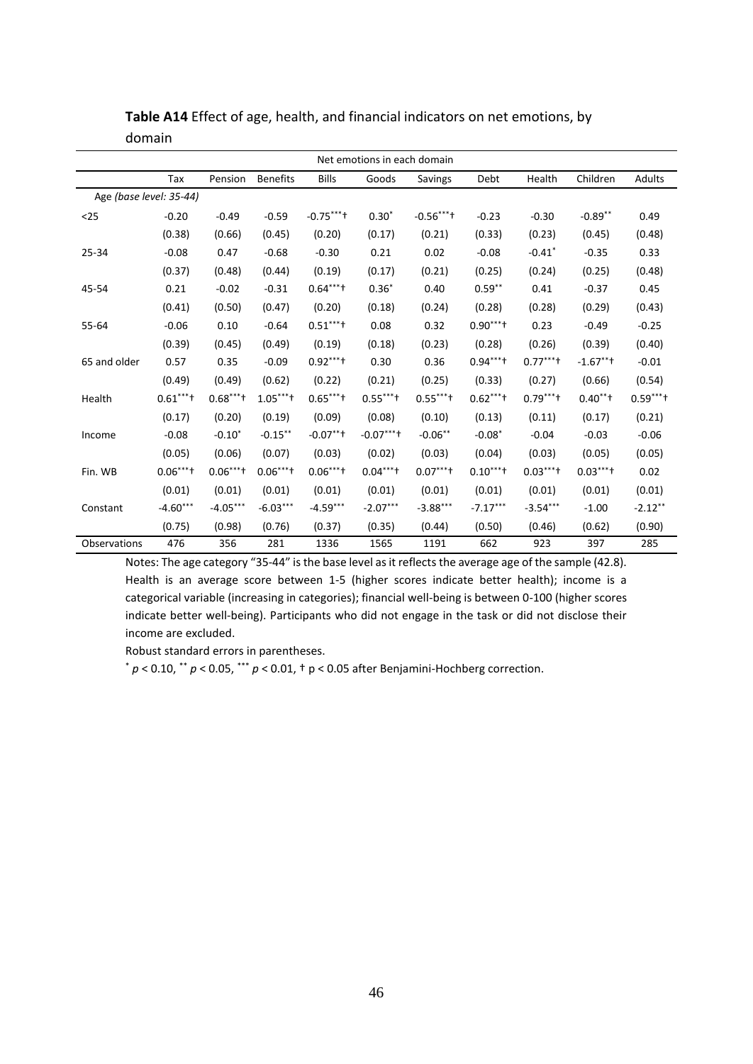**Table A14** Effect of age, health, and financial indicators on net emotions, by domain

| | Net emotions in each domain | | | | | | | | | |
|---|---|---|---|---|---|---|---|---|---|---|
| | Tax | Pension | Benefits | Bills | Goods | Savings | Debt | Health | Children | Adults |
| Age *(base level: 35-44)* | | | | | | | | | | |
| <25 | -0.20 | -0.49 | -0.59 | -0.75***† | 0.30* | -0.56***† | -0.23 | -0.30 | -0.89** | 0.49 |
| | (0.38) | (0.66) | (0.45) | (0.20) | (0.17) | (0.21) | (0.33) | (0.23) | (0.45) | (0.48) |
| 25-34 | -0.08 | 0.47 | -0.68 | -0.30 | 0.21 | 0.02 | -0.08 | -0.41* | -0.35 | 0.33 |
| | (0.37) | (0.48) | (0.44) | (0.19) | (0.17) | (0.21) | (0.25) | (0.24) | (0.25) | (0.48) |
| 45-54 | 0.21 | -0.02 | -0.31 | 0.64***† | 0.36* | 0.40 | 0.59** | 0.41 | -0.37 | 0.45 |
| | (0.41) | (0.50) | (0.47) | (0.20) | (0.18) | (0.24) | (0.28) | (0.28) | (0.29) | (0.43) |
| 55-64 | -0.06 | 0.10 | -0.64 | 0.51***† | 0.08 | 0.32 | 0.90***† | 0.23 | -0.49 | -0.25 |
| | (0.39) | (0.45) | (0.49) | (0.19) | (0.18) | (0.23) | (0.28) | (0.26) | (0.39) | (0.40) |
| 65 and older | 0.57 | 0.35 | -0.09 | 0.92***† | 0.30 | 0.36 | 0.94***† | 0.77***† | -1.67**† | -0.01 |
| | (0.49) | (0.49) | (0.62) | (0.22) | (0.21) | (0.25) | (0.33) | (0.27) | (0.66) | (0.54) |
| Health | 0.61***† | 0.68***† | 1.05***† | 0.65***† | 0.55***† | 0.55***† | 0.62***† | 0.79***† | 0.40**† | 0.59***† |
| | (0.17) | (0.20) | (0.19) | (0.09) | (0.08) | (0.10) | (0.13) | (0.11) | (0.17) | (0.21) |
| Income | -0.08 | -0.10* | -0.15** | -0.07**† | -0.07***† | -0.06** | -0.08* | -0.04 | -0.03 | -0.06 |
| | (0.05) | (0.06) | (0.07) | (0.03) | (0.02) | (0.03) | (0.04) | (0.03) | (0.05) | (0.05) |
| Fin. WB | 0.06***† | 0.06***† | 0.06***† | 0.06***† | 0.04***† | 0.07***† | 0.10***† | 0.03***† | 0.03***† | 0.02 |
| | (0.01) | (0.01) | (0.01) | (0.01) | (0.01) | (0.01) | (0.01) | (0.01) | (0.01) | (0.01) |
| Constant | -4.60*** | -4.05*** | -6.03*** | -4.59*** | -2.07*** | -3.88*** | -7.17*** | -3.54*** | -1.00 | -2.12** |
| | (0.75) | (0.98) | (0.76) | (0.37) | (0.35) | (0.44) | (0.50) | (0.46) | (0.62) | (0.90) |
| Observations | 476 | 356 | 281 | 1336 | 1565 | 1191 | 662 | 923 | 397 | 285 |

Notes: The age category "35-44" is the base level as it reflects the average age of the sample (42.8). Health is an average score between 1-5 (higher scores indicate better health); income is a categorical variable (increasing in categories); financial well-being is between 0-100 (higher scores indicate better well-being). Participants who did not engage in the task or did not disclose their income are excluded.

Robust standard errors in parentheses.

* $p < 0.10$, ** $p < 0.05$, *** $p < 0.01$, † $p < 0.05$ after Benjamini-Hochberg correction.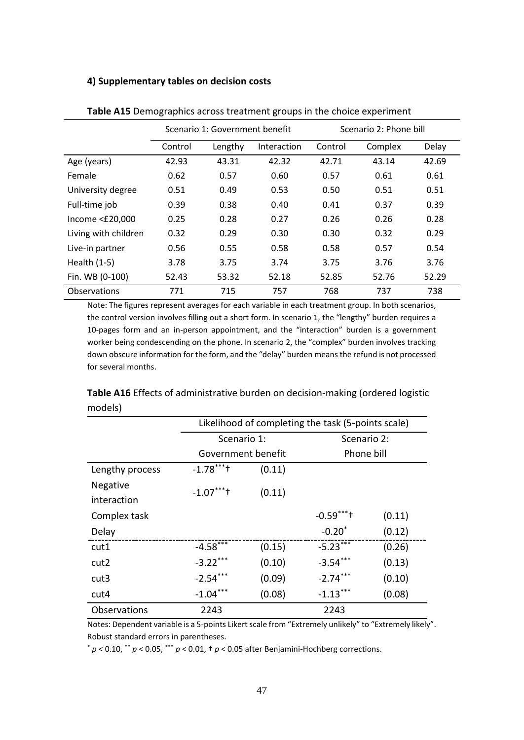#### 4) Supplementary tables on decision costs

**Table A15** Demographics across treatment groups in the choice experiment

| | Scenario 1: Government benefit | | | Scenario 2: Phone bill | | |
|---|---|---|---|---|---|---|
| | Control | Lengthy | Interaction | Control | Complex | Delay |
| Age (years) | 42.93 | 43.31 | 42.32 | 42.71 | 43.14 | 42.69 |
| Female | 0.62 | 0.57 | 0.60 | 0.57 | 0.61 | 0.61 |
| University degree | 0.51 | 0.49 | 0.53 | 0.50 | 0.51 | 0.51 |
| Full-time job | 0.39 | 0.38 | 0.40 | 0.41 | 0.37 | 0.39 |
| Income <£20,000 | 0.25 | 0.28 | 0.27 | 0.26 | 0.26 | 0.28 |
| Living with children | 0.32 | 0.29 | 0.30 | 0.30 | 0.32 | 0.29 |
| Live-in partner | 0.56 | 0.55 | 0.58 | 0.58 | 0.57 | 0.54 |
| Health (1-5) | 3.78 | 3.75 | 3.74 | 3.75 | 3.76 | 3.76 |
| Fin. WB (0-100) | 52.43 | 53.32 | 52.18 | 52.85 | 52.76 | 52.29 |
| Observations | 771 | 715 | 757 | 768 | 737 | 738 |

Note: The figures represent averages for each variable in each treatment group. In both scenarios, the control version involves filling out a short form. In scenario 1, the "lengthy" burden requires a 10-pages form and an in-person appointment, and the "interaction" burden is a government worker being condescending on the phone. In scenario 2, the "complex" burden involves tracking down obscure information for the form, and the "delay" burden means the refund is not processed for several months.

**Table A16** Effects of administrative burden on decision-making (ordered logistic models)

| | Likelihood of completing the task (5-points scale) | | | |
|---|---|---|---|---|
| | Scenario 1: Government benefit | | Scenario 2: Phone bill | |
| Lengthy process | $-1.78^{***}$† | (0.11) | | |
| Negative interaction | $-1.07^{***}$† | (0.11) | | |
| Complex task | | | $-0.59^{***}$† | (0.11) |
| Delay | | | $-0.20^{*}$ | (0.12) |
| cut1 | $-4.58^{***}$ | (0.15) | $-5.23^{***}$ | (0.26) |
| cut2 | $-3.22^{***}$ | (0.10) | $-3.54^{***}$ | (0.13) |
| cut3 | $-2.54^{***}$ | (0.09) | $-2.74^{***}$ | (0.10) |
| cut4 | $-1.04^{***}$ | (0.08) | $-1.13^{***}$ | (0.08) |
| Observations | 2243 | | 2243 | |

Notes: Dependent variable is a 5-points Likert scale from "Extremely unlikely" to "Extremely likely". Robust standard errors in parentheses.

$^{*}$ $p < 0.10$, $^{**}$ $p < 0.05$, $^{***}$ $p < 0.01$, † $p < 0.05$ after Benjamini-Hochberg corrections.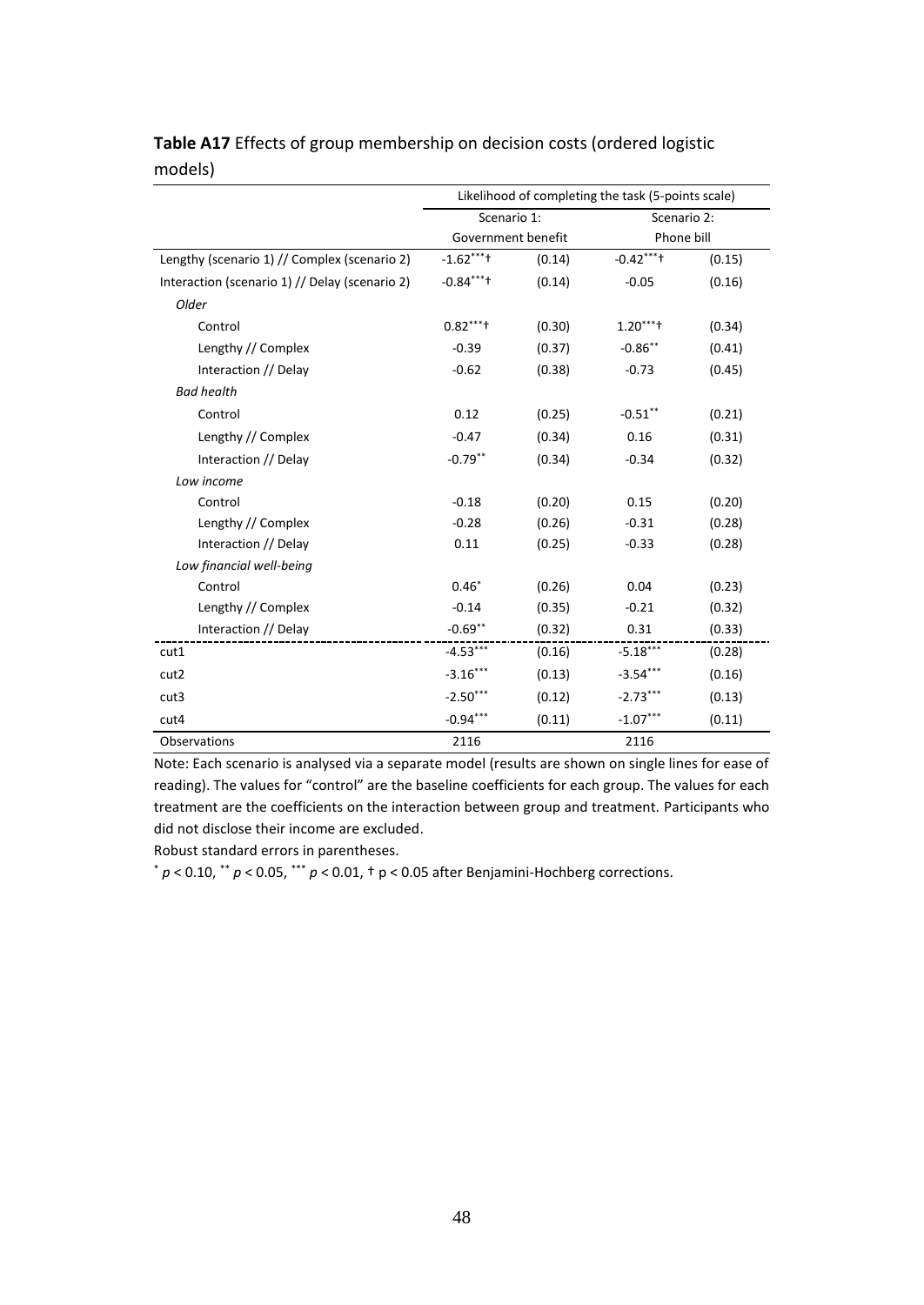**Table A17** Effects of group membership on decision costs (ordered logistic models)

| | Likelihood of completing the task (5-points scale) | | | |
|---|---|---|---|---|
| | Scenario 1: Government benefit | | Scenario 2: Phone bill | |
| Lengthy (scenario 1) // Complex (scenario 2) | -1.62***† | (0.14) | -0.42***† | (0.15) |
| Interaction (scenario 1) // Delay (scenario 2) | -0.84***† | (0.14) | -0.05 | (0.16) |
| *Older* | | | | |
| Control | 0.82***† | (0.30) | 1.20***† | (0.34) |
| Lengthy // Complex | -0.39 | (0.37) | -0.86** | (0.41) |
| Interaction // Delay | -0.62 | (0.38) | -0.73 | (0.45) |
| *Bad health* | | | | |
| Control | 0.12 | (0.25) | -0.51** | (0.21) |
| Lengthy // Complex | -0.47 | (0.34) | 0.16 | (0.31) |
| Interaction // Delay | -0.79** | (0.34) | -0.34 | (0.32) |
| *Low income* | | | | |
| Control | -0.18 | (0.20) | 0.15 | (0.20) |
| Lengthy // Complex | -0.28 | (0.26) | -0.31 | (0.28) |
| Interaction // Delay | 0.11 | (0.25) | -0.33 | (0.28) |
| *Low financial well-being* | | | | |
| Control | 0.46* | (0.26) | 0.04 | (0.23) |
| Lengthy // Complex | -0.14 | (0.35) | -0.21 | (0.32) |
| Interaction // Delay | -0.69** | (0.32) | 0.31 | (0.33) |
| cut1 | -4.53*** | (0.16) | -5.18*** | (0.28) |
| cut2 | -3.16*** | (0.13) | -3.54*** | (0.16) |
| cut3 | -2.50*** | (0.12) | -2.73*** | (0.13) |
| cut4 | -0.94*** | (0.11) | -1.07*** | (0.11) |
| Observations | 2116 | | 2116 | |

Note: Each scenario is analysed via a separate model (results are shown on single lines for ease of reading). The values for "control" are the baseline coefficients for each group. The values for each treatment are the coefficients on the interaction between group and treatment. Participants who did not disclose their income are excluded.

Robust standard errors in parentheses.

* $p < 0.10$, ** $p < 0.05$, *** $p < 0.01$, † $p < 0.05$ after Benjamini-Hochberg corrections.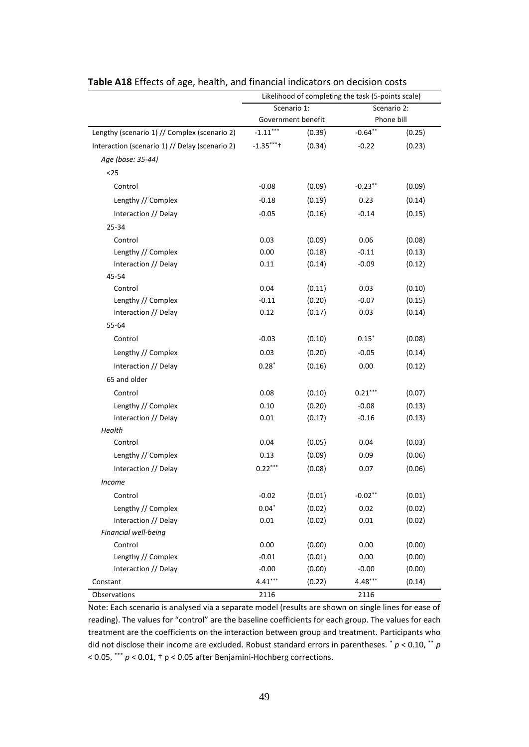**Table A18** Effects of age, health, and financial indicators on decision costs

| | Likelihood of completing the task (5-points scale) | | | |
|---|---|---|---|---|
| | Scenario 1: Government benefit | | Scenario 2: Phone bill | |
| Lengthy (scenario 1) // Complex (scenario 2) | -1.11*** | (0.39) | -0.64** | (0.25) |
| Interaction (scenario 1) // Delay (scenario 2) | -1.35***† | (0.34) | -0.22 | (0.23) |
| *Age (base: 35-44)* | | | | |
| <25 | | | | |
| Control | -0.08 | (0.09) | -0.23** | (0.09) |
| Lengthy // Complex | -0.18 | (0.19) | 0.23 | (0.14) |
| Interaction // Delay | -0.05 | (0.16) | -0.14 | (0.15) |
| 25-34 | | | | |
| Control | 0.03 | (0.09) | 0.06 | (0.08) |
| Lengthy // Complex | 0.00 | (0.18) | -0.11 | (0.13) |
| Interaction // Delay | 0.11 | (0.14) | -0.09 | (0.12) |
| 45-54 | | | | |
| Control | 0.04 | (0.11) | 0.03 | (0.10) |
| Lengthy // Complex | -0.11 | (0.20) | -0.07 | (0.15) |
| Interaction // Delay | 0.12 | (0.17) | 0.03 | (0.14) |
| 55-64 | | | | |
| Control | -0.03 | (0.10) | 0.15* | (0.08) |
| Lengthy // Complex | 0.03 | (0.20) | -0.05 | (0.14) |
| Interaction // Delay | 0.28* | (0.16) | 0.00 | (0.12) |
| 65 and older | | | | |
| Control | 0.08 | (0.10) | 0.21*** | (0.07) |
| Lengthy // Complex | 0.10 | (0.20) | -0.08 | (0.13) |
| Interaction // Delay | 0.01 | (0.17) | -0.16 | (0.13) |
| *Health* | | | | |
| Control | 0.04 | (0.05) | 0.04 | (0.03) |
| Lengthy // Complex | 0.13 | (0.09) | 0.09 | (0.06) |
| Interaction // Delay | 0.22*** | (0.08) | 0.07 | (0.06) |
| *Income* | | | | |
| Control | -0.02 | (0.01) | -0.02** | (0.01) |
| Lengthy // Complex | 0.04* | (0.02) | 0.02 | (0.02) |
| Interaction // Delay | 0.01 | (0.02) | 0.01 | (0.02) |
| *Financial well-being* | | | | |
| Control | 0.00 | (0.00) | 0.00 | (0.00) |
| Lengthy // Complex | -0.01 | (0.01) | 0.00 | (0.00) |
| Interaction // Delay | -0.00 | (0.00) | -0.00 | (0.00) |
| Constant | 4.41*** | (0.22) | 4.48*** | (0.14) |
| Observations | 2116 | | 2116 | |

Note: Each scenario is analysed via a separate model (results are shown on single lines for ease of reading). The values for "control" are the baseline coefficients for each group. The values for each treatment are the coefficients on the interaction between group and treatment. Participants who did not disclose their income are excluded. Robust standard errors in parentheses. * $p < 0.10$, ** $p < 0.05$, *** $p < 0.01$, † $p < 0.05$ after Benjamini-Hochberg corrections.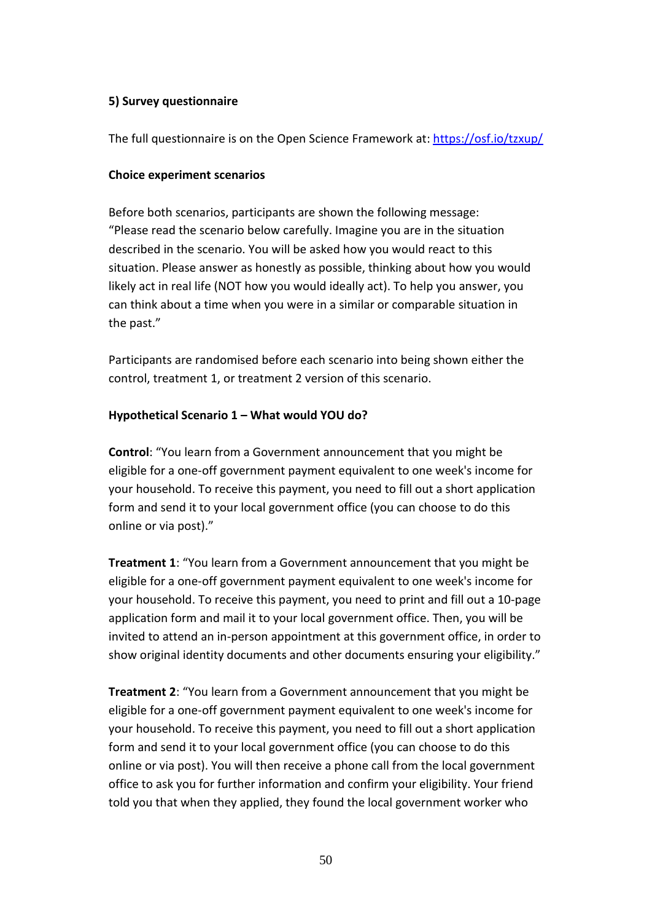**5) Survey questionnaire**

The full questionnaire is on the Open Science Framework at: https://osf.io/tzxup/

**Choice experiment scenarios**

Before both scenarios, participants are shown the following message: "Please read the scenario below carefully. Imagine you are in the situation described in the scenario. You will be asked how you would react to this situation. Please answer as honestly as possible, thinking about how you would likely act in real life (NOT how you would ideally act). To help you answer, you can think about a time when you were in a similar or comparable situation in the past."

Participants are randomised before each scenario into being shown either the control, treatment 1, or treatment 2 version of this scenario.

**Hypothetical Scenario 1 – What would YOU do?**

**Control**: "You learn from a Government announcement that you might be eligible for a one-off government payment equivalent to one week's income for your household. To receive this payment, you need to fill out a short application form and send it to your local government office (you can choose to do this online or via post)."

**Treatment 1**: "You learn from a Government announcement that you might be eligible for a one-off government payment equivalent to one week's income for your household. To receive this payment, you need to print and fill out a 10-page application form and mail it to your local government office. Then, you will be invited to attend an in-person appointment at this government office, in order to show original identity documents and other documents ensuring your eligibility."

**Treatment 2**: "You learn from a Government announcement that you might be eligible for a one-off government payment equivalent to one week's income for your household. To receive this payment, you need to fill out a short application form and send it to your local government office (you can choose to do this online or via post). You will then receive a phone call from the local government office to ask you for further information and confirm your eligibility. Your friend told you that when they applied, they found the local government worker who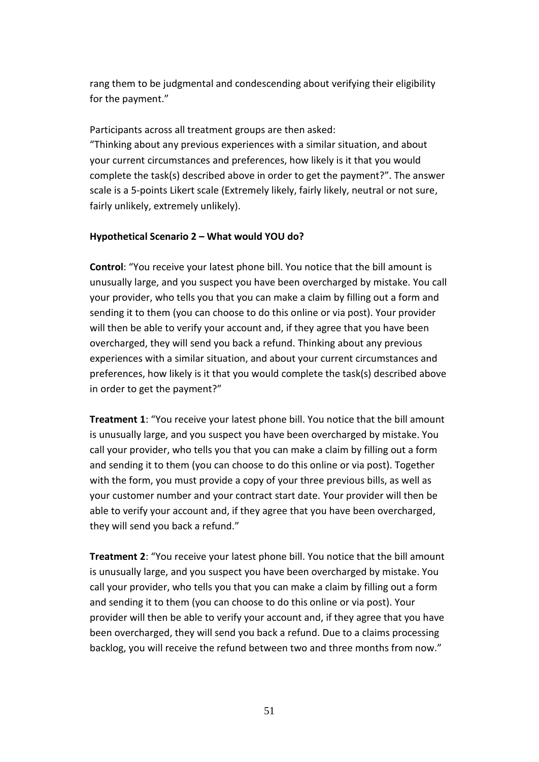rang them to be judgmental and condescending about verifying their eligibility for the payment."

Participants across all treatment groups are then asked:
"Thinking about any previous experiences with a similar situation, and about your current circumstances and preferences, how likely is it that you would complete the task(s) described above in order to get the payment?". The answer scale is a 5-points Likert scale (Extremely likely, fairly likely, neutral or not sure, fairly unlikely, extremely unlikely).

**Hypothetical Scenario 2 – What would YOU do?**

**Control**: "You receive your latest phone bill. You notice that the bill amount is unusually large, and you suspect you have been overcharged by mistake. You call your provider, who tells you that you can make a claim by filling out a form and sending it to them (you can choose to do this online or via post). Your provider will then be able to verify your account and, if they agree that you have been overcharged, they will send you back a refund. Thinking about any previous experiences with a similar situation, and about your current circumstances and preferences, how likely is it that you would complete the task(s) described above in order to get the payment?"

**Treatment 1**: "You receive your latest phone bill. You notice that the bill amount is unusually large, and you suspect you have been overcharged by mistake. You call your provider, who tells you that you can make a claim by filling out a form and sending it to them (you can choose to do this online or via post). Together with the form, you must provide a copy of your three previous bills, as well as your customer number and your contract start date. Your provider will then be able to verify your account and, if they agree that you have been overcharged, they will send you back a refund."

**Treatment 2**: "You receive your latest phone bill. You notice that the bill amount is unusually large, and you suspect you have been overcharged by mistake. You call your provider, who tells you that you can make a claim by filling out a form and sending it to them (you can choose to do this online or via post). Your provider will then be able to verify your account and, if they agree that you have been overcharged, they will send you back a refund. Due to a claims processing backlog, you will receive the refund between two and three months from now."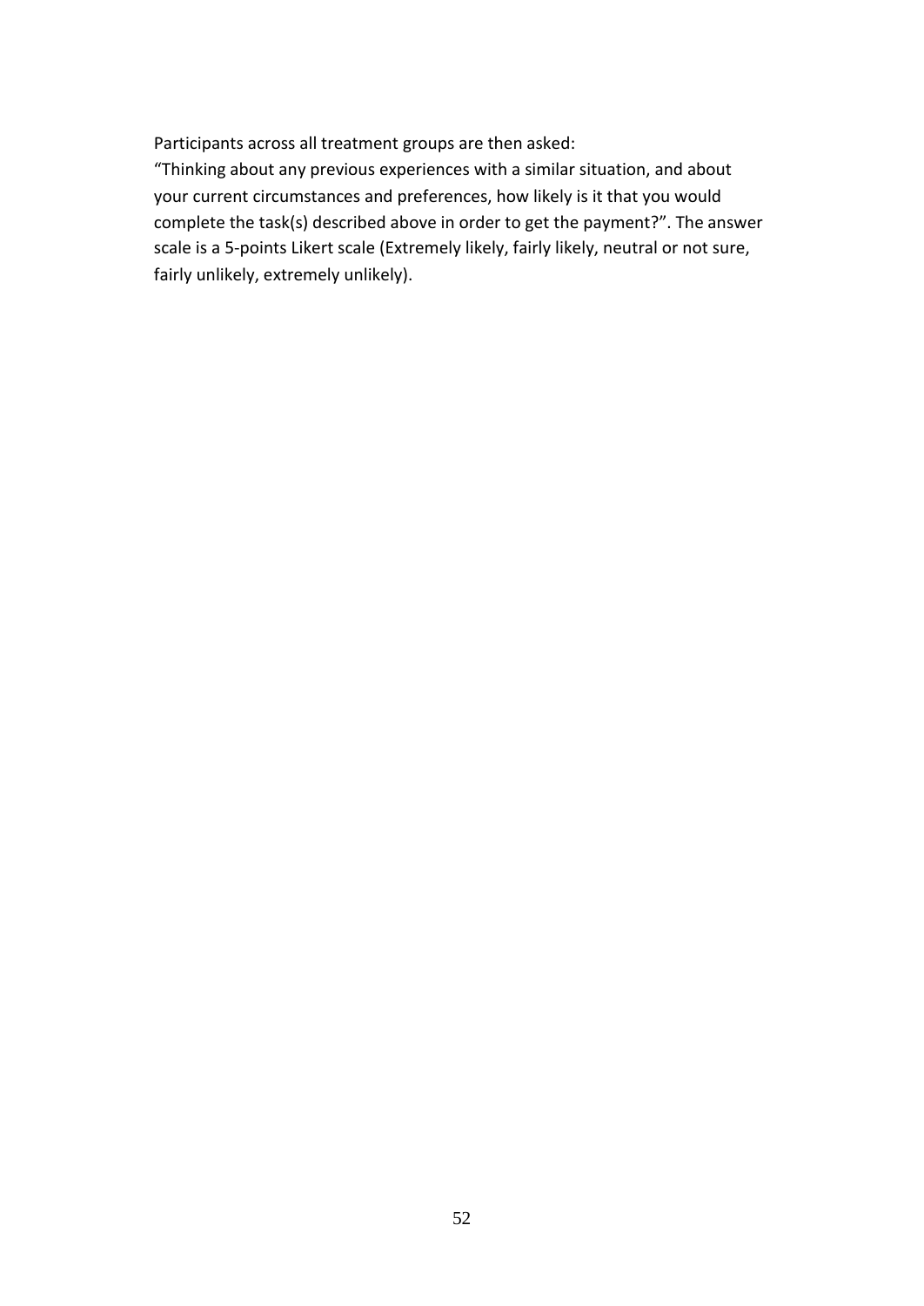Participants across all treatment groups are then asked:
"Thinking about any previous experiences with a similar situation, and about your current circumstances and preferences, how likely is it that you would complete the task(s) described above in order to get the payment?". The answer scale is a 5-points Likert scale (Extremely likely, fairly likely, neutral or not sure, fairly unlikely, extremely unlikely).